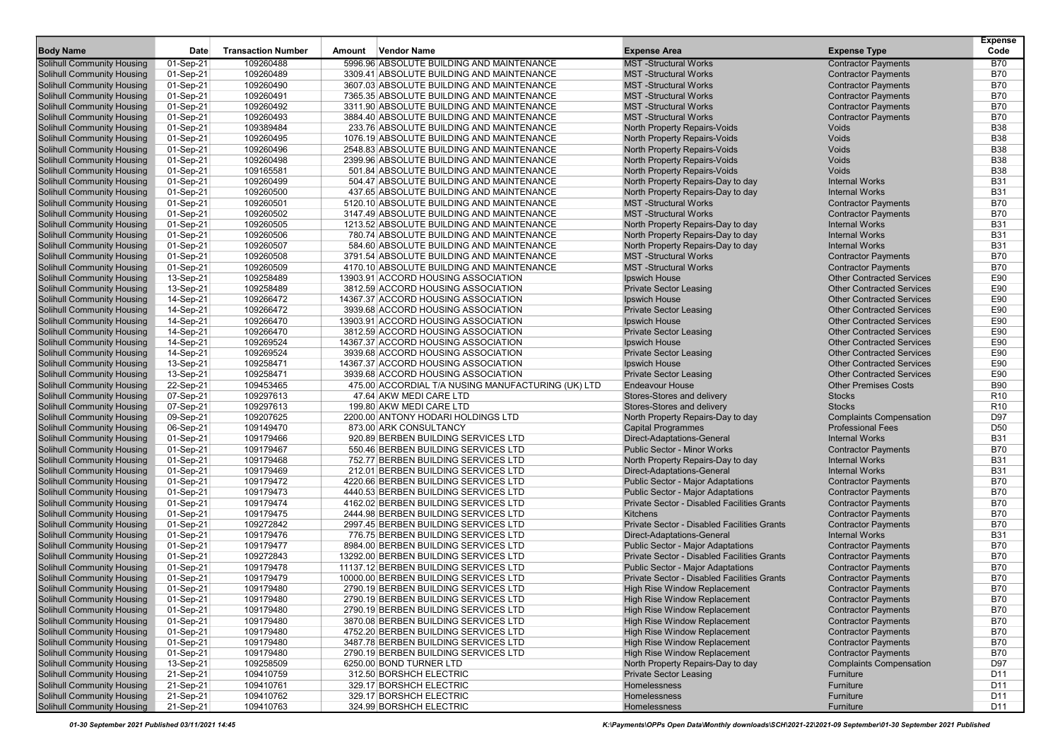| Body Name | Date | Transaction Number | Amount | Vendor Name | Expense Area | Expense Type | Expense Code |
|---|---|---|---|---|---|---|---|
| Solihull Community Housing | 01-Sep-21 | 109260488 | 5996.96 | ABSOLUTE BUILDING AND MAINTENANCE | MST -Structural Works | Contractor Payments | B70 |
| Solihull Community Housing | 01-Sep-21 | 109260489 | 3309.41 | ABSOLUTE BUILDING AND MAINTENANCE | MST -Structural Works | Contractor Payments | B70 |
| Solihull Community Housing | 01-Sep-21 | 109260490 | 3607.03 | ABSOLUTE BUILDING AND MAINTENANCE | MST -Structural Works | Contractor Payments | B70 |
| Solihull Community Housing | 01-Sep-21 | 109260491 | 7365.35 | ABSOLUTE BUILDING AND MAINTENANCE | MST -Structural Works | Contractor Payments | B70 |
| Solihull Community Housing | 01-Sep-21 | 109260492 | 3311.90 | ABSOLUTE BUILDING AND MAINTENANCE | MST -Structural Works | Contractor Payments | B70 |
| Solihull Community Housing | 01-Sep-21 | 109260493 | 3884.40 | ABSOLUTE BUILDING AND MAINTENANCE | MST -Structural Works | Contractor Payments | B70 |
| Solihull Community Housing | 01-Sep-21 | 109389484 | 233.76 | ABSOLUTE BUILDING AND MAINTENANCE | North Property Repairs-Voids | Voids | B38 |
| Solihull Community Housing | 01-Sep-21 | 109260495 | 1076.19 | ABSOLUTE BUILDING AND MAINTENANCE | North Property Repairs-Voids | Voids | B38 |
| Solihull Community Housing | 01-Sep-21 | 109260496 | 2548.83 | ABSOLUTE BUILDING AND MAINTENANCE | North Property Repairs-Voids | Voids | B38 |
| Solihull Community Housing | 01-Sep-21 | 109260498 | 2399.96 | ABSOLUTE BUILDING AND MAINTENANCE | North Property Repairs-Voids | Voids | B38 |
| Solihull Community Housing | 01-Sep-21 | 109165581 | 501.84 | ABSOLUTE BUILDING AND MAINTENANCE | North Property Repairs-Voids | Voids | B38 |
| Solihull Community Housing | 01-Sep-21 | 109260499 | 504.47 | ABSOLUTE BUILDING AND MAINTENANCE | North Property Repairs-Day to day | Internal Works | B31 |
| Solihull Community Housing | 01-Sep-21 | 109260500 | 437.65 | ABSOLUTE BUILDING AND MAINTENANCE | North Property Repairs-Day to day | Internal Works | B31 |
| Solihull Community Housing | 01-Sep-21 | 109260501 | 5120.10 | ABSOLUTE BUILDING AND MAINTENANCE | MST -Structural Works | Contractor Payments | B70 |
| Solihull Community Housing | 01-Sep-21 | 109260502 | 3147.49 | ABSOLUTE BUILDING AND MAINTENANCE | MST -Structural Works | Contractor Payments | B70 |
| Solihull Community Housing | 01-Sep-21 | 109260505 | 1213.52 | ABSOLUTE BUILDING AND MAINTENANCE | North Property Repairs-Day to day | Internal Works | B31 |
| Solihull Community Housing | 01-Sep-21 | 109260506 | 780.74 | ABSOLUTE BUILDING AND MAINTENANCE | North Property Repairs-Day to day | Internal Works | B31 |
| Solihull Community Housing | 01-Sep-21 | 109260507 | 584.60 | ABSOLUTE BUILDING AND MAINTENANCE | North Property Repairs-Day to day | Internal Works | B31 |
| Solihull Community Housing | 01-Sep-21 | 109260508 | 3791.54 | ABSOLUTE BUILDING AND MAINTENANCE | MST -Structural Works | Contractor Payments | B70 |
| Solihull Community Housing | 01-Sep-21 | 109260509 | 4170.10 | ABSOLUTE BUILDING AND MAINTENANCE | MST -Structural Works | Contractor Payments | B70 |
| Solihull Community Housing | 13-Sep-21 | 109258489 | 13903.91 | ACCORD HOUSING ASSOCIATION | Ipswich House | Other Contracted Services | E90 |
| Solihull Community Housing | 13-Sep-21 | 109258489 | 3812.59 | ACCORD HOUSING ASSOCIATION | Private Sector Leasing | Other Contracted Services | E90 |
| Solihull Community Housing | 14-Sep-21 | 109266472 | 14367.37 | ACCORD HOUSING ASSOCIATION | Ipswich House | Other Contracted Services | E90 |
| Solihull Community Housing | 14-Sep-21 | 109266472 | 3939.68 | ACCORD HOUSING ASSOCIATION | Private Sector Leasing | Other Contracted Services | E90 |
| Solihull Community Housing | 14-Sep-21 | 109266470 | 13903.91 | ACCORD HOUSING ASSOCIATION | Ipswich House | Other Contracted Services | E90 |
| Solihull Community Housing | 14-Sep-21 | 109266470 | 3812.59 | ACCORD HOUSING ASSOCIATION | Private Sector Leasing | Other Contracted Services | E90 |
| Solihull Community Housing | 14-Sep-21 | 109269524 | 14367.37 | ACCORD HOUSING ASSOCIATION | Ipswich House | Other Contracted Services | E90 |
| Solihull Community Housing | 14-Sep-21 | 109269524 | 3939.68 | ACCORD HOUSING ASSOCIATION | Private Sector Leasing | Other Contracted Services | E90 |
| Solihull Community Housing | 13-Sep-21 | 109258471 | 14367.37 | ACCORD HOUSING ASSOCIATION | Ipswich House | Other Contracted Services | E90 |
| Solihull Community Housing | 13-Sep-21 | 109258471 | 3939.68 | ACCORD HOUSING ASSOCIATION | Private Sector Leasing | Other Contracted Services | E90 |
| Solihull Community Housing | 22-Sep-21 | 109453465 | 475.00 | ACCORDIAL T/A NUSING MANUFACTURING (UK) LTD | Endeavour House | Other Premises Costs | B90 |
| Solihull Community Housing | 07-Sep-21 | 109297613 | 47.64 | AKW MEDI CARE LTD | Stores-Stores and delivery | Stocks | R10 |
| Solihull Community Housing | 07-Sep-21 | 109297613 | 199.80 | AKW MEDI CARE LTD | Stores-Stores and delivery | Stocks | R10 |
| Solihull Community Housing | 09-Sep-21 | 109207625 | 2200.00 | ANTONY HODARI HOLDINGS LTD | North Property Repairs-Day to day | Complaints Compensation | D97 |
| Solihull Community Housing | 06-Sep-21 | 109149470 | 873.00 | ARK CONSULTANCY | Capital Programmes | Professional Fees | D50 |
| Solihull Community Housing | 01-Sep-21 | 109179466 | 920.89 | BERBEN BUILDING SERVICES LTD | Direct-Adaptations-General | Internal Works | B31 |
| Solihull Community Housing | 01-Sep-21 | 109179467 | 550.46 | BERBEN BUILDING SERVICES LTD | Public Sector - Minor Works | Contractor Payments | B70 |
| Solihull Community Housing | 01-Sep-21 | 109179468 | 752.77 | BERBEN BUILDING SERVICES LTD | North Property Repairs-Day to day | Internal Works | B31 |
| Solihull Community Housing | 01-Sep-21 | 109179469 | 212.01 | BERBEN BUILDING SERVICES LTD | Direct-Adaptations-General | Internal Works | B31 |
| Solihull Community Housing | 01-Sep-21 | 109179472 | 4220.66 | BERBEN BUILDING SERVICES LTD | Public Sector - Major Adaptations | Contractor Payments | B70 |
| Solihull Community Housing | 01-Sep-21 | 109179473 | 4440.53 | BERBEN BUILDING SERVICES LTD | Public Sector - Major Adaptations | Contractor Payments | B70 |
| Solihull Community Housing | 01-Sep-21 | 109179474 | 4162.02 | BERBEN BUILDING SERVICES LTD | Private Sector - Disabled Facilities Grants | Contractor Payments | B70 |
| Solihull Community Housing | 01-Sep-21 | 109179475 | 2444.98 | BERBEN BUILDING SERVICES LTD | Kitchens | Contractor Payments | B70 |
| Solihull Community Housing | 01-Sep-21 | 109272842 | 2997.45 | BERBEN BUILDING SERVICES LTD | Private Sector - Disabled Facilities Grants | Contractor Payments | B70 |
| Solihull Community Housing | 01-Sep-21 | 109179476 | 776.75 | BERBEN BUILDING SERVICES LTD | Direct-Adaptations-General | Internal Works | B31 |
| Solihull Community Housing | 01-Sep-21 | 109179477 | 8984.00 | BERBEN BUILDING SERVICES LTD | Public Sector - Major Adaptations | Contractor Payments | B70 |
| Solihull Community Housing | 01-Sep-21 | 109272843 | 13292.00 | BERBEN BUILDING SERVICES LTD | Private Sector - Disabled Facilities Grants | Contractor Payments | B70 |
| Solihull Community Housing | 01-Sep-21 | 109179478 | 11137.12 | BERBEN BUILDING SERVICES LTD | Public Sector - Major Adaptations | Contractor Payments | B70 |
| Solihull Community Housing | 01-Sep-21 | 109179479 | 10000.00 | BERBEN BUILDING SERVICES LTD | Private Sector - Disabled Facilities Grants | Contractor Payments | B70 |
| Solihull Community Housing | 01-Sep-21 | 109179480 | 2790.19 | BERBEN BUILDING SERVICES LTD | High Rise Window Replacement | Contractor Payments | B70 |
| Solihull Community Housing | 01-Sep-21 | 109179480 | 2790.19 | BERBEN BUILDING SERVICES LTD | High Rise Window Replacement | Contractor Payments | B70 |
| Solihull Community Housing | 01-Sep-21 | 109179480 | 2790.19 | BERBEN BUILDING SERVICES LTD | High Rise Window Replacement | Contractor Payments | B70 |
| Solihull Community Housing | 01-Sep-21 | 109179480 | 3870.08 | BERBEN BUILDING SERVICES LTD | High Rise Window Replacement | Contractor Payments | B70 |
| Solihull Community Housing | 01-Sep-21 | 109179480 | 4752.20 | BERBEN BUILDING SERVICES LTD | High Rise Window Replacement | Contractor Payments | B70 |
| Solihull Community Housing | 01-Sep-21 | 109179480 | 3487.78 | BERBEN BUILDING SERVICES LTD | High Rise Window Replacement | Contractor Payments | B70 |
| Solihull Community Housing | 01-Sep-21 | 109179480 | 2790.19 | BERBEN BUILDING SERVICES LTD | High Rise Window Replacement | Contractor Payments | B70 |
| Solihull Community Housing | 13-Sep-21 | 109258509 | 6250.00 | BOND TURNER LTD | North Property Repairs-Day to day | Complaints Compensation | D97 |
| Solihull Community Housing | 21-Sep-21 | 109410759 | 312.50 | BORSHCH ELECTRIC | Private Sector Leasing | Furniture | D11 |
| Solihull Community Housing | 21-Sep-21 | 109410761 | 329.17 | BORSHCH ELECTRIC | Homelessness | Furniture | D11 |
| Solihull Community Housing | 21-Sep-21 | 109410762 | 329.17 | BORSHCH ELECTRIC | Homelessness | Furniture | D11 |
| Solihull Community Housing | 21-Sep-21 | 109410763 | 324.99 | BORSHCH ELECTRIC | Homelessness | Furniture | D11 |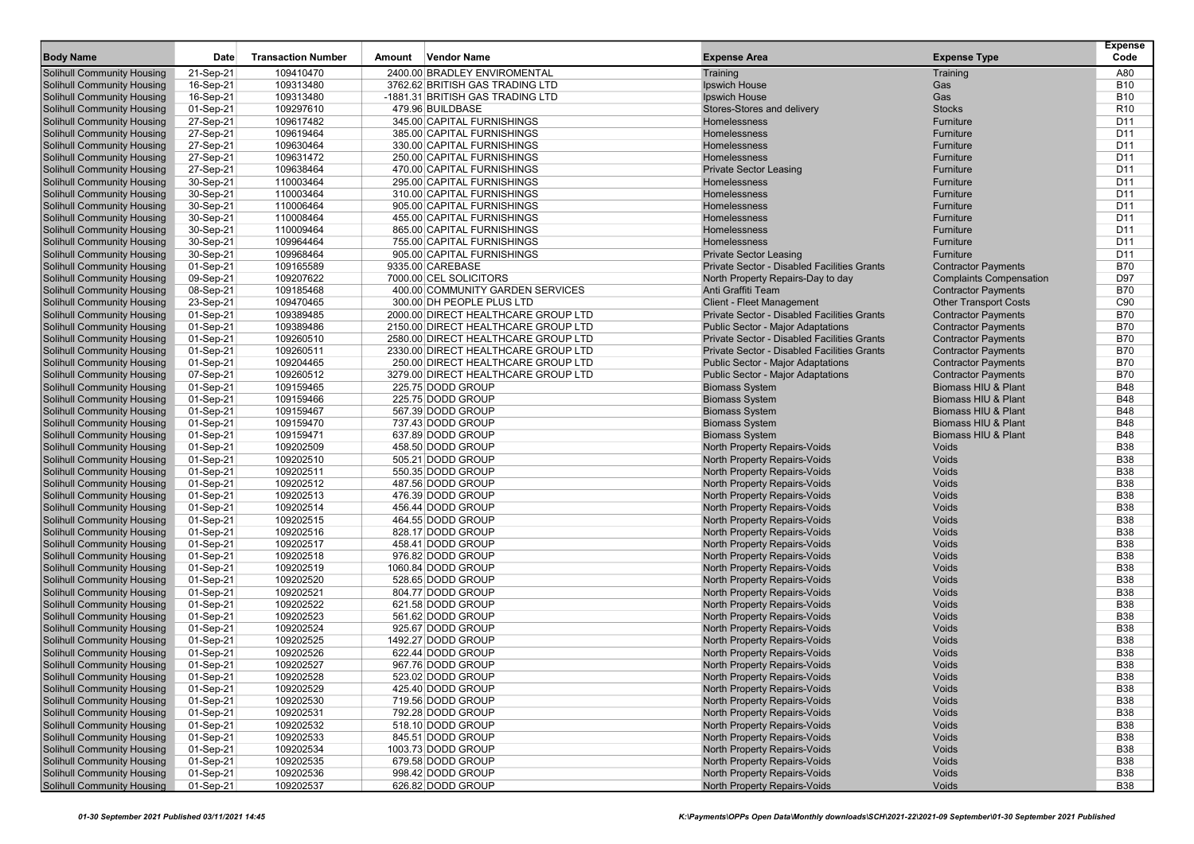| Body Name | Date | Transaction Number | Amount | Vendor Name | Expense Area | Expense Type | Expense Code |
|---|---|---|---|---|---|---|---|
| Solihull Community Housing | 21-Sep-21 | 109410470 | 2400.00 | BRADLEY ENVIROMENTAL | Training | Training | A80 |
| Solihull Community Housing | 16-Sep-21 | 109313480 | 3762.62 | BRITISH GAS TRADING LTD | Ipswich House | Gas | B10 |
| Solihull Community Housing | 16-Sep-21 | 109313480 | -1881.31 | BRITISH GAS TRADING LTD | Ipswich House | Gas | B10 |
| Solihull Community Housing | 01-Sep-21 | 109297610 | 479.96 | BUILDBASE | Stores-Stores and delivery | Stocks | R10 |
| Solihull Community Housing | 27-Sep-21 | 109617482 | 345.00 | CAPITAL FURNISHINGS | Homelessness | Furniture | D11 |
| Solihull Community Housing | 27-Sep-21 | 109619464 | 385.00 | CAPITAL FURNISHINGS | Homelessness | Furniture | D11 |
| Solihull Community Housing | 27-Sep-21 | 109630464 | 330.00 | CAPITAL FURNISHINGS | Homelessness | Furniture | D11 |
| Solihull Community Housing | 27-Sep-21 | 109631472 | 250.00 | CAPITAL FURNISHINGS | Homelessness | Furniture | D11 |
| Solihull Community Housing | 27-Sep-21 | 109638464 | 470.00 | CAPITAL FURNISHINGS | Private Sector Leasing | Furniture | D11 |
| Solihull Community Housing | 30-Sep-21 | 110003464 | 295.00 | CAPITAL FURNISHINGS | Homelessness | Furniture | D11 |
| Solihull Community Housing | 30-Sep-21 | 110003464 | 310.00 | CAPITAL FURNISHINGS | Homelessness | Furniture | D11 |
| Solihull Community Housing | 30-Sep-21 | 110006464 | 905.00 | CAPITAL FURNISHINGS | Homelessness | Furniture | D11 |
| Solihull Community Housing | 30-Sep-21 | 110008464 | 455.00 | CAPITAL FURNISHINGS | Homelessness | Furniture | D11 |
| Solihull Community Housing | 30-Sep-21 | 110009464 | 865.00 | CAPITAL FURNISHINGS | Homelessness | Furniture | D11 |
| Solihull Community Housing | 30-Sep-21 | 109964464 | 755.00 | CAPITAL FURNISHINGS | Homelessness | Furniture | D11 |
| Solihull Community Housing | 30-Sep-21 | 109968464 | 905.00 | CAPITAL FURNISHINGS | Private Sector Leasing | Furniture | D11 |
| Solihull Community Housing | 01-Sep-21 | 109165589 | 9335.00 | CAREBASE | Private Sector - Disabled Facilities Grants | Contractor Payments | B70 |
| Solihull Community Housing | 09-Sep-21 | 109207622 | 7000.00 | CEL SOLICITORS | North Property Repairs-Day to day | Complaints Compensation | D97 |
| Solihull Community Housing | 08-Sep-21 | 109185468 | 400.00 | COMMUNITY GARDEN SERVICES | Anti Graffiti Team | Contractor Payments | B70 |
| Solihull Community Housing | 23-Sep-21 | 109470465 | 300.00 | DH PEOPLE PLUS LTD | Client - Fleet Management | Other Transport Costs | C90 |
| Solihull Community Housing | 01-Sep-21 | 109389485 | 2000.00 | DIRECT HEALTHCARE GROUP LTD | Private Sector - Disabled Facilities Grants | Contractor Payments | B70 |
| Solihull Community Housing | 01-Sep-21 | 109389486 | 2150.00 | DIRECT HEALTHCARE GROUP LTD | Public Sector - Major Adaptations | Contractor Payments | B70 |
| Solihull Community Housing | 01-Sep-21 | 109260510 | 2580.00 | DIRECT HEALTHCARE GROUP LTD | Private Sector - Disabled Facilities Grants | Contractor Payments | B70 |
| Solihull Community Housing | 01-Sep-21 | 109260511 | 2330.00 | DIRECT HEALTHCARE GROUP LTD | Private Sector - Disabled Facilities Grants | Contractor Payments | B70 |
| Solihull Community Housing | 01-Sep-21 | 109204465 | 250.00 | DIRECT HEALTHCARE GROUP LTD | Public Sector - Major Adaptations | Contractor Payments | B70 |
| Solihull Community Housing | 07-Sep-21 | 109260512 | 3279.00 | DIRECT HEALTHCARE GROUP LTD | Public Sector - Major Adaptations | Contractor Payments | B70 |
| Solihull Community Housing | 01-Sep-21 | 109159465 | 225.75 | DODD GROUP | Biomass System | Biomass HIU & Plant | B48 |
| Solihull Community Housing | 01-Sep-21 | 109159466 | 225.75 | DODD GROUP | Biomass System | Biomass HIU & Plant | B48 |
| Solihull Community Housing | 01-Sep-21 | 109159467 | 567.39 | DODD GROUP | Biomass System | Biomass HIU & Plant | B48 |
| Solihull Community Housing | 01-Sep-21 | 109159470 | 737.43 | DODD GROUP | Biomass System | Biomass HIU & Plant | B48 |
| Solihull Community Housing | 01-Sep-21 | 109159471 | 637.89 | DODD GROUP | Biomass System | Biomass HIU & Plant | B48 |
| Solihull Community Housing | 01-Sep-21 | 109202509 | 458.50 | DODD GROUP | North Property Repairs-Voids | Voids | B38 |
| Solihull Community Housing | 01-Sep-21 | 109202510 | 505.21 | DODD GROUP | North Property Repairs-Voids | Voids | B38 |
| Solihull Community Housing | 01-Sep-21 | 109202511 | 550.35 | DODD GROUP | North Property Repairs-Voids | Voids | B38 |
| Solihull Community Housing | 01-Sep-21 | 109202512 | 487.56 | DODD GROUP | North Property Repairs-Voids | Voids | B38 |
| Solihull Community Housing | 01-Sep-21 | 109202513 | 476.39 | DODD GROUP | North Property Repairs-Voids | Voids | B38 |
| Solihull Community Housing | 01-Sep-21 | 109202514 | 456.44 | DODD GROUP | North Property Repairs-Voids | Voids | B38 |
| Solihull Community Housing | 01-Sep-21 | 109202515 | 464.55 | DODD GROUP | North Property Repairs-Voids | Voids | B38 |
| Solihull Community Housing | 01-Sep-21 | 109202516 | 828.17 | DODD GROUP | North Property Repairs-Voids | Voids | B38 |
| Solihull Community Housing | 01-Sep-21 | 109202517 | 458.41 | DODD GROUP | North Property Repairs-Voids | Voids | B38 |
| Solihull Community Housing | 01-Sep-21 | 109202518 | 976.82 | DODD GROUP | North Property Repairs-Voids | Voids | B38 |
| Solihull Community Housing | 01-Sep-21 | 109202519 | 1060.84 | DODD GROUP | North Property Repairs-Voids | Voids | B38 |
| Solihull Community Housing | 01-Sep-21 | 109202520 | 528.65 | DODD GROUP | North Property Repairs-Voids | Voids | B38 |
| Solihull Community Housing | 01-Sep-21 | 109202521 | 804.77 | DODD GROUP | North Property Repairs-Voids | Voids | B38 |
| Solihull Community Housing | 01-Sep-21 | 109202522 | 621.58 | DODD GROUP | North Property Repairs-Voids | Voids | B38 |
| Solihull Community Housing | 01-Sep-21 | 109202523 | 561.62 | DODD GROUP | North Property Repairs-Voids | Voids | B38 |
| Solihull Community Housing | 01-Sep-21 | 109202524 | 925.67 | DODD GROUP | North Property Repairs-Voids | Voids | B38 |
| Solihull Community Housing | 01-Sep-21 | 109202525 | 1492.27 | DODD GROUP | North Property Repairs-Voids | Voids | B38 |
| Solihull Community Housing | 01-Sep-21 | 109202526 | 622.44 | DODD GROUP | North Property Repairs-Voids | Voids | B38 |
| Solihull Community Housing | 01-Sep-21 | 109202527 | 967.76 | DODD GROUP | North Property Repairs-Voids | Voids | B38 |
| Solihull Community Housing | 01-Sep-21 | 109202528 | 523.02 | DODD GROUP | North Property Repairs-Voids | Voids | B38 |
| Solihull Community Housing | 01-Sep-21 | 109202529 | 425.40 | DODD GROUP | North Property Repairs-Voids | Voids | B38 |
| Solihull Community Housing | 01-Sep-21 | 109202530 | 719.56 | DODD GROUP | North Property Repairs-Voids | Voids | B38 |
| Solihull Community Housing | 01-Sep-21 | 109202531 | 792.28 | DODD GROUP | North Property Repairs-Voids | Voids | B38 |
| Solihull Community Housing | 01-Sep-21 | 109202532 | 518.10 | DODD GROUP | North Property Repairs-Voids | Voids | B38 |
| Solihull Community Housing | 01-Sep-21 | 109202533 | 845.51 | DODD GROUP | North Property Repairs-Voids | Voids | B38 |
| Solihull Community Housing | 01-Sep-21 | 109202534 | 1003.73 | DODD GROUP | North Property Repairs-Voids | Voids | B38 |
| Solihull Community Housing | 01-Sep-21 | 109202535 | 679.58 | DODD GROUP | North Property Repairs-Voids | Voids | B38 |
| Solihull Community Housing | 01-Sep-21 | 109202536 | 998.42 | DODD GROUP | North Property Repairs-Voids | Voids | B38 |
| Solihull Community Housing | 01-Sep-21 | 109202537 | 626.82 | DODD GROUP | North Property Repairs-Voids | Voids | B38 |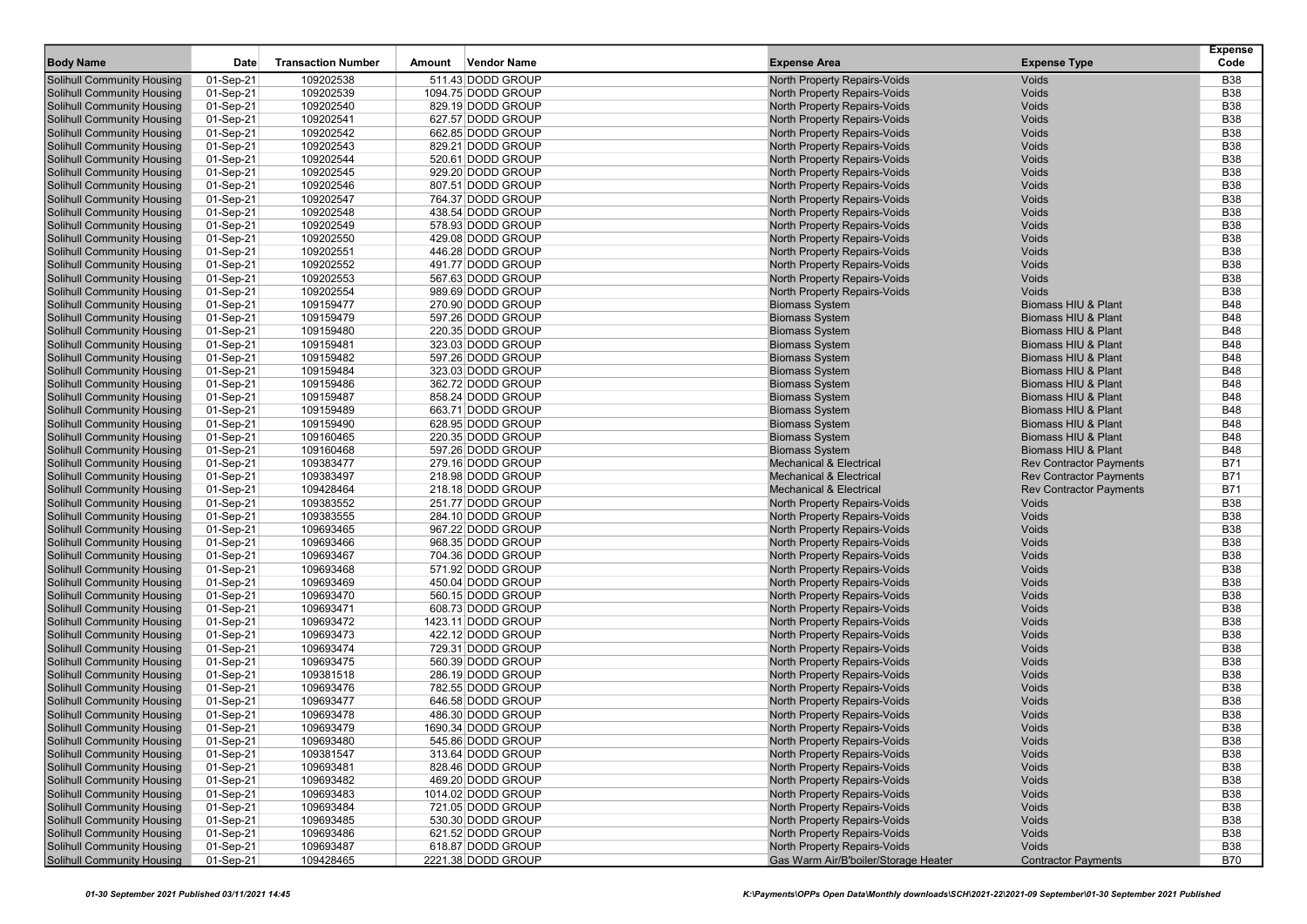| Body Name | Date | Transaction Number | Amount | Vendor Name | Expense Area | Expense Type | Expense Code |
|---|---|---|---|---|---|---|---|
| Solihull Community Housing | 01-Sep-21 | 109202538 | 511.43 | DODD GROUP | North Property Repairs-Voids | Voids | B38 |
| Solihull Community Housing | 01-Sep-21 | 109202539 | 1094.75 | DODD GROUP | North Property Repairs-Voids | Voids | B38 |
| Solihull Community Housing | 01-Sep-21 | 109202540 | 829.19 | DODD GROUP | North Property Repairs-Voids | Voids | B38 |
| Solihull Community Housing | 01-Sep-21 | 109202541 | 627.57 | DODD GROUP | North Property Repairs-Voids | Voids | B38 |
| Solihull Community Housing | 01-Sep-21 | 109202542 | 662.85 | DODD GROUP | North Property Repairs-Voids | Voids | B38 |
| Solihull Community Housing | 01-Sep-21 | 109202543 | 829.21 | DODD GROUP | North Property Repairs-Voids | Voids | B38 |
| Solihull Community Housing | 01-Sep-21 | 109202544 | 520.61 | DODD GROUP | North Property Repairs-Voids | Voids | B38 |
| Solihull Community Housing | 01-Sep-21 | 109202545 | 929.20 | DODD GROUP | North Property Repairs-Voids | Voids | B38 |
| Solihull Community Housing | 01-Sep-21 | 109202546 | 807.51 | DODD GROUP | North Property Repairs-Voids | Voids | B38 |
| Solihull Community Housing | 01-Sep-21 | 109202547 | 764.37 | DODD GROUP | North Property Repairs-Voids | Voids | B38 |
| Solihull Community Housing | 01-Sep-21 | 109202548 | 438.54 | DODD GROUP | North Property Repairs-Voids | Voids | B38 |
| Solihull Community Housing | 01-Sep-21 | 109202549 | 578.93 | DODD GROUP | North Property Repairs-Voids | Voids | B38 |
| Solihull Community Housing | 01-Sep-21 | 109202550 | 429.08 | DODD GROUP | North Property Repairs-Voids | Voids | B38 |
| Solihull Community Housing | 01-Sep-21 | 109202551 | 446.28 | DODD GROUP | North Property Repairs-Voids | Voids | B38 |
| Solihull Community Housing | 01-Sep-21 | 109202552 | 491.77 | DODD GROUP | North Property Repairs-Voids | Voids | B38 |
| Solihull Community Housing | 01-Sep-21 | 109202553 | 567.63 | DODD GROUP | North Property Repairs-Voids | Voids | B38 |
| Solihull Community Housing | 01-Sep-21 | 109202554 | 989.69 | DODD GROUP | North Property Repairs-Voids | Voids | B38 |
| Solihull Community Housing | 01-Sep-21 | 109159477 | 270.90 | DODD GROUP | Biomass System | Biomass HIU & Plant | B48 |
| Solihull Community Housing | 01-Sep-21 | 109159479 | 597.26 | DODD GROUP | Biomass System | Biomass HIU & Plant | B48 |
| Solihull Community Housing | 01-Sep-21 | 109159480 | 220.35 | DODD GROUP | Biomass System | Biomass HIU & Plant | B48 |
| Solihull Community Housing | 01-Sep-21 | 109159481 | 323.03 | DODD GROUP | Biomass System | Biomass HIU & Plant | B48 |
| Solihull Community Housing | 01-Sep-21 | 109159482 | 597.26 | DODD GROUP | Biomass System | Biomass HIU & Plant | B48 |
| Solihull Community Housing | 01-Sep-21 | 109159484 | 323.03 | DODD GROUP | Biomass System | Biomass HIU & Plant | B48 |
| Solihull Community Housing | 01-Sep-21 | 109159486 | 362.72 | DODD GROUP | Biomass System | Biomass HIU & Plant | B48 |
| Solihull Community Housing | 01-Sep-21 | 109159487 | 858.24 | DODD GROUP | Biomass System | Biomass HIU & Plant | B48 |
| Solihull Community Housing | 01-Sep-21 | 109159489 | 663.71 | DODD GROUP | Biomass System | Biomass HIU & Plant | B48 |
| Solihull Community Housing | 01-Sep-21 | 109159490 | 628.95 | DODD GROUP | Biomass System | Biomass HIU & Plant | B48 |
| Solihull Community Housing | 01-Sep-21 | 109160465 | 220.35 | DODD GROUP | Biomass System | Biomass HIU & Plant | B48 |
| Solihull Community Housing | 01-Sep-21 | 109160468 | 597.26 | DODD GROUP | Biomass System | Biomass HIU & Plant | B48 |
| Solihull Community Housing | 01-Sep-21 | 109383477 | 279.16 | DODD GROUP | Mechanical & Electrical | Rev Contractor Payments | B71 |
| Solihull Community Housing | 01-Sep-21 | 109383497 | 218.98 | DODD GROUP | Mechanical & Electrical | Rev Contractor Payments | B71 |
| Solihull Community Housing | 01-Sep-21 | 109428464 | 218.18 | DODD GROUP | Mechanical & Electrical | Rev Contractor Payments | B71 |
| Solihull Community Housing | 01-Sep-21 | 109383552 | 251.77 | DODD GROUP | North Property Repairs-Voids | Voids | B38 |
| Solihull Community Housing | 01-Sep-21 | 109383555 | 284.10 | DODD GROUP | North Property Repairs-Voids | Voids | B38 |
| Solihull Community Housing | 01-Sep-21 | 109693465 | 967.22 | DODD GROUP | North Property Repairs-Voids | Voids | B38 |
| Solihull Community Housing | 01-Sep-21 | 109693466 | 968.35 | DODD GROUP | North Property Repairs-Voids | Voids | B38 |
| Solihull Community Housing | 01-Sep-21 | 109693467 | 704.36 | DODD GROUP | North Property Repairs-Voids | Voids | B38 |
| Solihull Community Housing | 01-Sep-21 | 109693468 | 571.92 | DODD GROUP | North Property Repairs-Voids | Voids | B38 |
| Solihull Community Housing | 01-Sep-21 | 109693469 | 450.04 | DODD GROUP | North Property Repairs-Voids | Voids | B38 |
| Solihull Community Housing | 01-Sep-21 | 109693470 | 560.15 | DODD GROUP | North Property Repairs-Voids | Voids | B38 |
| Solihull Community Housing | 01-Sep-21 | 109693471 | 608.73 | DODD GROUP | North Property Repairs-Voids | Voids | B38 |
| Solihull Community Housing | 01-Sep-21 | 109693472 | 1423.11 | DODD GROUP | North Property Repairs-Voids | Voids | B38 |
| Solihull Community Housing | 01-Sep-21 | 109693473 | 422.12 | DODD GROUP | North Property Repairs-Voids | Voids | B38 |
| Solihull Community Housing | 01-Sep-21 | 109693474 | 729.31 | DODD GROUP | North Property Repairs-Voids | Voids | B38 |
| Solihull Community Housing | 01-Sep-21 | 109693475 | 560.39 | DODD GROUP | North Property Repairs-Voids | Voids | B38 |
| Solihull Community Housing | 01-Sep-21 | 109381518 | 286.19 | DODD GROUP | North Property Repairs-Voids | Voids | B38 |
| Solihull Community Housing | 01-Sep-21 | 109693476 | 782.55 | DODD GROUP | North Property Repairs-Voids | Voids | B38 |
| Solihull Community Housing | 01-Sep-21 | 109693477 | 646.58 | DODD GROUP | North Property Repairs-Voids | Voids | B38 |
| Solihull Community Housing | 01-Sep-21 | 109693478 | 486.30 | DODD GROUP | North Property Repairs-Voids | Voids | B38 |
| Solihull Community Housing | 01-Sep-21 | 109693479 | 1690.34 | DODD GROUP | North Property Repairs-Voids | Voids | B38 |
| Solihull Community Housing | 01-Sep-21 | 109693480 | 545.86 | DODD GROUP | North Property Repairs-Voids | Voids | B38 |
| Solihull Community Housing | 01-Sep-21 | 109381547 | 313.64 | DODD GROUP | North Property Repairs-Voids | Voids | B38 |
| Solihull Community Housing | 01-Sep-21 | 109693481 | 828.46 | DODD GROUP | North Property Repairs-Voids | Voids | B38 |
| Solihull Community Housing | 01-Sep-21 | 109693482 | 469.20 | DODD GROUP | North Property Repairs-Voids | Voids | B38 |
| Solihull Community Housing | 01-Sep-21 | 109693483 | 1014.02 | DODD GROUP | North Property Repairs-Voids | Voids | B38 |
| Solihull Community Housing | 01-Sep-21 | 109693484 | 721.05 | DODD GROUP | North Property Repairs-Voids | Voids | B38 |
| Solihull Community Housing | 01-Sep-21 | 109693485 | 530.30 | DODD GROUP | North Property Repairs-Voids | Voids | B38 |
| Solihull Community Housing | 01-Sep-21 | 109693486 | 621.52 | DODD GROUP | North Property Repairs-Voids | Voids | B38 |
| Solihull Community Housing | 01-Sep-21 | 109693487 | 618.87 | DODD GROUP | North Property Repairs-Voids | Voids | B38 |
| Solihull Community Housing | 01-Sep-21 | 109428465 | 2221.38 | DODD GROUP | Gas Warm Air/B'boiler/Storage Heater | Contractor Payments | B70 |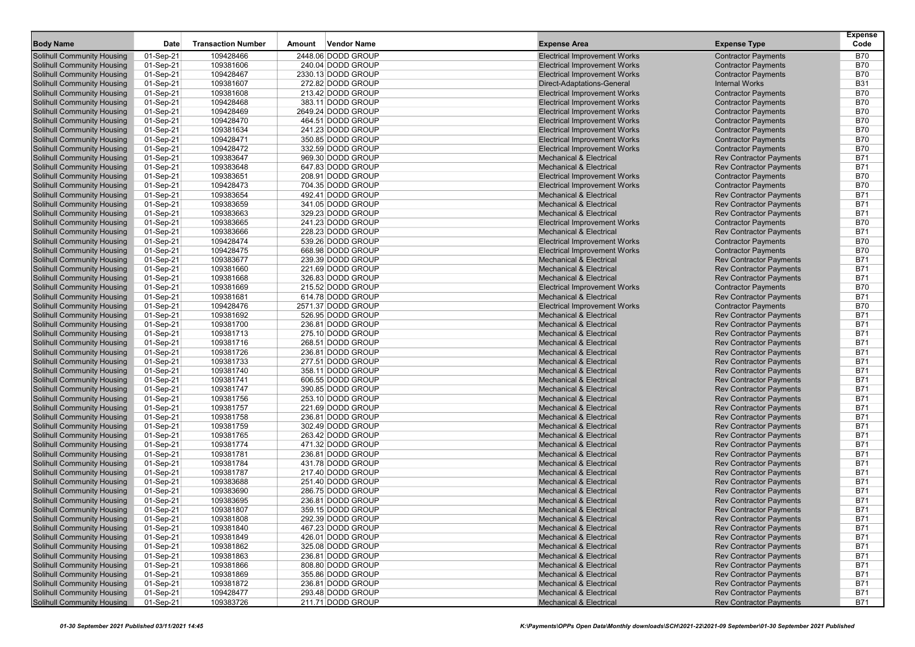| Body Name | Date | Transaction Number | Amount | Vendor Name | Expense Area | Expense Type | Expense Code |
|---|---|---|---|---|---|---|---|
| Solihull Community Housing | 01-Sep-21 | 109428466 | 2448.06 | DODD GROUP | Electrical Improvement Works | Contractor Payments | B70 |
| Solihull Community Housing | 01-Sep-21 | 109381606 | 240.04 | DODD GROUP | Electrical Improvement Works | Contractor Payments | B70 |
| Solihull Community Housing | 01-Sep-21 | 109428467 | 2330.13 | DODD GROUP | Electrical Improvement Works | Contractor Payments | B70 |
| Solihull Community Housing | 01-Sep-21 | 109381607 | 272.82 | DODD GROUP | Direct-Adaptations-General | Internal Works | B31 |
| Solihull Community Housing | 01-Sep-21 | 109381608 | 213.42 | DODD GROUP | Electrical Improvement Works | Contractor Payments | B70 |
| Solihull Community Housing | 01-Sep-21 | 109428468 | 383.11 | DODD GROUP | Electrical Improvement Works | Contractor Payments | B70 |
| Solihull Community Housing | 01-Sep-21 | 109428469 | 2649.24 | DODD GROUP | Electrical Improvement Works | Contractor Payments | B70 |
| Solihull Community Housing | 01-Sep-21 | 109428470 | 464.51 | DODD GROUP | Electrical Improvement Works | Contractor Payments | B70 |
| Solihull Community Housing | 01-Sep-21 | 109381634 | 241.23 | DODD GROUP | Electrical Improvement Works | Contractor Payments | B70 |
| Solihull Community Housing | 01-Sep-21 | 109428471 | 350.85 | DODD GROUP | Electrical Improvement Works | Contractor Payments | B70 |
| Solihull Community Housing | 01-Sep-21 | 109428472 | 332.59 | DODD GROUP | Electrical Improvement Works | Contractor Payments | B70 |
| Solihull Community Housing | 01-Sep-21 | 109383647 | 969.30 | DODD GROUP | Mechanical & Electrical | Rev Contractor Payments | B71 |
| Solihull Community Housing | 01-Sep-21 | 109383648 | 647.83 | DODD GROUP | Mechanical & Electrical | Rev Contractor Payments | B71 |
| Solihull Community Housing | 01-Sep-21 | 109383651 | 208.91 | DODD GROUP | Electrical Improvement Works | Contractor Payments | B70 |
| Solihull Community Housing | 01-Sep-21 | 109428473 | 704.35 | DODD GROUP | Electrical Improvement Works | Contractor Payments | B70 |
| Solihull Community Housing | 01-Sep-21 | 109383654 | 492.41 | DODD GROUP | Mechanical & Electrical | Rev Contractor Payments | B71 |
| Solihull Community Housing | 01-Sep-21 | 109383659 | 341.05 | DODD GROUP | Mechanical & Electrical | Rev Contractor Payments | B71 |
| Solihull Community Housing | 01-Sep-21 | 109383663 | 329.23 | DODD GROUP | Mechanical & Electrical | Rev Contractor Payments | B71 |
| Solihull Community Housing | 01-Sep-21 | 109383665 | 241.23 | DODD GROUP | Electrical Improvement Works | Contractor Payments | B70 |
| Solihull Community Housing | 01-Sep-21 | 109383666 | 228.23 | DODD GROUP | Mechanical & Electrical | Rev Contractor Payments | B71 |
| Solihull Community Housing | 01-Sep-21 | 109428474 | 539.26 | DODD GROUP | Electrical Improvement Works | Contractor Payments | B70 |
| Solihull Community Housing | 01-Sep-21 | 109428475 | 668.98 | DODD GROUP | Electrical Improvement Works | Contractor Payments | B70 |
| Solihull Community Housing | 01-Sep-21 | 109383677 | 239.39 | DODD GROUP | Mechanical & Electrical | Rev Contractor Payments | B71 |
| Solihull Community Housing | 01-Sep-21 | 109381660 | 221.69 | DODD GROUP | Mechanical & Electrical | Rev Contractor Payments | B71 |
| Solihull Community Housing | 01-Sep-21 | 109381668 | 326.83 | DODD GROUP | Mechanical & Electrical | Rev Contractor Payments | B71 |
| Solihull Community Housing | 01-Sep-21 | 109381669 | 215.52 | DODD GROUP | Electrical Improvement Works | Contractor Payments | B70 |
| Solihull Community Housing | 01-Sep-21 | 109381681 | 614.78 | DODD GROUP | Mechanical & Electrical | Rev Contractor Payments | B71 |
| Solihull Community Housing | 01-Sep-21 | 109428476 | 2571.37 | DODD GROUP | Electrical Improvement Works | Contractor Payments | B70 |
| Solihull Community Housing | 01-Sep-21 | 109381692 | 526.95 | DODD GROUP | Mechanical & Electrical | Rev Contractor Payments | B71 |
| Solihull Community Housing | 01-Sep-21 | 109381700 | 236.81 | DODD GROUP | Mechanical & Electrical | Rev Contractor Payments | B71 |
| Solihull Community Housing | 01-Sep-21 | 109381713 | 275.10 | DODD GROUP | Mechanical & Electrical | Rev Contractor Payments | B71 |
| Solihull Community Housing | 01-Sep-21 | 109381716 | 268.51 | DODD GROUP | Mechanical & Electrical | Rev Contractor Payments | B71 |
| Solihull Community Housing | 01-Sep-21 | 109381726 | 236.81 | DODD GROUP | Mechanical & Electrical | Rev Contractor Payments | B71 |
| Solihull Community Housing | 01-Sep-21 | 109381733 | 277.51 | DODD GROUP | Mechanical & Electrical | Rev Contractor Payments | B71 |
| Solihull Community Housing | 01-Sep-21 | 109381740 | 358.11 | DODD GROUP | Mechanical & Electrical | Rev Contractor Payments | B71 |
| Solihull Community Housing | 01-Sep-21 | 109381741 | 606.55 | DODD GROUP | Mechanical & Electrical | Rev Contractor Payments | B71 |
| Solihull Community Housing | 01-Sep-21 | 109381747 | 390.85 | DODD GROUP | Mechanical & Electrical | Rev Contractor Payments | B71 |
| Solihull Community Housing | 01-Sep-21 | 109381756 | 253.10 | DODD GROUP | Mechanical & Electrical | Rev Contractor Payments | B71 |
| Solihull Community Housing | 01-Sep-21 | 109381757 | 221.69 | DODD GROUP | Mechanical & Electrical | Rev Contractor Payments | B71 |
| Solihull Community Housing | 01-Sep-21 | 109381758 | 236.81 | DODD GROUP | Mechanical & Electrical | Rev Contractor Payments | B71 |
| Solihull Community Housing | 01-Sep-21 | 109381759 | 302.49 | DODD GROUP | Mechanical & Electrical | Rev Contractor Payments | B71 |
| Solihull Community Housing | 01-Sep-21 | 109381765 | 263.42 | DODD GROUP | Mechanical & Electrical | Rev Contractor Payments | B71 |
| Solihull Community Housing | 01-Sep-21 | 109381774 | 471.32 | DODD GROUP | Mechanical & Electrical | Rev Contractor Payments | B71 |
| Solihull Community Housing | 01-Sep-21 | 109381781 | 236.81 | DODD GROUP | Mechanical & Electrical | Rev Contractor Payments | B71 |
| Solihull Community Housing | 01-Sep-21 | 109381784 | 431.78 | DODD GROUP | Mechanical & Electrical | Rev Contractor Payments | B71 |
| Solihull Community Housing | 01-Sep-21 | 109381787 | 217.40 | DODD GROUP | Mechanical & Electrical | Rev Contractor Payments | B71 |
| Solihull Community Housing | 01-Sep-21 | 109383688 | 251.40 | DODD GROUP | Mechanical & Electrical | Rev Contractor Payments | B71 |
| Solihull Community Housing | 01-Sep-21 | 109383690 | 286.75 | DODD GROUP | Mechanical & Electrical | Rev Contractor Payments | B71 |
| Solihull Community Housing | 01-Sep-21 | 109383695 | 236.81 | DODD GROUP | Mechanical & Electrical | Rev Contractor Payments | B71 |
| Solihull Community Housing | 01-Sep-21 | 109381807 | 359.15 | DODD GROUP | Mechanical & Electrical | Rev Contractor Payments | B71 |
| Solihull Community Housing | 01-Sep-21 | 109381808 | 292.39 | DODD GROUP | Mechanical & Electrical | Rev Contractor Payments | B71 |
| Solihull Community Housing | 01-Sep-21 | 109381840 | 467.23 | DODD GROUP | Mechanical & Electrical | Rev Contractor Payments | B71 |
| Solihull Community Housing | 01-Sep-21 | 109381849 | 426.01 | DODD GROUP | Mechanical & Electrical | Rev Contractor Payments | B71 |
| Solihull Community Housing | 01-Sep-21 | 109381862 | 325.08 | DODD GROUP | Mechanical & Electrical | Rev Contractor Payments | B71 |
| Solihull Community Housing | 01-Sep-21 | 109381863 | 236.81 | DODD GROUP | Mechanical & Electrical | Rev Contractor Payments | B71 |
| Solihull Community Housing | 01-Sep-21 | 109381866 | 808.80 | DODD GROUP | Mechanical & Electrical | Rev Contractor Payments | B71 |
| Solihull Community Housing | 01-Sep-21 | 109381869 | 355.86 | DODD GROUP | Mechanical & Electrical | Rev Contractor Payments | B71 |
| Solihull Community Housing | 01-Sep-21 | 109381872 | 236.81 | DODD GROUP | Mechanical & Electrical | Rev Contractor Payments | B71 |
| Solihull Community Housing | 01-Sep-21 | 109428477 | 293.48 | DODD GROUP | Mechanical & Electrical | Rev Contractor Payments | B71 |
| Solihull Community Housing | 01-Sep-21 | 109383726 | 211.71 | DODD GROUP | Mechanical & Electrical | Rev Contractor Payments | B71 |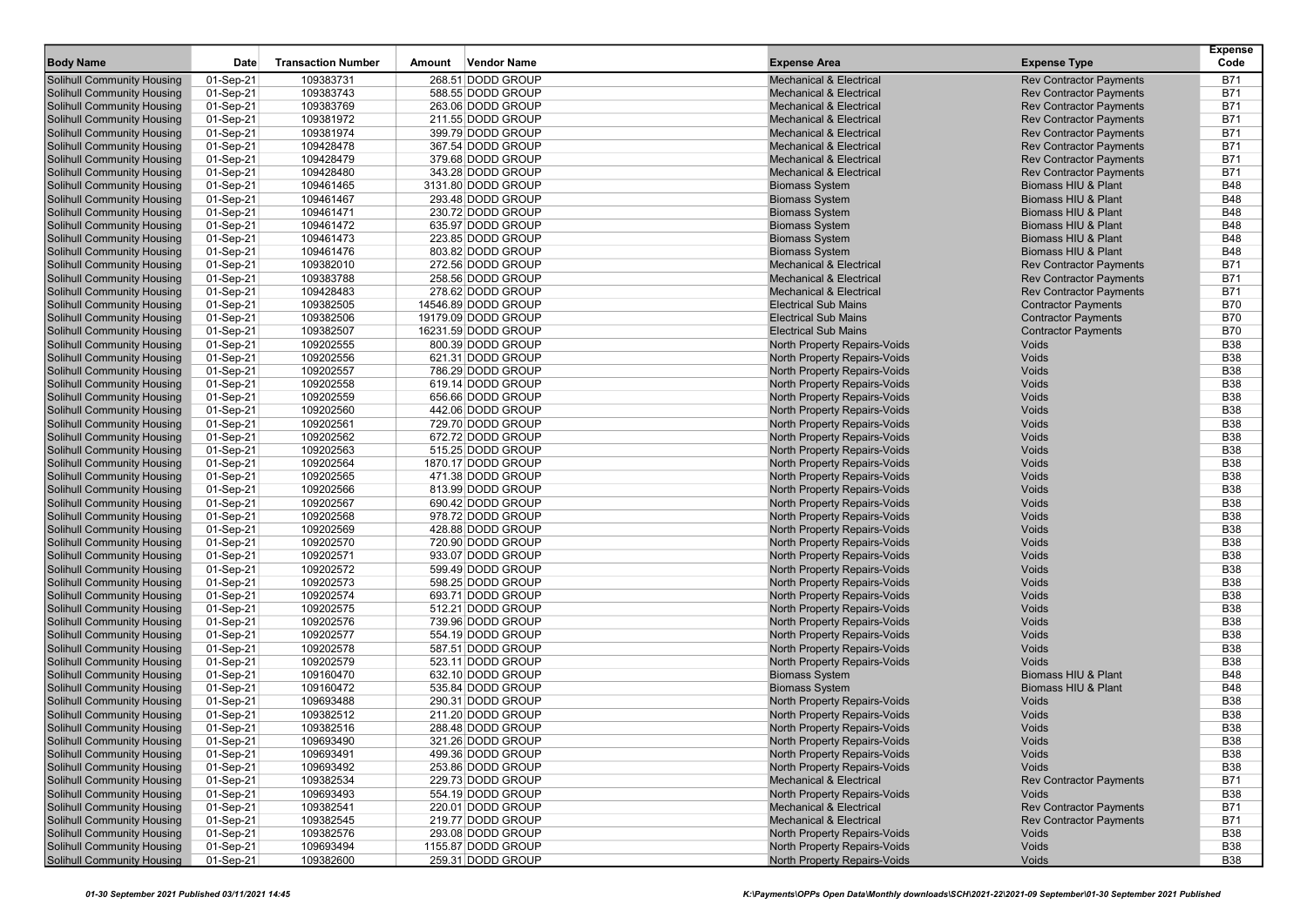| Body Name | Date | Transaction Number | Amount | Vendor Name | Expense Area | Expense Type | Expense Code |
|---|---|---|---|---|---|---|---|
| Solihull Community Housing | 01-Sep-21 | 109383731 | 268.51 | DODD GROUP | Mechanical & Electrical | Rev Contractor Payments | B71 |
| Solihull Community Housing | 01-Sep-21 | 109383743 | 588.55 | DODD GROUP | Mechanical & Electrical | Rev Contractor Payments | B71 |
| Solihull Community Housing | 01-Sep-21 | 109383769 | 263.06 | DODD GROUP | Mechanical & Electrical | Rev Contractor Payments | B71 |
| Solihull Community Housing | 01-Sep-21 | 109381972 | 211.55 | DODD GROUP | Mechanical & Electrical | Rev Contractor Payments | B71 |
| Solihull Community Housing | 01-Sep-21 | 109381974 | 399.79 | DODD GROUP | Mechanical & Electrical | Rev Contractor Payments | B71 |
| Solihull Community Housing | 01-Sep-21 | 109428478 | 367.54 | DODD GROUP | Mechanical & Electrical | Rev Contractor Payments | B71 |
| Solihull Community Housing | 01-Sep-21 | 109428479 | 379.68 | DODD GROUP | Mechanical & Electrical | Rev Contractor Payments | B71 |
| Solihull Community Housing | 01-Sep-21 | 109428480 | 343.28 | DODD GROUP | Mechanical & Electrical | Rev Contractor Payments | B71 |
| Solihull Community Housing | 01-Sep-21 | 109461465 | 3131.80 | DODD GROUP | Biomass System | Biomass HIU & Plant | B48 |
| Solihull Community Housing | 01-Sep-21 | 109461467 | 293.48 | DODD GROUP | Biomass System | Biomass HIU & Plant | B48 |
| Solihull Community Housing | 01-Sep-21 | 109461471 | 230.72 | DODD GROUP | Biomass System | Biomass HIU & Plant | B48 |
| Solihull Community Housing | 01-Sep-21 | 109461472 | 635.97 | DODD GROUP | Biomass System | Biomass HIU & Plant | B48 |
| Solihull Community Housing | 01-Sep-21 | 109461473 | 223.85 | DODD GROUP | Biomass System | Biomass HIU & Plant | B48 |
| Solihull Community Housing | 01-Sep-21 | 109461476 | 803.82 | DODD GROUP | Biomass System | Biomass HIU & Plant | B48 |
| Solihull Community Housing | 01-Sep-21 | 109382010 | 272.56 | DODD GROUP | Mechanical & Electrical | Rev Contractor Payments | B71 |
| Solihull Community Housing | 01-Sep-21 | 109383788 | 258.56 | DODD GROUP | Mechanical & Electrical | Rev Contractor Payments | B71 |
| Solihull Community Housing | 01-Sep-21 | 109428483 | 278.62 | DODD GROUP | Mechanical & Electrical | Rev Contractor Payments | B71 |
| Solihull Community Housing | 01-Sep-21 | 109382505 | 14546.89 | DODD GROUP | Electrical Sub Mains | Contractor Payments | B70 |
| Solihull Community Housing | 01-Sep-21 | 109382506 | 19179.09 | DODD GROUP | Electrical Sub Mains | Contractor Payments | B70 |
| Solihull Community Housing | 01-Sep-21 | 109382507 | 16231.59 | DODD GROUP | Electrical Sub Mains | Contractor Payments | B70 |
| Solihull Community Housing | 01-Sep-21 | 109202555 | 800.39 | DODD GROUP | North Property Repairs-Voids | Voids | B38 |
| Solihull Community Housing | 01-Sep-21 | 109202556 | 621.31 | DODD GROUP | North Property Repairs-Voids | Voids | B38 |
| Solihull Community Housing | 01-Sep-21 | 109202557 | 786.29 | DODD GROUP | North Property Repairs-Voids | Voids | B38 |
| Solihull Community Housing | 01-Sep-21 | 109202558 | 619.14 | DODD GROUP | North Property Repairs-Voids | Voids | B38 |
| Solihull Community Housing | 01-Sep-21 | 109202559 | 656.66 | DODD GROUP | North Property Repairs-Voids | Voids | B38 |
| Solihull Community Housing | 01-Sep-21 | 109202560 | 442.06 | DODD GROUP | North Property Repairs-Voids | Voids | B38 |
| Solihull Community Housing | 01-Sep-21 | 109202561 | 729.70 | DODD GROUP | North Property Repairs-Voids | Voids | B38 |
| Solihull Community Housing | 01-Sep-21 | 109202562 | 672.72 | DODD GROUP | North Property Repairs-Voids | Voids | B38 |
| Solihull Community Housing | 01-Sep-21 | 109202563 | 515.25 | DODD GROUP | North Property Repairs-Voids | Voids | B38 |
| Solihull Community Housing | 01-Sep-21 | 109202564 | 1870.17 | DODD GROUP | North Property Repairs-Voids | Voids | B38 |
| Solihull Community Housing | 01-Sep-21 | 109202565 | 471.38 | DODD GROUP | North Property Repairs-Voids | Voids | B38 |
| Solihull Community Housing | 01-Sep-21 | 109202566 | 813.99 | DODD GROUP | North Property Repairs-Voids | Voids | B38 |
| Solihull Community Housing | 01-Sep-21 | 109202567 | 690.42 | DODD GROUP | North Property Repairs-Voids | Voids | B38 |
| Solihull Community Housing | 01-Sep-21 | 109202568 | 978.72 | DODD GROUP | North Property Repairs-Voids | Voids | B38 |
| Solihull Community Housing | 01-Sep-21 | 109202569 | 428.88 | DODD GROUP | North Property Repairs-Voids | Voids | B38 |
| Solihull Community Housing | 01-Sep-21 | 109202570 | 720.90 | DODD GROUP | North Property Repairs-Voids | Voids | B38 |
| Solihull Community Housing | 01-Sep-21 | 109202571 | 933.07 | DODD GROUP | North Property Repairs-Voids | Voids | B38 |
| Solihull Community Housing | 01-Sep-21 | 109202572 | 599.49 | DODD GROUP | North Property Repairs-Voids | Voids | B38 |
| Solihull Community Housing | 01-Sep-21 | 109202573 | 598.25 | DODD GROUP | North Property Repairs-Voids | Voids | B38 |
| Solihull Community Housing | 01-Sep-21 | 109202574 | 693.71 | DODD GROUP | North Property Repairs-Voids | Voids | B38 |
| Solihull Community Housing | 01-Sep-21 | 109202575 | 512.21 | DODD GROUP | North Property Repairs-Voids | Voids | B38 |
| Solihull Community Housing | 01-Sep-21 | 109202576 | 739.96 | DODD GROUP | North Property Repairs-Voids | Voids | B38 |
| Solihull Community Housing | 01-Sep-21 | 109202577 | 554.19 | DODD GROUP | North Property Repairs-Voids | Voids | B38 |
| Solihull Community Housing | 01-Sep-21 | 109202578 | 587.51 | DODD GROUP | North Property Repairs-Voids | Voids | B38 |
| Solihull Community Housing | 01-Sep-21 | 109202579 | 523.11 | DODD GROUP | North Property Repairs-Voids | Voids | B38 |
| Solihull Community Housing | 01-Sep-21 | 109160470 | 632.10 | DODD GROUP | Biomass System | Biomass HIU & Plant | B48 |
| Solihull Community Housing | 01-Sep-21 | 109160472 | 535.84 | DODD GROUP | Biomass System | Biomass HIU & Plant | B48 |
| Solihull Community Housing | 01-Sep-21 | 109693488 | 290.31 | DODD GROUP | North Property Repairs-Voids | Voids | B38 |
| Solihull Community Housing | 01-Sep-21 | 109382512 | 211.20 | DODD GROUP | North Property Repairs-Voids | Voids | B38 |
| Solihull Community Housing | 01-Sep-21 | 109382516 | 288.48 | DODD GROUP | North Property Repairs-Voids | Voids | B38 |
| Solihull Community Housing | 01-Sep-21 | 109693490 | 321.26 | DODD GROUP | North Property Repairs-Voids | Voids | B38 |
| Solihull Community Housing | 01-Sep-21 | 109693491 | 499.36 | DODD GROUP | North Property Repairs-Voids | Voids | B38 |
| Solihull Community Housing | 01-Sep-21 | 109693492 | 253.86 | DODD GROUP | North Property Repairs-Voids | Voids | B38 |
| Solihull Community Housing | 01-Sep-21 | 109382534 | 229.73 | DODD GROUP | Mechanical & Electrical | Rev Contractor Payments | B71 |
| Solihull Community Housing | 01-Sep-21 | 109693493 | 554.19 | DODD GROUP | North Property Repairs-Voids | Voids | B38 |
| Solihull Community Housing | 01-Sep-21 | 109382541 | 220.01 | DODD GROUP | Mechanical & Electrical | Rev Contractor Payments | B71 |
| Solihull Community Housing | 01-Sep-21 | 109382545 | 219.77 | DODD GROUP | Mechanical & Electrical | Rev Contractor Payments | B71 |
| Solihull Community Housing | 01-Sep-21 | 109382576 | 293.08 | DODD GROUP | North Property Repairs-Voids | Voids | B38 |
| Solihull Community Housing | 01-Sep-21 | 109693494 | 1155.87 | DODD GROUP | North Property Repairs-Voids | Voids | B38 |
| Solihull Community Housing | 01-Sep-21 | 109382600 | 259.31 | DODD GROUP | North Property Repairs-Voids | Voids | B38 |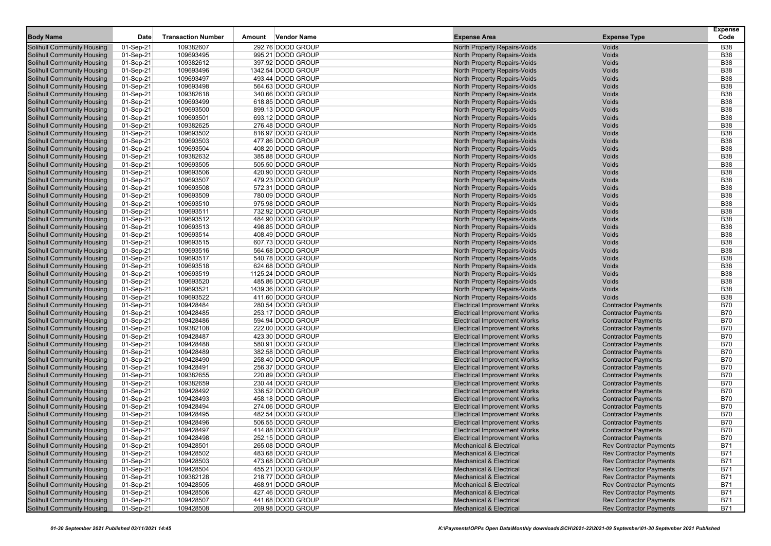| Body Name | Date | Transaction Number | Amount | Vendor Name | Expense Area | Expense Type | Expense Code |
|---|---|---|---|---|---|---|---|
| Solihull Community Housing | 01-Sep-21 | 109382607 | 292.76 | DODD GROUP | North Property Repairs-Voids | Voids | B38 |
| Solihull Community Housing | 01-Sep-21 | 109693495 | 995.21 | DODD GROUP | North Property Repairs-Voids | Voids | B38 |
| Solihull Community Housing | 01-Sep-21 | 109382612 | 397.92 | DODD GROUP | North Property Repairs-Voids | Voids | B38 |
| Solihull Community Housing | 01-Sep-21 | 109693496 | 1342.54 | DODD GROUP | North Property Repairs-Voids | Voids | B38 |
| Solihull Community Housing | 01-Sep-21 | 109693497 | 493.44 | DODD GROUP | North Property Repairs-Voids | Voids | B38 |
| Solihull Community Housing | 01-Sep-21 | 109693498 | 564.63 | DODD GROUP | North Property Repairs-Voids | Voids | B38 |
| Solihull Community Housing | 01-Sep-21 | 109382618 | 340.66 | DODD GROUP | North Property Repairs-Voids | Voids | B38 |
| Solihull Community Housing | 01-Sep-21 | 109693499 | 618.85 | DODD GROUP | North Property Repairs-Voids | Voids | B38 |
| Solihull Community Housing | 01-Sep-21 | 109693500 | 899.13 | DODD GROUP | North Property Repairs-Voids | Voids | B38 |
| Solihull Community Housing | 01-Sep-21 | 109693501 | 693.12 | DODD GROUP | North Property Repairs-Voids | Voids | B38 |
| Solihull Community Housing | 01-Sep-21 | 109382625 | 276.48 | DODD GROUP | North Property Repairs-Voids | Voids | B38 |
| Solihull Community Housing | 01-Sep-21 | 109693502 | 816.97 | DODD GROUP | North Property Repairs-Voids | Voids | B38 |
| Solihull Community Housing | 01-Sep-21 | 109693503 | 477.86 | DODD GROUP | North Property Repairs-Voids | Voids | B38 |
| Solihull Community Housing | 01-Sep-21 | 109693504 | 408.20 | DODD GROUP | North Property Repairs-Voids | Voids | B38 |
| Solihull Community Housing | 01-Sep-21 | 109382632 | 385.88 | DODD GROUP | North Property Repairs-Voids | Voids | B38 |
| Solihull Community Housing | 01-Sep-21 | 109693505 | 505.50 | DODD GROUP | North Property Repairs-Voids | Voids | B38 |
| Solihull Community Housing | 01-Sep-21 | 109693506 | 420.90 | DODD GROUP | North Property Repairs-Voids | Voids | B38 |
| Solihull Community Housing | 01-Sep-21 | 109693507 | 479.23 | DODD GROUP | North Property Repairs-Voids | Voids | B38 |
| Solihull Community Housing | 01-Sep-21 | 109693508 | 572.31 | DODD GROUP | North Property Repairs-Voids | Voids | B38 |
| Solihull Community Housing | 01-Sep-21 | 109693509 | 780.09 | DODD GROUP | North Property Repairs-Voids | Voids | B38 |
| Solihull Community Housing | 01-Sep-21 | 109693510 | 975.98 | DODD GROUP | North Property Repairs-Voids | Voids | B38 |
| Solihull Community Housing | 01-Sep-21 | 109693511 | 732.92 | DODD GROUP | North Property Repairs-Voids | Voids | B38 |
| Solihull Community Housing | 01-Sep-21 | 109693512 | 484.90 | DODD GROUP | North Property Repairs-Voids | Voids | B38 |
| Solihull Community Housing | 01-Sep-21 | 109693513 | 498.85 | DODD GROUP | North Property Repairs-Voids | Voids | B38 |
| Solihull Community Housing | 01-Sep-21 | 109693514 | 408.49 | DODD GROUP | North Property Repairs-Voids | Voids | B38 |
| Solihull Community Housing | 01-Sep-21 | 109693515 | 607.73 | DODD GROUP | North Property Repairs-Voids | Voids | B38 |
| Solihull Community Housing | 01-Sep-21 | 109693516 | 564.68 | DODD GROUP | North Property Repairs-Voids | Voids | B38 |
| Solihull Community Housing | 01-Sep-21 | 109693517 | 540.78 | DODD GROUP | North Property Repairs-Voids | Voids | B38 |
| Solihull Community Housing | 01-Sep-21 | 109693518 | 624.68 | DODD GROUP | North Property Repairs-Voids | Voids | B38 |
| Solihull Community Housing | 01-Sep-21 | 109693519 | 1125.24 | DODD GROUP | North Property Repairs-Voids | Voids | B38 |
| Solihull Community Housing | 01-Sep-21 | 109693520 | 485.86 | DODD GROUP | North Property Repairs-Voids | Voids | B38 |
| Solihull Community Housing | 01-Sep-21 | 109693521 | 1439.36 | DODD GROUP | North Property Repairs-Voids | Voids | B38 |
| Solihull Community Housing | 01-Sep-21 | 109693522 | 411.60 | DODD GROUP | North Property Repairs-Voids | Voids | B38 |
| Solihull Community Housing | 01-Sep-21 | 109428484 | 280.54 | DODD GROUP | Electrical Improvement Works | Contractor Payments | B70 |
| Solihull Community Housing | 01-Sep-21 | 109428485 | 253.17 | DODD GROUP | Electrical Improvement Works | Contractor Payments | B70 |
| Solihull Community Housing | 01-Sep-21 | 109428486 | 594.94 | DODD GROUP | Electrical Improvement Works | Contractor Payments | B70 |
| Solihull Community Housing | 01-Sep-21 | 109382108 | 222.00 | DODD GROUP | Electrical Improvement Works | Contractor Payments | B70 |
| Solihull Community Housing | 01-Sep-21 | 109428487 | 423.30 | DODD GROUP | Electrical Improvement Works | Contractor Payments | B70 |
| Solihull Community Housing | 01-Sep-21 | 109428488 | 580.91 | DODD GROUP | Electrical Improvement Works | Contractor Payments | B70 |
| Solihull Community Housing | 01-Sep-21 | 109428489 | 382.58 | DODD GROUP | Electrical Improvement Works | Contractor Payments | B70 |
| Solihull Community Housing | 01-Sep-21 | 109428490 | 258.40 | DODD GROUP | Electrical Improvement Works | Contractor Payments | B70 |
| Solihull Community Housing | 01-Sep-21 | 109428491 | 256.37 | DODD GROUP | Electrical Improvement Works | Contractor Payments | B70 |
| Solihull Community Housing | 01-Sep-21 | 109382655 | 220.89 | DODD GROUP | Electrical Improvement Works | Contractor Payments | B70 |
| Solihull Community Housing | 01-Sep-21 | 109382659 | 230.44 | DODD GROUP | Electrical Improvement Works | Contractor Payments | B70 |
| Solihull Community Housing | 01-Sep-21 | 109428492 | 336.52 | DODD GROUP | Electrical Improvement Works | Contractor Payments | B70 |
| Solihull Community Housing | 01-Sep-21 | 109428493 | 458.18 | DODD GROUP | Electrical Improvement Works | Contractor Payments | B70 |
| Solihull Community Housing | 01-Sep-21 | 109428494 | 274.06 | DODD GROUP | Electrical Improvement Works | Contractor Payments | B70 |
| Solihull Community Housing | 01-Sep-21 | 109428495 | 482.54 | DODD GROUP | Electrical Improvement Works | Contractor Payments | B70 |
| Solihull Community Housing | 01-Sep-21 | 109428496 | 506.55 | DODD GROUP | Electrical Improvement Works | Contractor Payments | B70 |
| Solihull Community Housing | 01-Sep-21 | 109428497 | 414.88 | DODD GROUP | Electrical Improvement Works | Contractor Payments | B70 |
| Solihull Community Housing | 01-Sep-21 | 109428498 | 252.15 | DODD GROUP | Electrical Improvement Works | Contractor Payments | B70 |
| Solihull Community Housing | 01-Sep-21 | 109428501 | 265.08 | DODD GROUP | Mechanical & Electrical | Rev Contractor Payments | B71 |
| Solihull Community Housing | 01-Sep-21 | 109428502 | 483.68 | DODD GROUP | Mechanical & Electrical | Rev Contractor Payments | B71 |
| Solihull Community Housing | 01-Sep-21 | 109428503 | 473.68 | DODD GROUP | Mechanical & Electrical | Rev Contractor Payments | B71 |
| Solihull Community Housing | 01-Sep-21 | 109428504 | 455.21 | DODD GROUP | Mechanical & Electrical | Rev Contractor Payments | B71 |
| Solihull Community Housing | 01-Sep-21 | 109382128 | 218.77 | DODD GROUP | Mechanical & Electrical | Rev Contractor Payments | B71 |
| Solihull Community Housing | 01-Sep-21 | 109428505 | 468.91 | DODD GROUP | Mechanical & Electrical | Rev Contractor Payments | B71 |
| Solihull Community Housing | 01-Sep-21 | 109428506 | 427.46 | DODD GROUP | Mechanical & Electrical | Rev Contractor Payments | B71 |
| Solihull Community Housing | 01-Sep-21 | 109428507 | 441.68 | DODD GROUP | Mechanical & Electrical | Rev Contractor Payments | B71 |
| Solihull Community Housing | 01-Sep-21 | 109428508 | 269.98 | DODD GROUP | Mechanical & Electrical | Rev Contractor Payments | B71 |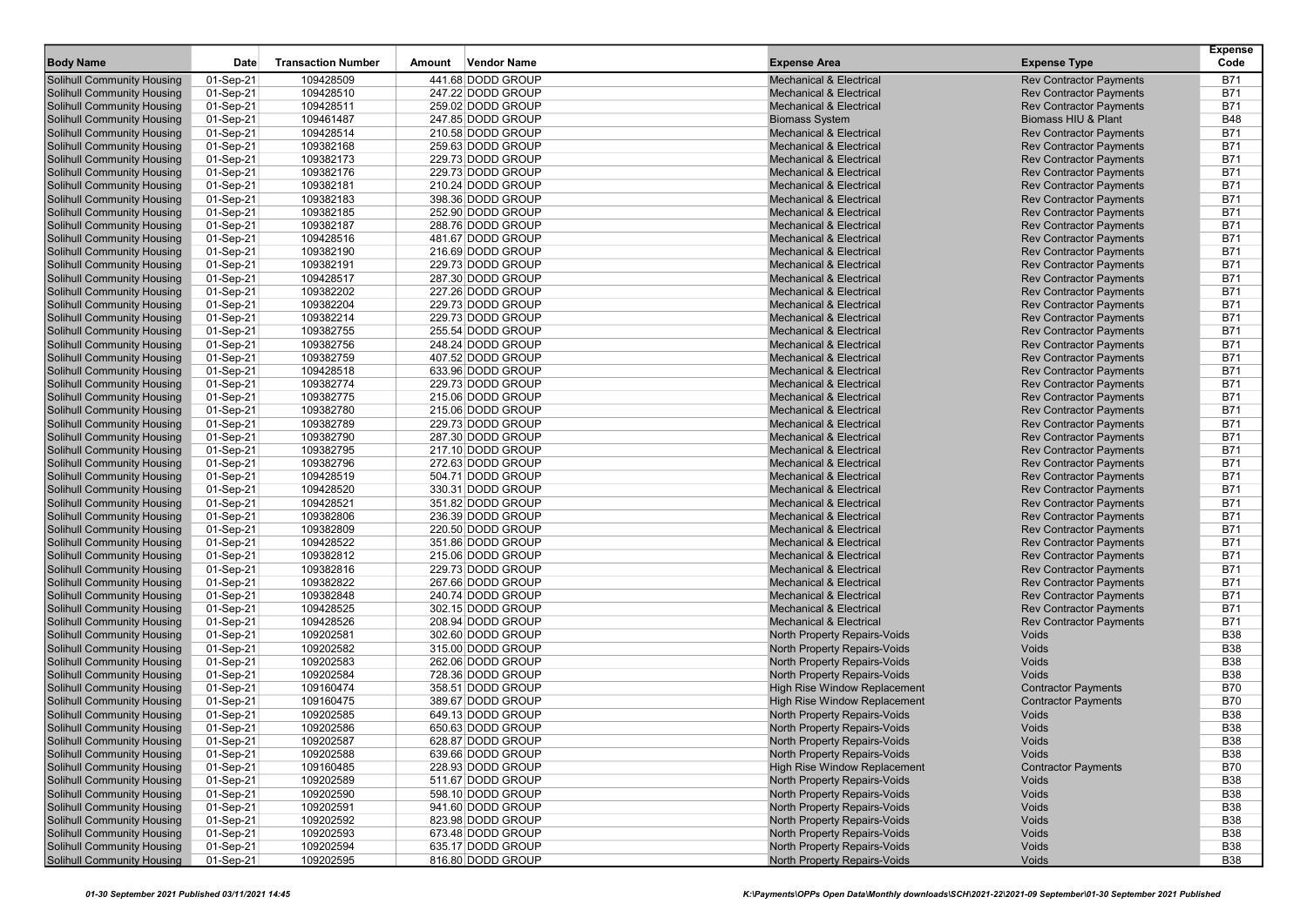| Body Name | Date | Transaction Number | Amount | Vendor Name | Expense Area | Expense Type | Expense Code |
|---|---|---|---|---|---|---|---|
| Solihull Community Housing | 01-Sep-21 | 109428509 | 441.68 | DODD GROUP | Mechanical & Electrical | Rev Contractor Payments | B71 |
| Solihull Community Housing | 01-Sep-21 | 109428510 | 247.22 | DODD GROUP | Mechanical & Electrical | Rev Contractor Payments | B71 |
| Solihull Community Housing | 01-Sep-21 | 109428511 | 259.02 | DODD GROUP | Mechanical & Electrical | Rev Contractor Payments | B71 |
| Solihull Community Housing | 01-Sep-21 | 109461487 | 247.85 | DODD GROUP | Biomass System | Biomass HIU & Plant | B48 |
| Solihull Community Housing | 01-Sep-21 | 109428514 | 210.58 | DODD GROUP | Mechanical & Electrical | Rev Contractor Payments | B71 |
| Solihull Community Housing | 01-Sep-21 | 109382168 | 259.63 | DODD GROUP | Mechanical & Electrical | Rev Contractor Payments | B71 |
| Solihull Community Housing | 01-Sep-21 | 109382173 | 229.73 | DODD GROUP | Mechanical & Electrical | Rev Contractor Payments | B71 |
| Solihull Community Housing | 01-Sep-21 | 109382176 | 229.73 | DODD GROUP | Mechanical & Electrical | Rev Contractor Payments | B71 |
| Solihull Community Housing | 01-Sep-21 | 109382181 | 210.24 | DODD GROUP | Mechanical & Electrical | Rev Contractor Payments | B71 |
| Solihull Community Housing | 01-Sep-21 | 109382183 | 398.36 | DODD GROUP | Mechanical & Electrical | Rev Contractor Payments | B71 |
| Solihull Community Housing | 01-Sep-21 | 109382185 | 252.90 | DODD GROUP | Mechanical & Electrical | Rev Contractor Payments | B71 |
| Solihull Community Housing | 01-Sep-21 | 109382187 | 288.76 | DODD GROUP | Mechanical & Electrical | Rev Contractor Payments | B71 |
| Solihull Community Housing | 01-Sep-21 | 109428516 | 481.67 | DODD GROUP | Mechanical & Electrical | Rev Contractor Payments | B71 |
| Solihull Community Housing | 01-Sep-21 | 109382190 | 216.69 | DODD GROUP | Mechanical & Electrical | Rev Contractor Payments | B71 |
| Solihull Community Housing | 01-Sep-21 | 109382191 | 229.73 | DODD GROUP | Mechanical & Electrical | Rev Contractor Payments | B71 |
| Solihull Community Housing | 01-Sep-21 | 109428517 | 287.30 | DODD GROUP | Mechanical & Electrical | Rev Contractor Payments | B71 |
| Solihull Community Housing | 01-Sep-21 | 109382202 | 227.26 | DODD GROUP | Mechanical & Electrical | Rev Contractor Payments | B71 |
| Solihull Community Housing | 01-Sep-21 | 109382204 | 229.73 | DODD GROUP | Mechanical & Electrical | Rev Contractor Payments | B71 |
| Solihull Community Housing | 01-Sep-21 | 109382214 | 229.73 | DODD GROUP | Mechanical & Electrical | Rev Contractor Payments | B71 |
| Solihull Community Housing | 01-Sep-21 | 109382755 | 255.54 | DODD GROUP | Mechanical & Electrical | Rev Contractor Payments | B71 |
| Solihull Community Housing | 01-Sep-21 | 109382756 | 248.24 | DODD GROUP | Mechanical & Electrical | Rev Contractor Payments | B71 |
| Solihull Community Housing | 01-Sep-21 | 109382759 | 407.52 | DODD GROUP | Mechanical & Electrical | Rev Contractor Payments | B71 |
| Solihull Community Housing | 01-Sep-21 | 109428518 | 633.96 | DODD GROUP | Mechanical & Electrical | Rev Contractor Payments | B71 |
| Solihull Community Housing | 01-Sep-21 | 109382774 | 229.73 | DODD GROUP | Mechanical & Electrical | Rev Contractor Payments | B71 |
| Solihull Community Housing | 01-Sep-21 | 109382775 | 215.06 | DODD GROUP | Mechanical & Electrical | Rev Contractor Payments | B71 |
| Solihull Community Housing | 01-Sep-21 | 109382780 | 215.06 | DODD GROUP | Mechanical & Electrical | Rev Contractor Payments | B71 |
| Solihull Community Housing | 01-Sep-21 | 109382789 | 229.73 | DODD GROUP | Mechanical & Electrical | Rev Contractor Payments | B71 |
| Solihull Community Housing | 01-Sep-21 | 109382790 | 287.30 | DODD GROUP | Mechanical & Electrical | Rev Contractor Payments | B71 |
| Solihull Community Housing | 01-Sep-21 | 109382795 | 217.10 | DODD GROUP | Mechanical & Electrical | Rev Contractor Payments | B71 |
| Solihull Community Housing | 01-Sep-21 | 109382796 | 272.63 | DODD GROUP | Mechanical & Electrical | Rev Contractor Payments | B71 |
| Solihull Community Housing | 01-Sep-21 | 109428519 | 504.71 | DODD GROUP | Mechanical & Electrical | Rev Contractor Payments | B71 |
| Solihull Community Housing | 01-Sep-21 | 109428520 | 330.31 | DODD GROUP | Mechanical & Electrical | Rev Contractor Payments | B71 |
| Solihull Community Housing | 01-Sep-21 | 109428521 | 351.82 | DODD GROUP | Mechanical & Electrical | Rev Contractor Payments | B71 |
| Solihull Community Housing | 01-Sep-21 | 109382806 | 236.39 | DODD GROUP | Mechanical & Electrical | Rev Contractor Payments | B71 |
| Solihull Community Housing | 01-Sep-21 | 109382809 | 220.50 | DODD GROUP | Mechanical & Electrical | Rev Contractor Payments | B71 |
| Solihull Community Housing | 01-Sep-21 | 109428522 | 351.86 | DODD GROUP | Mechanical & Electrical | Rev Contractor Payments | B71 |
| Solihull Community Housing | 01-Sep-21 | 109382812 | 215.06 | DODD GROUP | Mechanical & Electrical | Rev Contractor Payments | B71 |
| Solihull Community Housing | 01-Sep-21 | 109382816 | 229.73 | DODD GROUP | Mechanical & Electrical | Rev Contractor Payments | B71 |
| Solihull Community Housing | 01-Sep-21 | 109382822 | 267.66 | DODD GROUP | Mechanical & Electrical | Rev Contractor Payments | B71 |
| Solihull Community Housing | 01-Sep-21 | 109382848 | 240.74 | DODD GROUP | Mechanical & Electrical | Rev Contractor Payments | B71 |
| Solihull Community Housing | 01-Sep-21 | 109428525 | 302.15 | DODD GROUP | Mechanical & Electrical | Rev Contractor Payments | B71 |
| Solihull Community Housing | 01-Sep-21 | 109428526 | 208.94 | DODD GROUP | Mechanical & Electrical | Rev Contractor Payments | B71 |
| Solihull Community Housing | 01-Sep-21 | 109202581 | 302.60 | DODD GROUP | North Property Repairs-Voids | Voids | B38 |
| Solihull Community Housing | 01-Sep-21 | 109202582 | 315.00 | DODD GROUP | North Property Repairs-Voids | Voids | B38 |
| Solihull Community Housing | 01-Sep-21 | 109202583 | 262.06 | DODD GROUP | North Property Repairs-Voids | Voids | B38 |
| Solihull Community Housing | 01-Sep-21 | 109202584 | 728.36 | DODD GROUP | North Property Repairs-Voids | Voids | B38 |
| Solihull Community Housing | 01-Sep-21 | 109160474 | 358.51 | DODD GROUP | High Rise Window Replacement | Contractor Payments | B70 |
| Solihull Community Housing | 01-Sep-21 | 109160475 | 389.67 | DODD GROUP | High Rise Window Replacement | Contractor Payments | B70 |
| Solihull Community Housing | 01-Sep-21 | 109202585 | 649.13 | DODD GROUP | North Property Repairs-Voids | Voids | B38 |
| Solihull Community Housing | 01-Sep-21 | 109202586 | 650.63 | DODD GROUP | North Property Repairs-Voids | Voids | B38 |
| Solihull Community Housing | 01-Sep-21 | 109202587 | 628.87 | DODD GROUP | North Property Repairs-Voids | Voids | B38 |
| Solihull Community Housing | 01-Sep-21 | 109202588 | 639.66 | DODD GROUP | North Property Repairs-Voids | Voids | B38 |
| Solihull Community Housing | 01-Sep-21 | 109160485 | 228.93 | DODD GROUP | High Rise Window Replacement | Contractor Payments | B70 |
| Solihull Community Housing | 01-Sep-21 | 109202589 | 511.67 | DODD GROUP | North Property Repairs-Voids | Voids | B38 |
| Solihull Community Housing | 01-Sep-21 | 109202590 | 598.10 | DODD GROUP | North Property Repairs-Voids | Voids | B38 |
| Solihull Community Housing | 01-Sep-21 | 109202591 | 941.60 | DODD GROUP | North Property Repairs-Voids | Voids | B38 |
| Solihull Community Housing | 01-Sep-21 | 109202592 | 823.98 | DODD GROUP | North Property Repairs-Voids | Voids | B38 |
| Solihull Community Housing | 01-Sep-21 | 109202593 | 673.48 | DODD GROUP | North Property Repairs-Voids | Voids | B38 |
| Solihull Community Housing | 01-Sep-21 | 109202594 | 635.17 | DODD GROUP | North Property Repairs-Voids | Voids | B38 |
| Solihull Community Housing | 01-Sep-21 | 109202595 | 816.80 | DODD GROUP | North Property Repairs-Voids | Voids | B38 |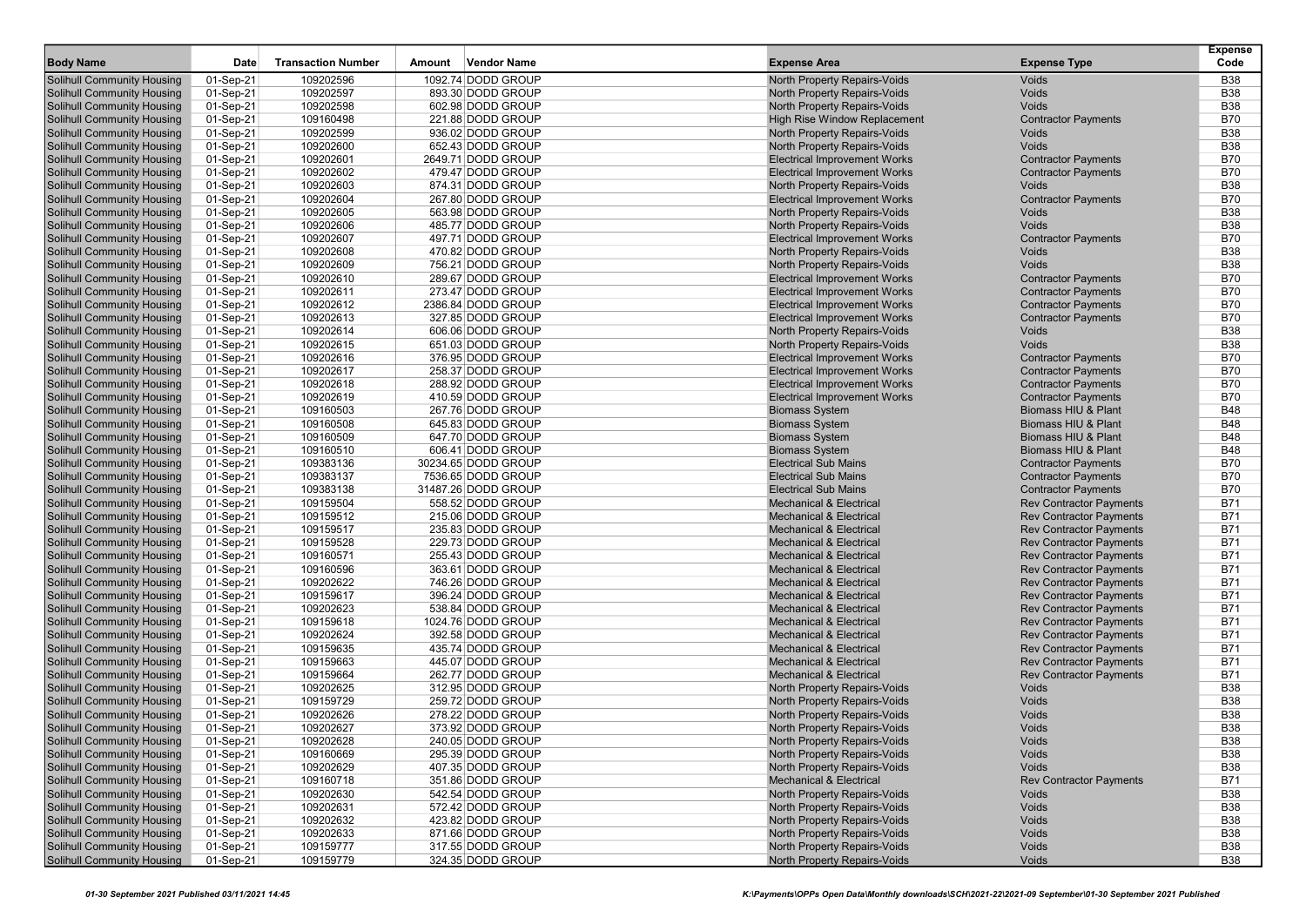| Body Name | Date | Transaction Number | Amount | Vendor Name | Expense Area | Expense Type | Expense Code |
|---|---|---|---|---|---|---|---|
| Solihull Community Housing | 01-Sep-21 | 109202596 | 1092.74 | DODD GROUP | North Property Repairs-Voids | Voids | B38 |
| Solihull Community Housing | 01-Sep-21 | 109202597 | 893.30 | DODD GROUP | North Property Repairs-Voids | Voids | B38 |
| Solihull Community Housing | 01-Sep-21 | 109202598 | 602.98 | DODD GROUP | North Property Repairs-Voids | Voids | B38 |
| Solihull Community Housing | 01-Sep-21 | 109160498 | 221.88 | DODD GROUP | High Rise Window Replacement | Contractor Payments | B70 |
| Solihull Community Housing | 01-Sep-21 | 109202599 | 936.02 | DODD GROUP | North Property Repairs-Voids | Voids | B38 |
| Solihull Community Housing | 01-Sep-21 | 109202600 | 652.43 | DODD GROUP | North Property Repairs-Voids | Voids | B38 |
| Solihull Community Housing | 01-Sep-21 | 109202601 | 2649.71 | DODD GROUP | Electrical Improvement Works | Contractor Payments | B70 |
| Solihull Community Housing | 01-Sep-21 | 109202602 | 479.47 | DODD GROUP | Electrical Improvement Works | Contractor Payments | B70 |
| Solihull Community Housing | 01-Sep-21 | 109202603 | 874.31 | DODD GROUP | North Property Repairs-Voids | Voids | B38 |
| Solihull Community Housing | 01-Sep-21 | 109202604 | 267.80 | DODD GROUP | Electrical Improvement Works | Contractor Payments | B70 |
| Solihull Community Housing | 01-Sep-21 | 109202605 | 563.98 | DODD GROUP | North Property Repairs-Voids | Voids | B38 |
| Solihull Community Housing | 01-Sep-21 | 109202606 | 485.77 | DODD GROUP | North Property Repairs-Voids | Voids | B38 |
| Solihull Community Housing | 01-Sep-21 | 109202607 | 497.71 | DODD GROUP | Electrical Improvement Works | Contractor Payments | B70 |
| Solihull Community Housing | 01-Sep-21 | 109202608 | 470.82 | DODD GROUP | North Property Repairs-Voids | Voids | B38 |
| Solihull Community Housing | 01-Sep-21 | 109202609 | 756.21 | DODD GROUP | North Property Repairs-Voids | Voids | B38 |
| Solihull Community Housing | 01-Sep-21 | 109202610 | 289.67 | DODD GROUP | Electrical Improvement Works | Contractor Payments | B70 |
| Solihull Community Housing | 01-Sep-21 | 109202611 | 273.47 | DODD GROUP | Electrical Improvement Works | Contractor Payments | B70 |
| Solihull Community Housing | 01-Sep-21 | 109202612 | 2386.84 | DODD GROUP | Electrical Improvement Works | Contractor Payments | B70 |
| Solihull Community Housing | 01-Sep-21 | 109202613 | 327.85 | DODD GROUP | Electrical Improvement Works | Contractor Payments | B70 |
| Solihull Community Housing | 01-Sep-21 | 109202614 | 606.06 | DODD GROUP | North Property Repairs-Voids | Voids | B38 |
| Solihull Community Housing | 01-Sep-21 | 109202615 | 651.03 | DODD GROUP | North Property Repairs-Voids | Voids | B38 |
| Solihull Community Housing | 01-Sep-21 | 109202616 | 376.95 | DODD GROUP | Electrical Improvement Works | Contractor Payments | B70 |
| Solihull Community Housing | 01-Sep-21 | 109202617 | 258.37 | DODD GROUP | Electrical Improvement Works | Contractor Payments | B70 |
| Solihull Community Housing | 01-Sep-21 | 109202618 | 288.92 | DODD GROUP | Electrical Improvement Works | Contractor Payments | B70 |
| Solihull Community Housing | 01-Sep-21 | 109202619 | 410.59 | DODD GROUP | Electrical Improvement Works | Contractor Payments | B70 |
| Solihull Community Housing | 01-Sep-21 | 109160503 | 267.76 | DODD GROUP | Biomass System | Biomass HIU & Plant | B48 |
| Solihull Community Housing | 01-Sep-21 | 109160508 | 645.83 | DODD GROUP | Biomass System | Biomass HIU & Plant | B48 |
| Solihull Community Housing | 01-Sep-21 | 109160509 | 647.70 | DODD GROUP | Biomass System | Biomass HIU & Plant | B48 |
| Solihull Community Housing | 01-Sep-21 | 109160510 | 606.41 | DODD GROUP | Biomass System | Biomass HIU & Plant | B48 |
| Solihull Community Housing | 01-Sep-21 | 109383136 | 30234.65 | DODD GROUP | Electrical Sub Mains | Contractor Payments | B70 |
| Solihull Community Housing | 01-Sep-21 | 109383137 | 7536.65 | DODD GROUP | Electrical Sub Mains | Contractor Payments | B70 |
| Solihull Community Housing | 01-Sep-21 | 109383138 | 31487.26 | DODD GROUP | Electrical Sub Mains | Contractor Payments | B70 |
| Solihull Community Housing | 01-Sep-21 | 109159504 | 558.52 | DODD GROUP | Mechanical & Electrical | Rev Contractor Payments | B71 |
| Solihull Community Housing | 01-Sep-21 | 109159512 | 215.06 | DODD GROUP | Mechanical & Electrical | Rev Contractor Payments | B71 |
| Solihull Community Housing | 01-Sep-21 | 109159517 | 235.83 | DODD GROUP | Mechanical & Electrical | Rev Contractor Payments | B71 |
| Solihull Community Housing | 01-Sep-21 | 109159528 | 229.73 | DODD GROUP | Mechanical & Electrical | Rev Contractor Payments | B71 |
| Solihull Community Housing | 01-Sep-21 | 109160571 | 255.43 | DODD GROUP | Mechanical & Electrical | Rev Contractor Payments | B71 |
| Solihull Community Housing | 01-Sep-21 | 109160596 | 363.61 | DODD GROUP | Mechanical & Electrical | Rev Contractor Payments | B71 |
| Solihull Community Housing | 01-Sep-21 | 109202622 | 746.26 | DODD GROUP | Mechanical & Electrical | Rev Contractor Payments | B71 |
| Solihull Community Housing | 01-Sep-21 | 109159617 | 396.24 | DODD GROUP | Mechanical & Electrical | Rev Contractor Payments | B71 |
| Solihull Community Housing | 01-Sep-21 | 109202623 | 538.84 | DODD GROUP | Mechanical & Electrical | Rev Contractor Payments | B71 |
| Solihull Community Housing | 01-Sep-21 | 109159618 | 1024.76 | DODD GROUP | Mechanical & Electrical | Rev Contractor Payments | B71 |
| Solihull Community Housing | 01-Sep-21 | 109202624 | 392.58 | DODD GROUP | Mechanical & Electrical | Rev Contractor Payments | B71 |
| Solihull Community Housing | 01-Sep-21 | 109159635 | 435.74 | DODD GROUP | Mechanical & Electrical | Rev Contractor Payments | B71 |
| Solihull Community Housing | 01-Sep-21 | 109159663 | 445.07 | DODD GROUP | Mechanical & Electrical | Rev Contractor Payments | B71 |
| Solihull Community Housing | 01-Sep-21 | 109159664 | 262.77 | DODD GROUP | Mechanical & Electrical | Rev Contractor Payments | B71 |
| Solihull Community Housing | 01-Sep-21 | 109202625 | 312.95 | DODD GROUP | North Property Repairs-Voids | Voids | B38 |
| Solihull Community Housing | 01-Sep-21 | 109159729 | 259.72 | DODD GROUP | North Property Repairs-Voids | Voids | B38 |
| Solihull Community Housing | 01-Sep-21 | 109202626 | 278.22 | DODD GROUP | North Property Repairs-Voids | Voids | B38 |
| Solihull Community Housing | 01-Sep-21 | 109202627 | 373.92 | DODD GROUP | North Property Repairs-Voids | Voids | B38 |
| Solihull Community Housing | 01-Sep-21 | 109202628 | 240.05 | DODD GROUP | North Property Repairs-Voids | Voids | B38 |
| Solihull Community Housing | 01-Sep-21 | 109160669 | 295.39 | DODD GROUP | North Property Repairs-Voids | Voids | B38 |
| Solihull Community Housing | 01-Sep-21 | 109202629 | 407.35 | DODD GROUP | North Property Repairs-Voids | Voids | B38 |
| Solihull Community Housing | 01-Sep-21 | 109160718 | 351.86 | DODD GROUP | Mechanical & Electrical | Rev Contractor Payments | B71 |
| Solihull Community Housing | 01-Sep-21 | 109202630 | 542.54 | DODD GROUP | North Property Repairs-Voids | Voids | B38 |
| Solihull Community Housing | 01-Sep-21 | 109202631 | 572.42 | DODD GROUP | North Property Repairs-Voids | Voids | B38 |
| Solihull Community Housing | 01-Sep-21 | 109202632 | 423.82 | DODD GROUP | North Property Repairs-Voids | Voids | B38 |
| Solihull Community Housing | 01-Sep-21 | 109202633 | 871.66 | DODD GROUP | North Property Repairs-Voids | Voids | B38 |
| Solihull Community Housing | 01-Sep-21 | 109159777 | 317.55 | DODD GROUP | North Property Repairs-Voids | Voids | B38 |
| Solihull Community Housing | 01-Sep-21 | 109159779 | 324.35 | DODD GROUP | North Property Repairs-Voids | Voids | B38 |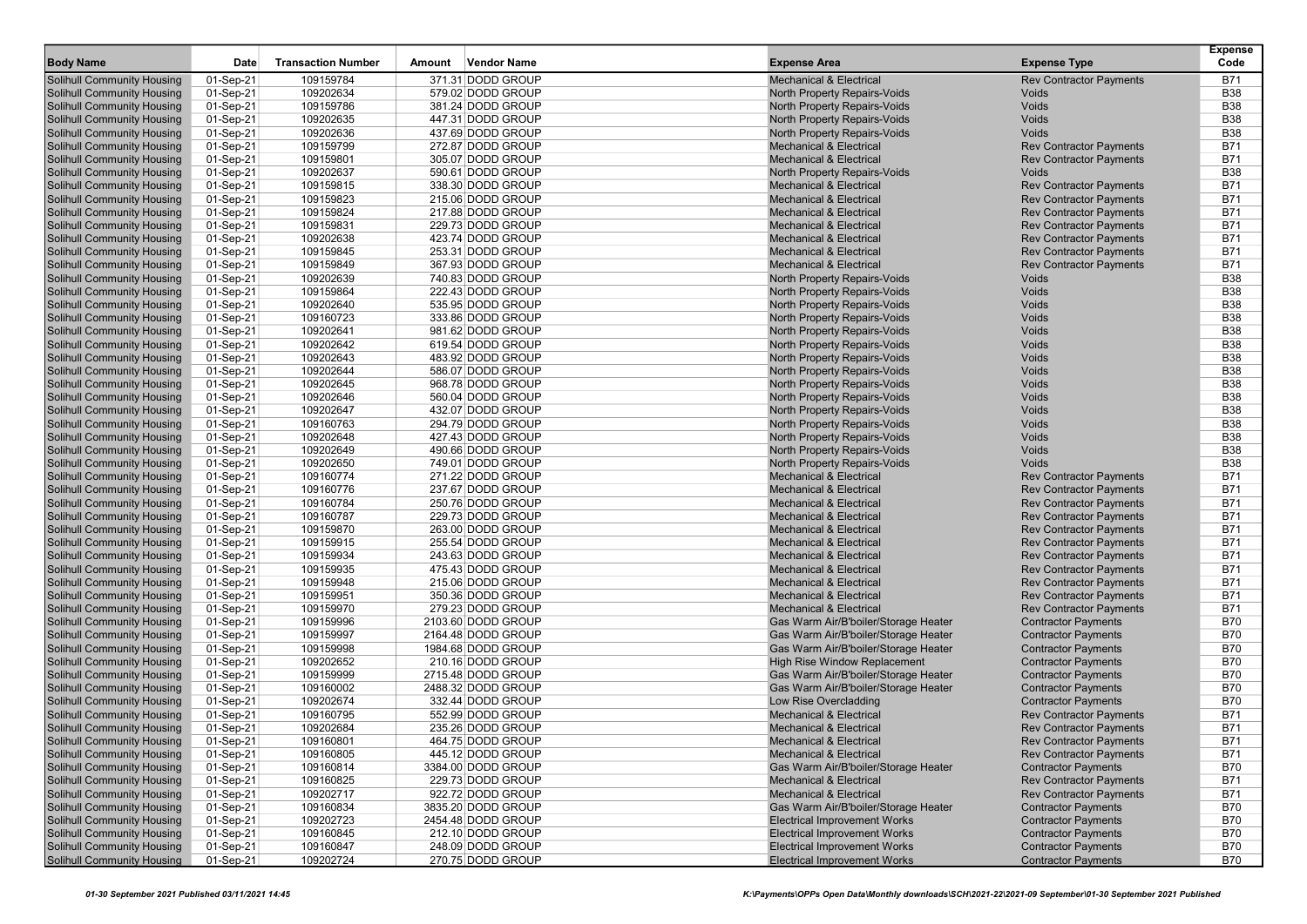| Body Name | Date | Transaction Number | Amount | Vendor Name | Expense Area | Expense Type | Expense Code |
|---|---|---|---|---|---|---|---|
| Solihull Community Housing | 01-Sep-21 | 109159784 | 371.31 | DODD GROUP | Mechanical & Electrical | Rev Contractor Payments | B71 |
| Solihull Community Housing | 01-Sep-21 | 109202634 | 579.02 | DODD GROUP | North Property Repairs-Voids | Voids | B38 |
| Solihull Community Housing | 01-Sep-21 | 109159786 | 381.24 | DODD GROUP | North Property Repairs-Voids | Voids | B38 |
| Solihull Community Housing | 01-Sep-21 | 109202635 | 447.31 | DODD GROUP | North Property Repairs-Voids | Voids | B38 |
| Solihull Community Housing | 01-Sep-21 | 109202636 | 437.69 | DODD GROUP | North Property Repairs-Voids | Voids | B38 |
| Solihull Community Housing | 01-Sep-21 | 109159799 | 272.87 | DODD GROUP | Mechanical & Electrical | Rev Contractor Payments | B71 |
| Solihull Community Housing | 01-Sep-21 | 109159801 | 305.07 | DODD GROUP | Mechanical & Electrical | Rev Contractor Payments | B71 |
| Solihull Community Housing | 01-Sep-21 | 109202637 | 590.61 | DODD GROUP | North Property Repairs-Voids | Voids | B38 |
| Solihull Community Housing | 01-Sep-21 | 109159815 | 338.30 | DODD GROUP | Mechanical & Electrical | Rev Contractor Payments | B71 |
| Solihull Community Housing | 01-Sep-21 | 109159823 | 215.06 | DODD GROUP | Mechanical & Electrical | Rev Contractor Payments | B71 |
| Solihull Community Housing | 01-Sep-21 | 109159824 | 217.88 | DODD GROUP | Mechanical & Electrical | Rev Contractor Payments | B71 |
| Solihull Community Housing | 01-Sep-21 | 109159831 | 229.73 | DODD GROUP | Mechanical & Electrical | Rev Contractor Payments | B71 |
| Solihull Community Housing | 01-Sep-21 | 109202638 | 423.74 | DODD GROUP | Mechanical & Electrical | Rev Contractor Payments | B71 |
| Solihull Community Housing | 01-Sep-21 | 109159845 | 253.31 | DODD GROUP | Mechanical & Electrical | Rev Contractor Payments | B71 |
| Solihull Community Housing | 01-Sep-21 | 109159849 | 367.93 | DODD GROUP | Mechanical & Electrical | Rev Contractor Payments | B71 |
| Solihull Community Housing | 01-Sep-21 | 109202639 | 740.83 | DODD GROUP | North Property Repairs-Voids | Voids | B38 |
| Solihull Community Housing | 01-Sep-21 | 109159864 | 222.43 | DODD GROUP | North Property Repairs-Voids | Voids | B38 |
| Solihull Community Housing | 01-Sep-21 | 109202640 | 535.95 | DODD GROUP | North Property Repairs-Voids | Voids | B38 |
| Solihull Community Housing | 01-Sep-21 | 109160723 | 333.86 | DODD GROUP | North Property Repairs-Voids | Voids | B38 |
| Solihull Community Housing | 01-Sep-21 | 109202641 | 981.62 | DODD GROUP | North Property Repairs-Voids | Voids | B38 |
| Solihull Community Housing | 01-Sep-21 | 109202642 | 619.54 | DODD GROUP | North Property Repairs-Voids | Voids | B38 |
| Solihull Community Housing | 01-Sep-21 | 109202643 | 483.92 | DODD GROUP | North Property Repairs-Voids | Voids | B38 |
| Solihull Community Housing | 01-Sep-21 | 109202644 | 586.07 | DODD GROUP | North Property Repairs-Voids | Voids | B38 |
| Solihull Community Housing | 01-Sep-21 | 109202645 | 968.78 | DODD GROUP | North Property Repairs-Voids | Voids | B38 |
| Solihull Community Housing | 01-Sep-21 | 109202646 | 560.04 | DODD GROUP | North Property Repairs-Voids | Voids | B38 |
| Solihull Community Housing | 01-Sep-21 | 109202647 | 432.07 | DODD GROUP | North Property Repairs-Voids | Voids | B38 |
| Solihull Community Housing | 01-Sep-21 | 109160763 | 294.79 | DODD GROUP | North Property Repairs-Voids | Voids | B38 |
| Solihull Community Housing | 01-Sep-21 | 109202648 | 427.43 | DODD GROUP | North Property Repairs-Voids | Voids | B38 |
| Solihull Community Housing | 01-Sep-21 | 109202649 | 490.66 | DODD GROUP | North Property Repairs-Voids | Voids | B38 |
| Solihull Community Housing | 01-Sep-21 | 109202650 | 749.01 | DODD GROUP | North Property Repairs-Voids | Voids | B38 |
| Solihull Community Housing | 01-Sep-21 | 109160774 | 271.22 | DODD GROUP | Mechanical & Electrical | Rev Contractor Payments | B71 |
| Solihull Community Housing | 01-Sep-21 | 109160776 | 237.67 | DODD GROUP | Mechanical & Electrical | Rev Contractor Payments | B71 |
| Solihull Community Housing | 01-Sep-21 | 109160784 | 250.76 | DODD GROUP | Mechanical & Electrical | Rev Contractor Payments | B71 |
| Solihull Community Housing | 01-Sep-21 | 109160787 | 229.73 | DODD GROUP | Mechanical & Electrical | Rev Contractor Payments | B71 |
| Solihull Community Housing | 01-Sep-21 | 109159870 | 263.00 | DODD GROUP | Mechanical & Electrical | Rev Contractor Payments | B71 |
| Solihull Community Housing | 01-Sep-21 | 109159915 | 255.54 | DODD GROUP | Mechanical & Electrical | Rev Contractor Payments | B71 |
| Solihull Community Housing | 01-Sep-21 | 109159934 | 243.63 | DODD GROUP | Mechanical & Electrical | Rev Contractor Payments | B71 |
| Solihull Community Housing | 01-Sep-21 | 109159935 | 475.43 | DODD GROUP | Mechanical & Electrical | Rev Contractor Payments | B71 |
| Solihull Community Housing | 01-Sep-21 | 109159948 | 215.06 | DODD GROUP | Mechanical & Electrical | Rev Contractor Payments | B71 |
| Solihull Community Housing | 01-Sep-21 | 109159951 | 350.36 | DODD GROUP | Mechanical & Electrical | Rev Contractor Payments | B71 |
| Solihull Community Housing | 01-Sep-21 | 109159970 | 279.23 | DODD GROUP | Mechanical & Electrical | Rev Contractor Payments | B71 |
| Solihull Community Housing | 01-Sep-21 | 109159996 | 2103.60 | DODD GROUP | Gas Warm Air/B'boiler/Storage Heater | Contractor Payments | B70 |
| Solihull Community Housing | 01-Sep-21 | 109159997 | 2164.48 | DODD GROUP | Gas Warm Air/B'boiler/Storage Heater | Contractor Payments | B70 |
| Solihull Community Housing | 01-Sep-21 | 109159998 | 1984.68 | DODD GROUP | Gas Warm Air/B'boiler/Storage Heater | Contractor Payments | B70 |
| Solihull Community Housing | 01-Sep-21 | 109202652 | 210.16 | DODD GROUP | High Rise Window Replacement | Contractor Payments | B70 |
| Solihull Community Housing | 01-Sep-21 | 109159999 | 2715.48 | DODD GROUP | Gas Warm Air/B'boiler/Storage Heater | Contractor Payments | B70 |
| Solihull Community Housing | 01-Sep-21 | 109160002 | 2488.32 | DODD GROUP | Gas Warm Air/B'boiler/Storage Heater | Contractor Payments | B70 |
| Solihull Community Housing | 01-Sep-21 | 109202674 | 332.44 | DODD GROUP | Low Rise Overcladding | Contractor Payments | B70 |
| Solihull Community Housing | 01-Sep-21 | 109160795 | 552.99 | DODD GROUP | Mechanical & Electrical | Rev Contractor Payments | B71 |
| Solihull Community Housing | 01-Sep-21 | 109202684 | 235.26 | DODD GROUP | Mechanical & Electrical | Rev Contractor Payments | B71 |
| Solihull Community Housing | 01-Sep-21 | 109160801 | 464.75 | DODD GROUP | Mechanical & Electrical | Rev Contractor Payments | B71 |
| Solihull Community Housing | 01-Sep-21 | 109160805 | 445.12 | DODD GROUP | Mechanical & Electrical | Rev Contractor Payments | B71 |
| Solihull Community Housing | 01-Sep-21 | 109160814 | 3384.00 | DODD GROUP | Gas Warm Air/B'boiler/Storage Heater | Contractor Payments | B70 |
| Solihull Community Housing | 01-Sep-21 | 109160825 | 229.73 | DODD GROUP | Mechanical & Electrical | Rev Contractor Payments | B71 |
| Solihull Community Housing | 01-Sep-21 | 109202717 | 922.72 | DODD GROUP | Mechanical & Electrical | Rev Contractor Payments | B71 |
| Solihull Community Housing | 01-Sep-21 | 109160834 | 3835.20 | DODD GROUP | Gas Warm Air/B'boiler/Storage Heater | Contractor Payments | B70 |
| Solihull Community Housing | 01-Sep-21 | 109202723 | 2454.48 | DODD GROUP | Electrical Improvement Works | Contractor Payments | B70 |
| Solihull Community Housing | 01-Sep-21 | 109160845 | 212.10 | DODD GROUP | Electrical Improvement Works | Contractor Payments | B70 |
| Solihull Community Housing | 01-Sep-21 | 109160847 | 248.09 | DODD GROUP | Electrical Improvement Works | Contractor Payments | B70 |
| Solihull Community Housing | 01-Sep-21 | 109202724 | 270.75 | DODD GROUP | Electrical Improvement Works | Contractor Payments | B70 |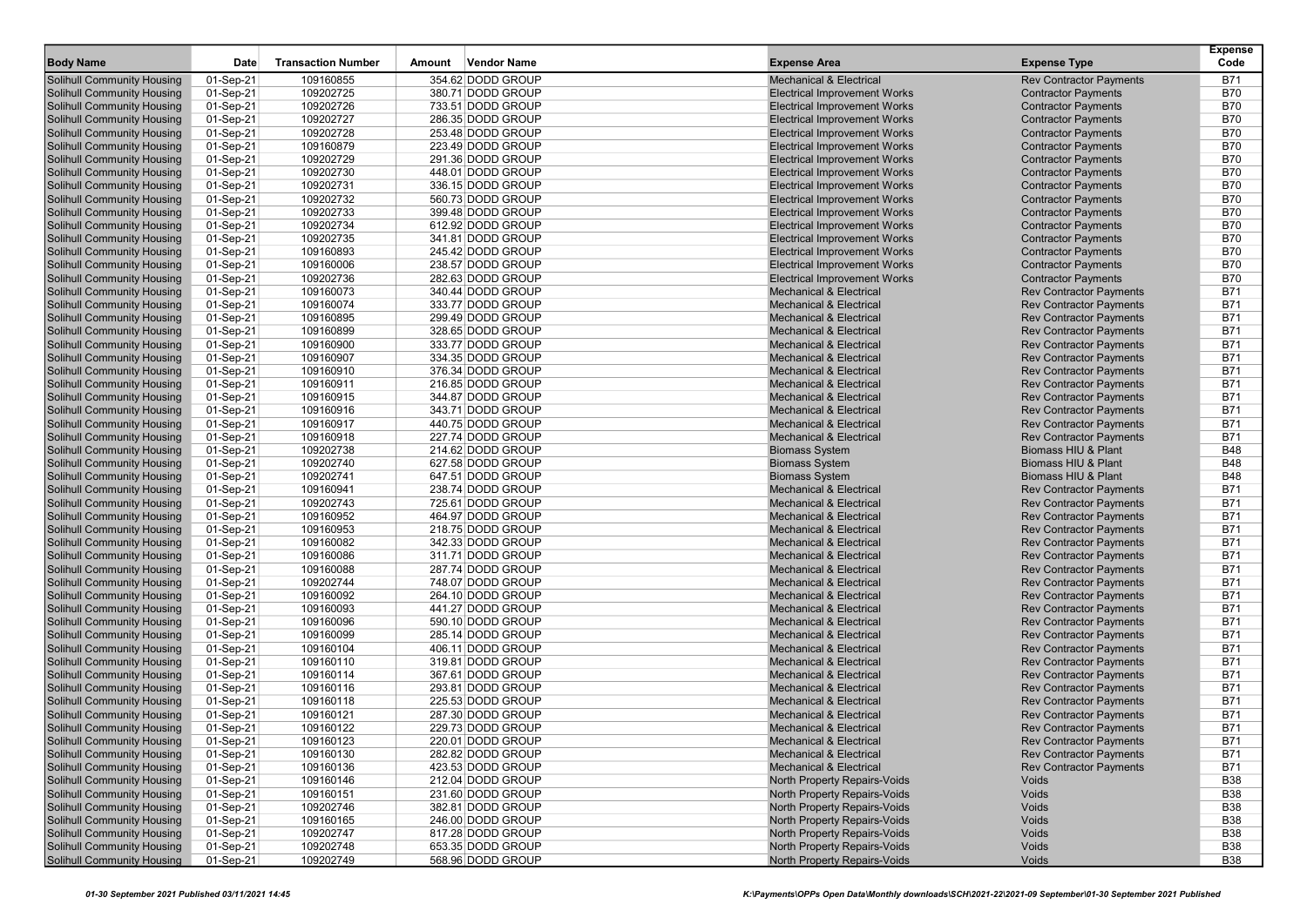| Body Name | Date | Transaction Number | Amount | Vendor Name | Expense Area | Expense Type | Expense Code |
|---|---|---|---|---|---|---|---|
| Solihull Community Housing | 01-Sep-21 | 109160855 | 354.62 | DODD GROUP | Mechanical & Electrical | Rev Contractor Payments | B71 |
| Solihull Community Housing | 01-Sep-21 | 109202725 | 380.71 | DODD GROUP | Electrical Improvement Works | Contractor Payments | B70 |
| Solihull Community Housing | 01-Sep-21 | 109202726 | 733.51 | DODD GROUP | Electrical Improvement Works | Contractor Payments | B70 |
| Solihull Community Housing | 01-Sep-21 | 109202727 | 286.35 | DODD GROUP | Electrical Improvement Works | Contractor Payments | B70 |
| Solihull Community Housing | 01-Sep-21 | 109202728 | 253.48 | DODD GROUP | Electrical Improvement Works | Contractor Payments | B70 |
| Solihull Community Housing | 01-Sep-21 | 109160879 | 223.49 | DODD GROUP | Electrical Improvement Works | Contractor Payments | B70 |
| Solihull Community Housing | 01-Sep-21 | 109202729 | 291.36 | DODD GROUP | Electrical Improvement Works | Contractor Payments | B70 |
| Solihull Community Housing | 01-Sep-21 | 109202730 | 448.01 | DODD GROUP | Electrical Improvement Works | Contractor Payments | B70 |
| Solihull Community Housing | 01-Sep-21 | 109202731 | 336.15 | DODD GROUP | Electrical Improvement Works | Contractor Payments | B70 |
| Solihull Community Housing | 01-Sep-21 | 109202732 | 560.73 | DODD GROUP | Electrical Improvement Works | Contractor Payments | B70 |
| Solihull Community Housing | 01-Sep-21 | 109202733 | 399.48 | DODD GROUP | Electrical Improvement Works | Contractor Payments | B70 |
| Solihull Community Housing | 01-Sep-21 | 109202734 | 612.92 | DODD GROUP | Electrical Improvement Works | Contractor Payments | B70 |
| Solihull Community Housing | 01-Sep-21 | 109202735 | 341.81 | DODD GROUP | Electrical Improvement Works | Contractor Payments | B70 |
| Solihull Community Housing | 01-Sep-21 | 109160893 | 245.42 | DODD GROUP | Electrical Improvement Works | Contractor Payments | B70 |
| Solihull Community Housing | 01-Sep-21 | 109160006 | 238.57 | DODD GROUP | Electrical Improvement Works | Contractor Payments | B70 |
| Solihull Community Housing | 01-Sep-21 | 109202736 | 282.63 | DODD GROUP | Electrical Improvement Works | Contractor Payments | B70 |
| Solihull Community Housing | 01-Sep-21 | 109160073 | 340.44 | DODD GROUP | Mechanical & Electrical | Rev Contractor Payments | B71 |
| Solihull Community Housing | 01-Sep-21 | 109160074 | 333.77 | DODD GROUP | Mechanical & Electrical | Rev Contractor Payments | B71 |
| Solihull Community Housing | 01-Sep-21 | 109160895 | 299.49 | DODD GROUP | Mechanical & Electrical | Rev Contractor Payments | B71 |
| Solihull Community Housing | 01-Sep-21 | 109160899 | 328.65 | DODD GROUP | Mechanical & Electrical | Rev Contractor Payments | B71 |
| Solihull Community Housing | 01-Sep-21 | 109160900 | 333.77 | DODD GROUP | Mechanical & Electrical | Rev Contractor Payments | B71 |
| Solihull Community Housing | 01-Sep-21 | 109160907 | 334.35 | DODD GROUP | Mechanical & Electrical | Rev Contractor Payments | B71 |
| Solihull Community Housing | 01-Sep-21 | 109160910 | 376.34 | DODD GROUP | Mechanical & Electrical | Rev Contractor Payments | B71 |
| Solihull Community Housing | 01-Sep-21 | 109160911 | 216.85 | DODD GROUP | Mechanical & Electrical | Rev Contractor Payments | B71 |
| Solihull Community Housing | 01-Sep-21 | 109160915 | 344.87 | DODD GROUP | Mechanical & Electrical | Rev Contractor Payments | B71 |
| Solihull Community Housing | 01-Sep-21 | 109160916 | 343.71 | DODD GROUP | Mechanical & Electrical | Rev Contractor Payments | B71 |
| Solihull Community Housing | 01-Sep-21 | 109160917 | 440.75 | DODD GROUP | Mechanical & Electrical | Rev Contractor Payments | B71 |
| Solihull Community Housing | 01-Sep-21 | 109160918 | 227.74 | DODD GROUP | Mechanical & Electrical | Rev Contractor Payments | B71 |
| Solihull Community Housing | 01-Sep-21 | 109202738 | 214.62 | DODD GROUP | Biomass System | Biomass HIU & Plant | B48 |
| Solihull Community Housing | 01-Sep-21 | 109202740 | 627.58 | DODD GROUP | Biomass System | Biomass HIU & Plant | B48 |
| Solihull Community Housing | 01-Sep-21 | 109202741 | 647.51 | DODD GROUP | Biomass System | Biomass HIU & Plant | B48 |
| Solihull Community Housing | 01-Sep-21 | 109160941 | 238.74 | DODD GROUP | Mechanical & Electrical | Rev Contractor Payments | B71 |
| Solihull Community Housing | 01-Sep-21 | 109202743 | 725.61 | DODD GROUP | Mechanical & Electrical | Rev Contractor Payments | B71 |
| Solihull Community Housing | 01-Sep-21 | 109160952 | 464.97 | DODD GROUP | Mechanical & Electrical | Rev Contractor Payments | B71 |
| Solihull Community Housing | 01-Sep-21 | 109160953 | 218.75 | DODD GROUP | Mechanical & Electrical | Rev Contractor Payments | B71 |
| Solihull Community Housing | 01-Sep-21 | 109160082 | 342.33 | DODD GROUP | Mechanical & Electrical | Rev Contractor Payments | B71 |
| Solihull Community Housing | 01-Sep-21 | 109160086 | 311.71 | DODD GROUP | Mechanical & Electrical | Rev Contractor Payments | B71 |
| Solihull Community Housing | 01-Sep-21 | 109160088 | 287.74 | DODD GROUP | Mechanical & Electrical | Rev Contractor Payments | B71 |
| Solihull Community Housing | 01-Sep-21 | 109202744 | 748.07 | DODD GROUP | Mechanical & Electrical | Rev Contractor Payments | B71 |
| Solihull Community Housing | 01-Sep-21 | 109160092 | 264.10 | DODD GROUP | Mechanical & Electrical | Rev Contractor Payments | B71 |
| Solihull Community Housing | 01-Sep-21 | 109160093 | 441.27 | DODD GROUP | Mechanical & Electrical | Rev Contractor Payments | B71 |
| Solihull Community Housing | 01-Sep-21 | 109160096 | 590.10 | DODD GROUP | Mechanical & Electrical | Rev Contractor Payments | B71 |
| Solihull Community Housing | 01-Sep-21 | 109160099 | 285.14 | DODD GROUP | Mechanical & Electrical | Rev Contractor Payments | B71 |
| Solihull Community Housing | 01-Sep-21 | 109160104 | 406.11 | DODD GROUP | Mechanical & Electrical | Rev Contractor Payments | B71 |
| Solihull Community Housing | 01-Sep-21 | 109160110 | 319.81 | DODD GROUP | Mechanical & Electrical | Rev Contractor Payments | B71 |
| Solihull Community Housing | 01-Sep-21 | 109160114 | 367.61 | DODD GROUP | Mechanical & Electrical | Rev Contractor Payments | B71 |
| Solihull Community Housing | 01-Sep-21 | 109160116 | 293.81 | DODD GROUP | Mechanical & Electrical | Rev Contractor Payments | B71 |
| Solihull Community Housing | 01-Sep-21 | 109160118 | 225.53 | DODD GROUP | Mechanical & Electrical | Rev Contractor Payments | B71 |
| Solihull Community Housing | 01-Sep-21 | 109160121 | 287.30 | DODD GROUP | Mechanical & Electrical | Rev Contractor Payments | B71 |
| Solihull Community Housing | 01-Sep-21 | 109160122 | 229.73 | DODD GROUP | Mechanical & Electrical | Rev Contractor Payments | B71 |
| Solihull Community Housing | 01-Sep-21 | 109160123 | 220.01 | DODD GROUP | Mechanical & Electrical | Rev Contractor Payments | B71 |
| Solihull Community Housing | 01-Sep-21 | 109160130 | 282.82 | DODD GROUP | Mechanical & Electrical | Rev Contractor Payments | B71 |
| Solihull Community Housing | 01-Sep-21 | 109160136 | 423.53 | DODD GROUP | Mechanical & Electrical | Rev Contractor Payments | B71 |
| Solihull Community Housing | 01-Sep-21 | 109160146 | 212.04 | DODD GROUP | North Property Repairs-Voids | Voids | B38 |
| Solihull Community Housing | 01-Sep-21 | 109160151 | 231.60 | DODD GROUP | North Property Repairs-Voids | Voids | B38 |
| Solihull Community Housing | 01-Sep-21 | 109202746 | 382.81 | DODD GROUP | North Property Repairs-Voids | Voids | B38 |
| Solihull Community Housing | 01-Sep-21 | 109160165 | 246.00 | DODD GROUP | North Property Repairs-Voids | Voids | B38 |
| Solihull Community Housing | 01-Sep-21 | 109202747 | 817.28 | DODD GROUP | North Property Repairs-Voids | Voids | B38 |
| Solihull Community Housing | 01-Sep-21 | 109202748 | 653.35 | DODD GROUP | North Property Repairs-Voids | Voids | B38 |
| Solihull Community Housing | 01-Sep-21 | 109202749 | 568.96 | DODD GROUP | North Property Repairs-Voids | Voids | B38 |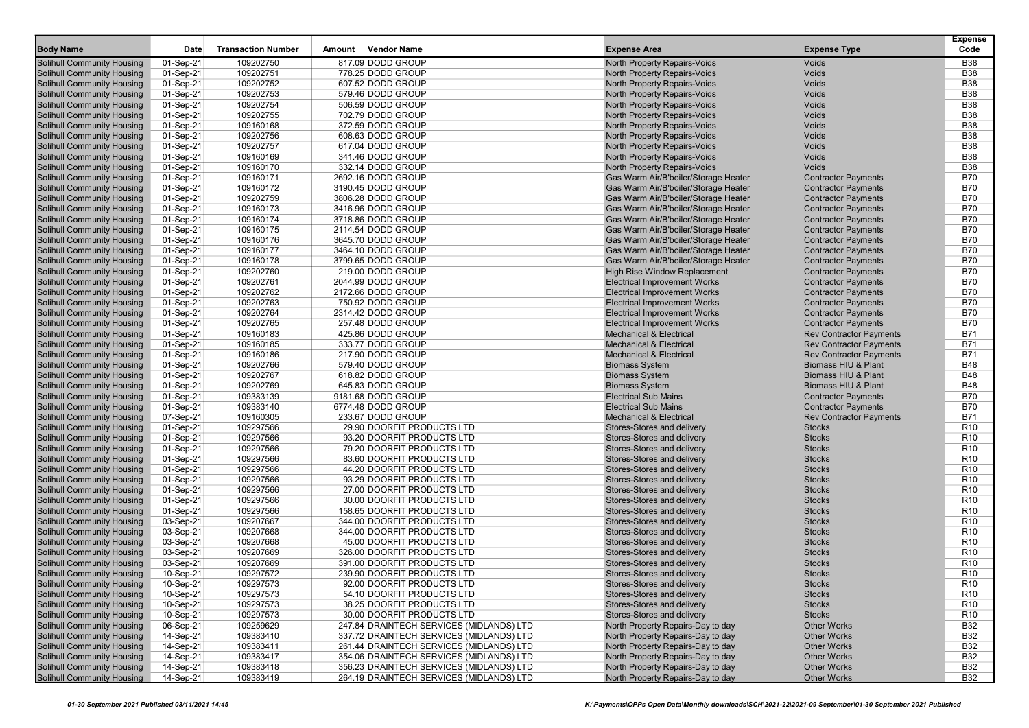| Body Name | Date | Transaction Number | Amount | Vendor Name | Expense Area | Expense Type | Expense Code |
|---|---|---|---|---|---|---|---|
| Solihull Community Housing | 01-Sep-21 | 109202750 | 817.09 | DODD GROUP | North Property Repairs-Voids | Voids | B38 |
| Solihull Community Housing | 01-Sep-21 | 109202751 | 778.25 | DODD GROUP | North Property Repairs-Voids | Voids | B38 |
| Solihull Community Housing | 01-Sep-21 | 109202752 | 607.52 | DODD GROUP | North Property Repairs-Voids | Voids | B38 |
| Solihull Community Housing | 01-Sep-21 | 109202753 | 579.46 | DODD GROUP | North Property Repairs-Voids | Voids | B38 |
| Solihull Community Housing | 01-Sep-21 | 109202754 | 506.59 | DODD GROUP | North Property Repairs-Voids | Voids | B38 |
| Solihull Community Housing | 01-Sep-21 | 109202755 | 702.79 | DODD GROUP | North Property Repairs-Voids | Voids | B38 |
| Solihull Community Housing | 01-Sep-21 | 109160168 | 372.59 | DODD GROUP | North Property Repairs-Voids | Voids | B38 |
| Solihull Community Housing | 01-Sep-21 | 109202756 | 608.63 | DODD GROUP | North Property Repairs-Voids | Voids | B38 |
| Solihull Community Housing | 01-Sep-21 | 109202757 | 617.04 | DODD GROUP | North Property Repairs-Voids | Voids | B38 |
| Solihull Community Housing | 01-Sep-21 | 109160169 | 341.46 | DODD GROUP | North Property Repairs-Voids | Voids | B38 |
| Solihull Community Housing | 01-Sep-21 | 109160170 | 332.14 | DODD GROUP | North Property Repairs-Voids | Voids | B38 |
| Solihull Community Housing | 01-Sep-21 | 109160171 | 2692.16 | DODD GROUP | Gas Warm Air/B'boiler/Storage Heater | Contractor Payments | B70 |
| Solihull Community Housing | 01-Sep-21 | 109160172 | 3190.45 | DODD GROUP | Gas Warm Air/B'boiler/Storage Heater | Contractor Payments | B70 |
| Solihull Community Housing | 01-Sep-21 | 109202759 | 3806.28 | DODD GROUP | Gas Warm Air/B'boiler/Storage Heater | Contractor Payments | B70 |
| Solihull Community Housing | 01-Sep-21 | 109160173 | 3416.96 | DODD GROUP | Gas Warm Air/B'boiler/Storage Heater | Contractor Payments | B70 |
| Solihull Community Housing | 01-Sep-21 | 109160174 | 3718.86 | DODD GROUP | Gas Warm Air/B'boiler/Storage Heater | Contractor Payments | B70 |
| Solihull Community Housing | 01-Sep-21 | 109160175 | 2114.54 | DODD GROUP | Gas Warm Air/B'boiler/Storage Heater | Contractor Payments | B70 |
| Solihull Community Housing | 01-Sep-21 | 109160176 | 3645.70 | DODD GROUP | Gas Warm Air/B'boiler/Storage Heater | Contractor Payments | B70 |
| Solihull Community Housing | 01-Sep-21 | 109160177 | 3464.10 | DODD GROUP | Gas Warm Air/B'boiler/Storage Heater | Contractor Payments | B70 |
| Solihull Community Housing | 01-Sep-21 | 109160178 | 3799.65 | DODD GROUP | Gas Warm Air/B'boiler/Storage Heater | Contractor Payments | B70 |
| Solihull Community Housing | 01-Sep-21 | 109202760 | 219.00 | DODD GROUP | High Rise Window Replacement | Contractor Payments | B70 |
| Solihull Community Housing | 01-Sep-21 | 109202761 | 2044.99 | DODD GROUP | Electrical Improvement Works | Contractor Payments | B70 |
| Solihull Community Housing | 01-Sep-21 | 109202762 | 2172.66 | DODD GROUP | Electrical Improvement Works | Contractor Payments | B70 |
| Solihull Community Housing | 01-Sep-21 | 109202763 | 750.92 | DODD GROUP | Electrical Improvement Works | Contractor Payments | B70 |
| Solihull Community Housing | 01-Sep-21 | 109202764 | 2314.42 | DODD GROUP | Electrical Improvement Works | Contractor Payments | B70 |
| Solihull Community Housing | 01-Sep-21 | 109202765 | 257.48 | DODD GROUP | Electrical Improvement Works | Contractor Payments | B70 |
| Solihull Community Housing | 01-Sep-21 | 109160183 | 425.86 | DODD GROUP | Mechanical & Electrical | Rev Contractor Payments | B71 |
| Solihull Community Housing | 01-Sep-21 | 109160185 | 333.77 | DODD GROUP | Mechanical & Electrical | Rev Contractor Payments | B71 |
| Solihull Community Housing | 01-Sep-21 | 109160186 | 217.90 | DODD GROUP | Mechanical & Electrical | Rev Contractor Payments | B71 |
| Solihull Community Housing | 01-Sep-21 | 109202766 | 579.40 | DODD GROUP | Biomass System | Biomass HIU & Plant | B48 |
| Solihull Community Housing | 01-Sep-21 | 109202767 | 618.82 | DODD GROUP | Biomass System | Biomass HIU & Plant | B48 |
| Solihull Community Housing | 01-Sep-21 | 109202769 | 645.83 | DODD GROUP | Biomass System | Biomass HIU & Plant | B48 |
| Solihull Community Housing | 01-Sep-21 | 109383139 | 9181.68 | DODD GROUP | Electrical Sub Mains | Contractor Payments | B70 |
| Solihull Community Housing | 01-Sep-21 | 109383140 | 6774.48 | DODD GROUP | Electrical Sub Mains | Contractor Payments | B70 |
| Solihull Community Housing | 07-Sep-21 | 109160305 | 233.67 | DODD GROUP | Mechanical & Electrical | Rev Contractor Payments | B71 |
| Solihull Community Housing | 01-Sep-21 | 109297566 | 29.90 | DOORFIT PRODUCTS LTD | Stores-Stores and delivery | Stocks | R10 |
| Solihull Community Housing | 01-Sep-21 | 109297566 | 93.20 | DOORFIT PRODUCTS LTD | Stores-Stores and delivery | Stocks | R10 |
| Solihull Community Housing | 01-Sep-21 | 109297566 | 79.20 | DOORFIT PRODUCTS LTD | Stores-Stores and delivery | Stocks | R10 |
| Solihull Community Housing | 01-Sep-21 | 109297566 | 83.60 | DOORFIT PRODUCTS LTD | Stores-Stores and delivery | Stocks | R10 |
| Solihull Community Housing | 01-Sep-21 | 109297566 | 44.20 | DOORFIT PRODUCTS LTD | Stores-Stores and delivery | Stocks | R10 |
| Solihull Community Housing | 01-Sep-21 | 109297566 | 93.29 | DOORFIT PRODUCTS LTD | Stores-Stores and delivery | Stocks | R10 |
| Solihull Community Housing | 01-Sep-21 | 109297566 | 27.00 | DOORFIT PRODUCTS LTD | Stores-Stores and delivery | Stocks | R10 |
| Solihull Community Housing | 01-Sep-21 | 109297566 | 30.00 | DOORFIT PRODUCTS LTD | Stores-Stores and delivery | Stocks | R10 |
| Solihull Community Housing | 01-Sep-21 | 109297566 | 158.65 | DOORFIT PRODUCTS LTD | Stores-Stores and delivery | Stocks | R10 |
| Solihull Community Housing | 03-Sep-21 | 109207667 | 344.00 | DOORFIT PRODUCTS LTD | Stores-Stores and delivery | Stocks | R10 |
| Solihull Community Housing | 03-Sep-21 | 109207668 | 344.00 | DOORFIT PRODUCTS LTD | Stores-Stores and delivery | Stocks | R10 |
| Solihull Community Housing | 03-Sep-21 | 109207668 | 45.00 | DOORFIT PRODUCTS LTD | Stores-Stores and delivery | Stocks | R10 |
| Solihull Community Housing | 03-Sep-21 | 109207669 | 326.00 | DOORFIT PRODUCTS LTD | Stores-Stores and delivery | Stocks | R10 |
| Solihull Community Housing | 03-Sep-21 | 109207669 | 391.00 | DOORFIT PRODUCTS LTD | Stores-Stores and delivery | Stocks | R10 |
| Solihull Community Housing | 10-Sep-21 | 109297572 | 239.90 | DOORFIT PRODUCTS LTD | Stores-Stores and delivery | Stocks | R10 |
| Solihull Community Housing | 10-Sep-21 | 109297573 | 92.00 | DOORFIT PRODUCTS LTD | Stores-Stores and delivery | Stocks | R10 |
| Solihull Community Housing | 10-Sep-21 | 109297573 | 54.10 | DOORFIT PRODUCTS LTD | Stores-Stores and delivery | Stocks | R10 |
| Solihull Community Housing | 10-Sep-21 | 109297573 | 38.25 | DOORFIT PRODUCTS LTD | Stores-Stores and delivery | Stocks | R10 |
| Solihull Community Housing | 10-Sep-21 | 109297573 | 30.00 | DOORFIT PRODUCTS LTD | Stores-Stores and delivery | Stocks | R10 |
| Solihull Community Housing | 06-Sep-21 | 109259629 | 247.84 | DRAINTECH SERVICES (MIDLANDS) LTD | North Property Repairs-Day to day | Other Works | B32 |
| Solihull Community Housing | 14-Sep-21 | 109383410 | 337.72 | DRAINTECH SERVICES (MIDLANDS) LTD | North Property Repairs-Day to day | Other Works | B32 |
| Solihull Community Housing | 14-Sep-21 | 109383411 | 261.44 | DRAINTECH SERVICES (MIDLANDS) LTD | North Property Repairs-Day to day | Other Works | B32 |
| Solihull Community Housing | 14-Sep-21 | 109383417 | 354.06 | DRAINTECH SERVICES (MIDLANDS) LTD | North Property Repairs-Day to day | Other Works | B32 |
| Solihull Community Housing | 14-Sep-21 | 109383418 | 356.23 | DRAINTECH SERVICES (MIDLANDS) LTD | North Property Repairs-Day to day | Other Works | B32 |
| Solihull Community Housing | 14-Sep-21 | 109383419 | 264.19 | DRAINTECH SERVICES (MIDLANDS) LTD | North Property Repairs-Day to day | Other Works | B32 |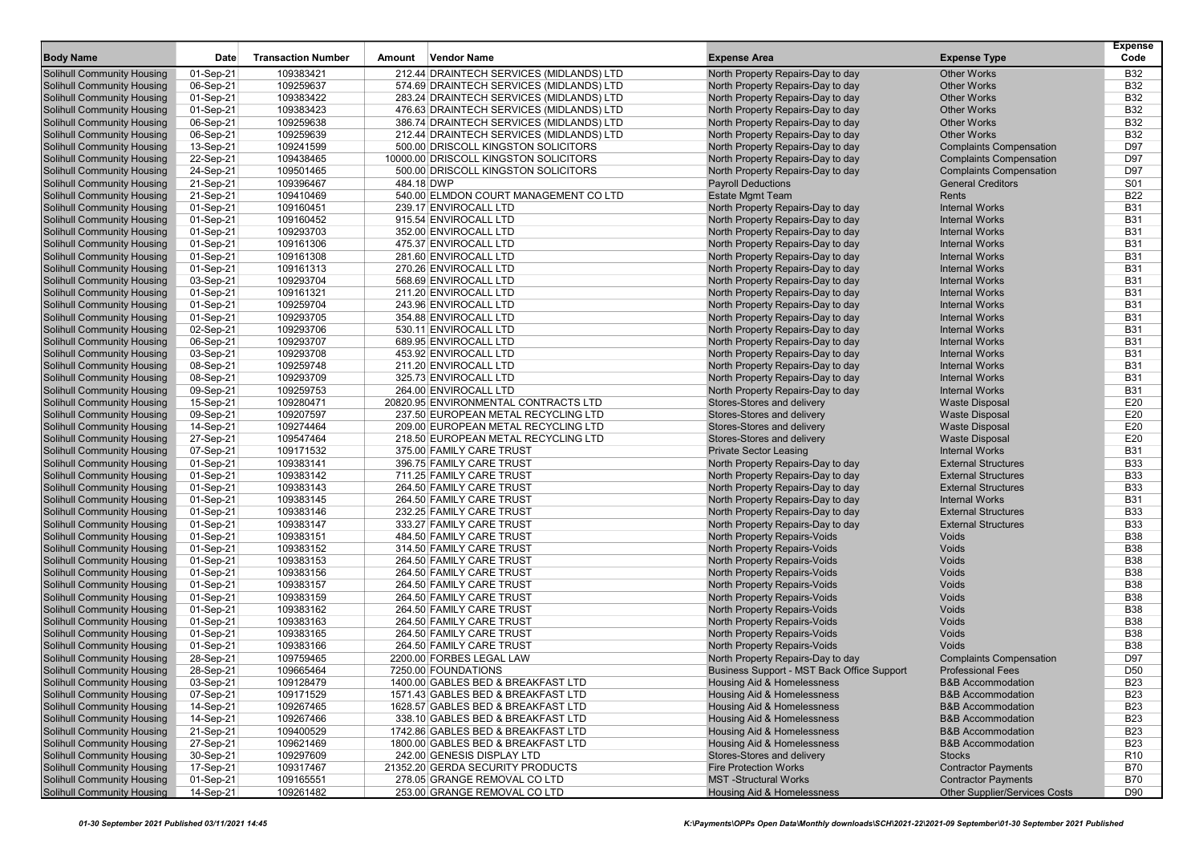| Body Name | Date | Transaction Number | Amount | Vendor Name | Expense Area | Expense Type | Expense Code |
|---|---|---|---|---|---|---|---|
| Solihull Community Housing | 01-Sep-21 | 109383421 | 212.44 | DRAINTECH SERVICES (MIDLANDS) LTD | North Property Repairs-Day to day | Other Works | B32 |
| Solihull Community Housing | 06-Sep-21 | 109259637 | 574.69 | DRAINTECH SERVICES (MIDLANDS) LTD | North Property Repairs-Day to day | Other Works | B32 |
| Solihull Community Housing | 01-Sep-21 | 109383422 | 283.24 | DRAINTECH SERVICES (MIDLANDS) LTD | North Property Repairs-Day to day | Other Works | B32 |
| Solihull Community Housing | 01-Sep-21 | 109383423 | 476.63 | DRAINTECH SERVICES (MIDLANDS) LTD | North Property Repairs-Day to day | Other Works | B32 |
| Solihull Community Housing | 06-Sep-21 | 109259638 | 386.74 | DRAINTECH SERVICES (MIDLANDS) LTD | North Property Repairs-Day to day | Other Works | B32 |
| Solihull Community Housing | 06-Sep-21 | 109259639 | 212.44 | DRAINTECH SERVICES (MIDLANDS) LTD | North Property Repairs-Day to day | Other Works | B32 |
| Solihull Community Housing | 13-Sep-21 | 109241599 | 500.00 | DRISCOLL KINGSTON SOLICITORS | North Property Repairs-Day to day | Complaints Compensation | D97 |
| Solihull Community Housing | 22-Sep-21 | 109438465 | 10000.00 | DRISCOLL KINGSTON SOLICITORS | North Property Repairs-Day to day | Complaints Compensation | D97 |
| Solihull Community Housing | 24-Sep-21 | 109501465 | 500.00 | DRISCOLL KINGSTON SOLICITORS | North Property Repairs-Day to day | Complaints Compensation | D97 |
| Solihull Community Housing | 21-Sep-21 | 109396467 | 484.18 | DWP | Payroll Deductions | General Creditors | S01 |
| Solihull Community Housing | 21-Sep-21 | 109410469 | 540.00 | ELMDON COURT MANAGEMENT CO LTD | Estate Mgmt Team | Rents | B22 |
| Solihull Community Housing | 01-Sep-21 | 109160451 | 239.17 | ENVIROCALL LTD | North Property Repairs-Day to day | Internal Works | B31 |
| Solihull Community Housing | 01-Sep-21 | 109160452 | 915.54 | ENVIROCALL LTD | North Property Repairs-Day to day | Internal Works | B31 |
| Solihull Community Housing | 01-Sep-21 | 109293703 | 352.00 | ENVIROCALL LTD | North Property Repairs-Day to day | Internal Works | B31 |
| Solihull Community Housing | 01-Sep-21 | 109161306 | 475.37 | ENVIROCALL LTD | North Property Repairs-Day to day | Internal Works | B31 |
| Solihull Community Housing | 01-Sep-21 | 109161308 | 281.60 | ENVIROCALL LTD | North Property Repairs-Day to day | Internal Works | B31 |
| Solihull Community Housing | 01-Sep-21 | 109161313 | 270.26 | ENVIROCALL LTD | North Property Repairs-Day to day | Internal Works | B31 |
| Solihull Community Housing | 03-Sep-21 | 109293704 | 568.69 | ENVIROCALL LTD | North Property Repairs-Day to day | Internal Works | B31 |
| Solihull Community Housing | 01-Sep-21 | 109161321 | 211.20 | ENVIROCALL LTD | North Property Repairs-Day to day | Internal Works | B31 |
| Solihull Community Housing | 01-Sep-21 | 109259704 | 243.96 | ENVIROCALL LTD | North Property Repairs-Day to day | Internal Works | B31 |
| Solihull Community Housing | 01-Sep-21 | 109293705 | 354.88 | ENVIROCALL LTD | North Property Repairs-Day to day | Internal Works | B31 |
| Solihull Community Housing | 02-Sep-21 | 109293706 | 530.11 | ENVIROCALL LTD | North Property Repairs-Day to day | Internal Works | B31 |
| Solihull Community Housing | 06-Sep-21 | 109293707 | 689.95 | ENVIROCALL LTD | North Property Repairs-Day to day | Internal Works | B31 |
| Solihull Community Housing | 03-Sep-21 | 109293708 | 453.92 | ENVIROCALL LTD | North Property Repairs-Day to day | Internal Works | B31 |
| Solihull Community Housing | 08-Sep-21 | 109259748 | 211.20 | ENVIROCALL LTD | North Property Repairs-Day to day | Internal Works | B31 |
| Solihull Community Housing | 08-Sep-21 | 109293709 | 325.73 | ENVIROCALL LTD | North Property Repairs-Day to day | Internal Works | B31 |
| Solihull Community Housing | 09-Sep-21 | 109259753 | 264.00 | ENVIROCALL LTD | North Property Repairs-Day to day | Internal Works | B31 |
| Solihull Community Housing | 15-Sep-21 | 109280471 | 20820.95 | ENVIRONMENTAL CONTRACTS LTD | Stores-Stores and delivery | Waste Disposal | E20 |
| Solihull Community Housing | 09-Sep-21 | 109207597 | 237.50 | EUROPEAN METAL RECYCLING LTD | Stores-Stores and delivery | Waste Disposal | E20 |
| Solihull Community Housing | 14-Sep-21 | 109274464 | 209.00 | EUROPEAN METAL RECYCLING LTD | Stores-Stores and delivery | Waste Disposal | E20 |
| Solihull Community Housing | 27-Sep-21 | 109547464 | 218.50 | EUROPEAN METAL RECYCLING LTD | Stores-Stores and delivery | Waste Disposal | E20 |
| Solihull Community Housing | 07-Sep-21 | 109171532 | 375.00 | FAMILY CARE TRUST | Private Sector Leasing | Internal Works | B31 |
| Solihull Community Housing | 01-Sep-21 | 109383141 | 396.75 | FAMILY CARE TRUST | North Property Repairs-Day to day | External Structures | B33 |
| Solihull Community Housing | 01-Sep-21 | 109383142 | 711.25 | FAMILY CARE TRUST | North Property Repairs-Day to day | External Structures | B33 |
| Solihull Community Housing | 01-Sep-21 | 109383143 | 264.50 | FAMILY CARE TRUST | North Property Repairs-Day to day | External Structures | B33 |
| Solihull Community Housing | 01-Sep-21 | 109383145 | 264.50 | FAMILY CARE TRUST | North Property Repairs-Day to day | Internal Works | B31 |
| Solihull Community Housing | 01-Sep-21 | 109383146 | 232.25 | FAMILY CARE TRUST | North Property Repairs-Day to day | External Structures | B33 |
| Solihull Community Housing | 01-Sep-21 | 109383147 | 333.27 | FAMILY CARE TRUST | North Property Repairs-Day to day | External Structures | B33 |
| Solihull Community Housing | 01-Sep-21 | 109383151 | 484.50 | FAMILY CARE TRUST | North Property Repairs-Voids | Voids | B38 |
| Solihull Community Housing | 01-Sep-21 | 109383152 | 314.50 | FAMILY CARE TRUST | North Property Repairs-Voids | Voids | B38 |
| Solihull Community Housing | 01-Sep-21 | 109383153 | 264.50 | FAMILY CARE TRUST | North Property Repairs-Voids | Voids | B38 |
| Solihull Community Housing | 01-Sep-21 | 109383156 | 264.50 | FAMILY CARE TRUST | North Property Repairs-Voids | Voids | B38 |
| Solihull Community Housing | 01-Sep-21 | 109383157 | 264.50 | FAMILY CARE TRUST | North Property Repairs-Voids | Voids | B38 |
| Solihull Community Housing | 01-Sep-21 | 109383159 | 264.50 | FAMILY CARE TRUST | North Property Repairs-Voids | Voids | B38 |
| Solihull Community Housing | 01-Sep-21 | 109383162 | 264.50 | FAMILY CARE TRUST | North Property Repairs-Voids | Voids | B38 |
| Solihull Community Housing | 01-Sep-21 | 109383163 | 264.50 | FAMILY CARE TRUST | North Property Repairs-Voids | Voids | B38 |
| Solihull Community Housing | 01-Sep-21 | 109383165 | 264.50 | FAMILY CARE TRUST | North Property Repairs-Voids | Voids | B38 |
| Solihull Community Housing | 01-Sep-21 | 109383166 | 264.50 | FAMILY CARE TRUST | North Property Repairs-Voids | Voids | B38 |
| Solihull Community Housing | 28-Sep-21 | 109759465 | 2200.00 | FORBES LEGAL LAW | North Property Repairs-Day to day | Complaints Compensation | D97 |
| Solihull Community Housing | 28-Sep-21 | 109665464 | 7250.00 | FOUNDATIONS | Business Support - MST Back Office Support | Professional Fees | D50 |
| Solihull Community Housing | 03-Sep-21 | 109128479 | 1400.00 | GABLES BED & BREAKFAST LTD | Housing Aid & Homelessness | B&B Accommodation | B23 |
| Solihull Community Housing | 07-Sep-21 | 109171529 | 1571.43 | GABLES BED & BREAKFAST LTD | Housing Aid & Homelessness | B&B Accommodation | B23 |
| Solihull Community Housing | 14-Sep-21 | 109267465 | 1628.57 | GABLES BED & BREAKFAST LTD | Housing Aid & Homelessness | B&B Accommodation | B23 |
| Solihull Community Housing | 14-Sep-21 | 109267466 | 338.10 | GABLES BED & BREAKFAST LTD | Housing Aid & Homelessness | B&B Accommodation | B23 |
| Solihull Community Housing | 21-Sep-21 | 109400529 | 1742.86 | GABLES BED & BREAKFAST LTD | Housing Aid & Homelessness | B&B Accommodation | B23 |
| Solihull Community Housing | 27-Sep-21 | 109621469 | 1800.00 | GABLES BED & BREAKFAST LTD | Housing Aid & Homelessness | B&B Accommodation | B23 |
| Solihull Community Housing | 30-Sep-21 | 109297609 | 242.00 | GENESIS DISPLAY LTD | Stores-Stores and delivery | Stocks | R10 |
| Solihull Community Housing | 17-Sep-21 | 109317467 | 21352.20 | GERDA SECURITY PRODUCTS | Fire Protection Works | Contractor Payments | B70 |
| Solihull Community Housing | 01-Sep-21 | 109165551 | 278.05 | GRANGE REMOVAL CO LTD | MST -Structural Works | Contractor Payments | B70 |
| Solihull Community Housing | 14-Sep-21 | 109261482 | 253.00 | GRANGE REMOVAL CO LTD | Housing Aid & Homelessness | Other Supplier/Services Costs | D90 |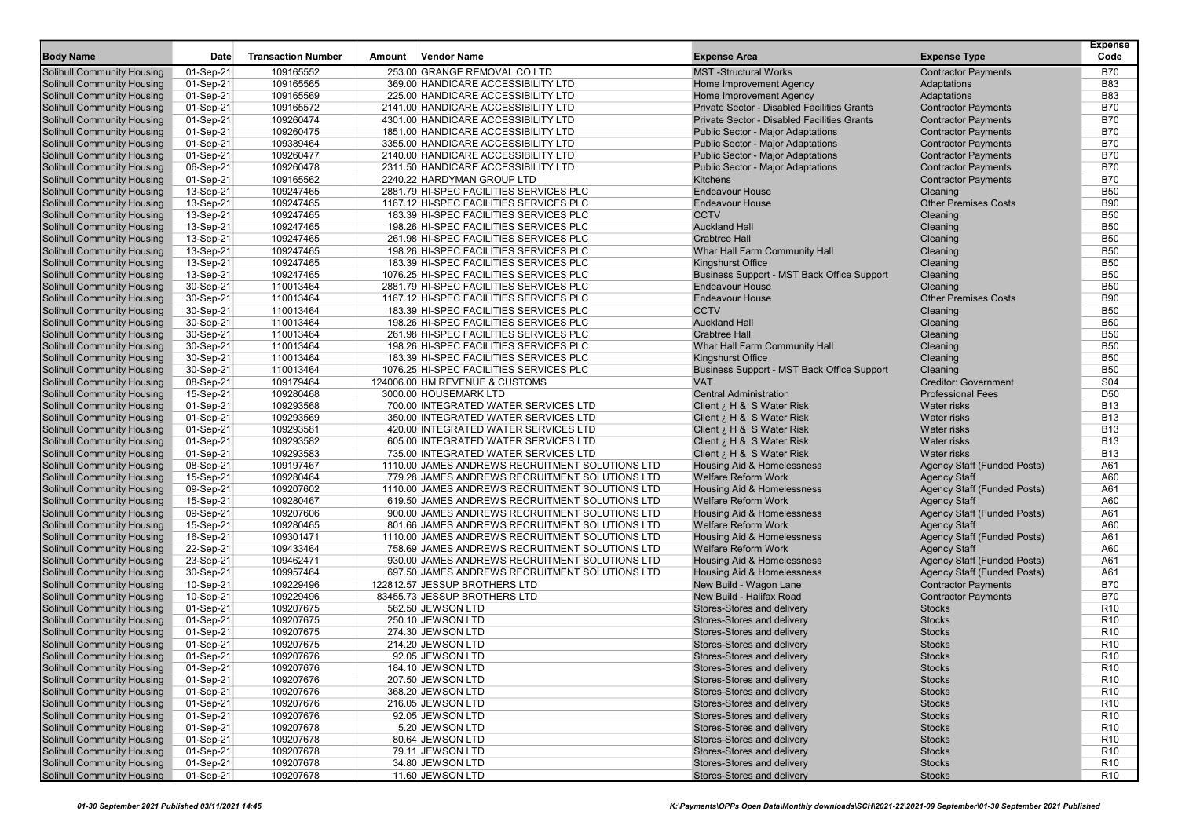| Body Name | Date | Transaction Number | Amount | Vendor Name | Expense Area | Expense Type | Expense Code |
|---|---|---|---|---|---|---|---|
| Solihull Community Housing | 01-Sep-21 | 109165552 | 253.00 | GRANGE REMOVAL CO LTD | MST -Structural Works | Contractor Payments | B70 |
| Solihull Community Housing | 01-Sep-21 | 109165565 | 369.00 | HANDICARE ACCESSIBILITY LTD | Home Improvement Agency | Adaptations | B83 |
| Solihull Community Housing | 01-Sep-21 | 109165569 | 225.00 | HANDICARE ACCESSIBILITY LTD | Home Improvement Agency | Adaptations | B83 |
| Solihull Community Housing | 01-Sep-21 | 109165572 | 2141.00 | HANDICARE ACCESSIBILITY LTD | Private Sector - Disabled Facilities Grants | Contractor Payments | B70 |
| Solihull Community Housing | 01-Sep-21 | 109260474 | 4301.00 | HANDICARE ACCESSIBILITY LTD | Private Sector - Disabled Facilities Grants | Contractor Payments | B70 |
| Solihull Community Housing | 01-Sep-21 | 109260475 | 1851.00 | HANDICARE ACCESSIBILITY LTD | Public Sector - Major Adaptations | Contractor Payments | B70 |
| Solihull Community Housing | 01-Sep-21 | 109389464 | 3355.00 | HANDICARE ACCESSIBILITY LTD | Public Sector - Major Adaptations | Contractor Payments | B70 |
| Solihull Community Housing | 01-Sep-21 | 109260477 | 2140.00 | HANDICARE ACCESSIBILITY LTD | Public Sector - Major Adaptations | Contractor Payments | B70 |
| Solihull Community Housing | 06-Sep-21 | 109260478 | 2311.50 | HANDICARE ACCESSIBILITY LTD | Public Sector - Major Adaptations | Contractor Payments | B70 |
| Solihull Community Housing | 01-Sep-21 | 109165562 | 2240.22 | HARDYMAN GROUP LTD | Kitchens | Contractor Payments | B70 |
| Solihull Community Housing | 13-Sep-21 | 109247465 | 2881.79 | HI-SPEC FACILITIES SERVICES PLC | Endeavour House | Cleaning | B50 |
| Solihull Community Housing | 13-Sep-21 | 109247465 | 1167.12 | HI-SPEC FACILITIES SERVICES PLC | Endeavour House | Other Premises Costs | B90 |
| Solihull Community Housing | 13-Sep-21 | 109247465 | 183.39 | HI-SPEC FACILITIES SERVICES PLC | CCTV | Cleaning | B50 |
| Solihull Community Housing | 13-Sep-21 | 109247465 | 198.26 | HI-SPEC FACILITIES SERVICES PLC | Auckland Hall | Cleaning | B50 |
| Solihull Community Housing | 13-Sep-21 | 109247465 | 261.98 | HI-SPEC FACILITIES SERVICES PLC | Crabtree Hall | Cleaning | B50 |
| Solihull Community Housing | 13-Sep-21 | 109247465 | 198.26 | HI-SPEC FACILITIES SERVICES PLC | Whar Hall Farm Community Hall | Cleaning | B50 |
| Solihull Community Housing | 13-Sep-21 | 109247465 | 183.39 | HI-SPEC FACILITIES SERVICES PLC | Kingshurst Office | Cleaning | B50 |
| Solihull Community Housing | 13-Sep-21 | 109247465 | 1076.25 | HI-SPEC FACILITIES SERVICES PLC | Business Support - MST Back Office Support | Cleaning | B50 |
| Solihull Community Housing | 30-Sep-21 | 110013464 | 2881.79 | HI-SPEC FACILITIES SERVICES PLC | Endeavour House | Cleaning | B50 |
| Solihull Community Housing | 30-Sep-21 | 110013464 | 1167.12 | HI-SPEC FACILITIES SERVICES PLC | Endeavour House | Other Premises Costs | B90 |
| Solihull Community Housing | 30-Sep-21 | 110013464 | 183.39 | HI-SPEC FACILITIES SERVICES PLC | CCTV | Cleaning | B50 |
| Solihull Community Housing | 30-Sep-21 | 110013464 | 198.26 | HI-SPEC FACILITIES SERVICES PLC | Auckland Hall | Cleaning | B50 |
| Solihull Community Housing | 30-Sep-21 | 110013464 | 261.98 | HI-SPEC FACILITIES SERVICES PLC | Crabtree Hall | Cleaning | B50 |
| Solihull Community Housing | 30-Sep-21 | 110013464 | 198.26 | HI-SPEC FACILITIES SERVICES PLC | Whar Hall Farm Community Hall | Cleaning | B50 |
| Solihull Community Housing | 30-Sep-21 | 110013464 | 183.39 | HI-SPEC FACILITIES SERVICES PLC | Kingshurst Office | Cleaning | B50 |
| Solihull Community Housing | 30-Sep-21 | 110013464 | 1076.25 | HI-SPEC FACILITIES SERVICES PLC | Business Support - MST Back Office Support | Cleaning | B50 |
| Solihull Community Housing | 08-Sep-21 | 109179464 | 124006.00 | HM REVENUE & CUSTOMS | VAT | Creditor: Government | S04 |
| Solihull Community Housing | 15-Sep-21 | 109280468 | 3000.00 | HOUSEMARK LTD | Central Administration | Professional Fees | D50 |
| Solihull Community Housing | 01-Sep-21 | 109293568 | 700.00 | INTEGRATED WATER SERVICES LTD | Client ¿ H & S Water Risk | Water risks | B13 |
| Solihull Community Housing | 01-Sep-21 | 109293569 | 350.00 | INTEGRATED WATER SERVICES LTD | Client ¿ H & S Water Risk | Water risks | B13 |
| Solihull Community Housing | 01-Sep-21 | 109293581 | 420.00 | INTEGRATED WATER SERVICES LTD | Client ¿ H & S Water Risk | Water risks | B13 |
| Solihull Community Housing | 01-Sep-21 | 109293582 | 605.00 | INTEGRATED WATER SERVICES LTD | Client ¿ H & S Water Risk | Water risks | B13 |
| Solihull Community Housing | 01-Sep-21 | 109293583 | 735.00 | INTEGRATED WATER SERVICES LTD | Client ¿ H & S Water Risk | Water risks | B13 |
| Solihull Community Housing | 08-Sep-21 | 109197467 | 1110.00 | JAMES ANDREWS RECRUITMENT SOLUTIONS LTD | Housing Aid & Homelessness | Agency Staff (Funded Posts) | A61 |
| Solihull Community Housing | 15-Sep-21 | 109280464 | 779.28 | JAMES ANDREWS RECRUITMENT SOLUTIONS LTD | Welfare Reform Work | Agency Staff | A60 |
| Solihull Community Housing | 09-Sep-21 | 109207602 | 1110.00 | JAMES ANDREWS RECRUITMENT SOLUTIONS LTD | Housing Aid & Homelessness | Agency Staff (Funded Posts) | A61 |
| Solihull Community Housing | 15-Sep-21 | 109280467 | 619.50 | JAMES ANDREWS RECRUITMENT SOLUTIONS LTD | Welfare Reform Work | Agency Staff | A60 |
| Solihull Community Housing | 09-Sep-21 | 109207606 | 900.00 | JAMES ANDREWS RECRUITMENT SOLUTIONS LTD | Housing Aid & Homelessness | Agency Staff (Funded Posts) | A61 |
| Solihull Community Housing | 15-Sep-21 | 109280465 | 801.66 | JAMES ANDREWS RECRUITMENT SOLUTIONS LTD | Welfare Reform Work | Agency Staff | A60 |
| Solihull Community Housing | 16-Sep-21 | 109301471 | 1110.00 | JAMES ANDREWS RECRUITMENT SOLUTIONS LTD | Housing Aid & Homelessness | Agency Staff (Funded Posts) | A61 |
| Solihull Community Housing | 22-Sep-21 | 109433464 | 758.69 | JAMES ANDREWS RECRUITMENT SOLUTIONS LTD | Welfare Reform Work | Agency Staff | A60 |
| Solihull Community Housing | 23-Sep-21 | 109462471 | 930.00 | JAMES ANDREWS RECRUITMENT SOLUTIONS LTD | Housing Aid & Homelessness | Agency Staff (Funded Posts) | A61 |
| Solihull Community Housing | 30-Sep-21 | 109957464 | 697.50 | JAMES ANDREWS RECRUITMENT SOLUTIONS LTD | Housing Aid & Homelessness | Agency Staff (Funded Posts) | A61 |
| Solihull Community Housing | 10-Sep-21 | 109229496 | 122812.57 | JESSUP BROTHERS LTD | New Build - Wagon Lane | Contractor Payments | B70 |
| Solihull Community Housing | 10-Sep-21 | 109229496 | 83455.73 | JESSUP BROTHERS LTD | New Build - Halifax Road | Contractor Payments | B70 |
| Solihull Community Housing | 01-Sep-21 | 109207675 | 562.50 | JEWSON LTD | Stores-Stores and delivery | Stocks | R10 |
| Solihull Community Housing | 01-Sep-21 | 109207675 | 250.10 | JEWSON LTD | Stores-Stores and delivery | Stocks | R10 |
| Solihull Community Housing | 01-Sep-21 | 109207675 | 274.30 | JEWSON LTD | Stores-Stores and delivery | Stocks | R10 |
| Solihull Community Housing | 01-Sep-21 | 109207675 | 214.20 | JEWSON LTD | Stores-Stores and delivery | Stocks | R10 |
| Solihull Community Housing | 01-Sep-21 | 109207676 | 92.05 | JEWSON LTD | Stores-Stores and delivery | Stocks | R10 |
| Solihull Community Housing | 01-Sep-21 | 109207676 | 184.10 | JEWSON LTD | Stores-Stores and delivery | Stocks | R10 |
| Solihull Community Housing | 01-Sep-21 | 109207676 | 207.50 | JEWSON LTD | Stores-Stores and delivery | Stocks | R10 |
| Solihull Community Housing | 01-Sep-21 | 109207676 | 368.20 | JEWSON LTD | Stores-Stores and delivery | Stocks | R10 |
| Solihull Community Housing | 01-Sep-21 | 109207676 | 216.05 | JEWSON LTD | Stores-Stores and delivery | Stocks | R10 |
| Solihull Community Housing | 01-Sep-21 | 109207676 | 92.05 | JEWSON LTD | Stores-Stores and delivery | Stocks | R10 |
| Solihull Community Housing | 01-Sep-21 | 109207678 | 5.20 | JEWSON LTD | Stores-Stores and delivery | Stocks | R10 |
| Solihull Community Housing | 01-Sep-21 | 109207678 | 80.64 | JEWSON LTD | Stores-Stores and delivery | Stocks | R10 |
| Solihull Community Housing | 01-Sep-21 | 109207678 | 79.11 | JEWSON LTD | Stores-Stores and delivery | Stocks | R10 |
| Solihull Community Housing | 01-Sep-21 | 109207678 | 34.80 | JEWSON LTD | Stores-Stores and delivery | Stocks | R10 |
| Solihull Community Housing | 01-Sep-21 | 109207678 | 11.60 | JEWSON LTD | Stores-Stores and delivery | Stocks | R10 |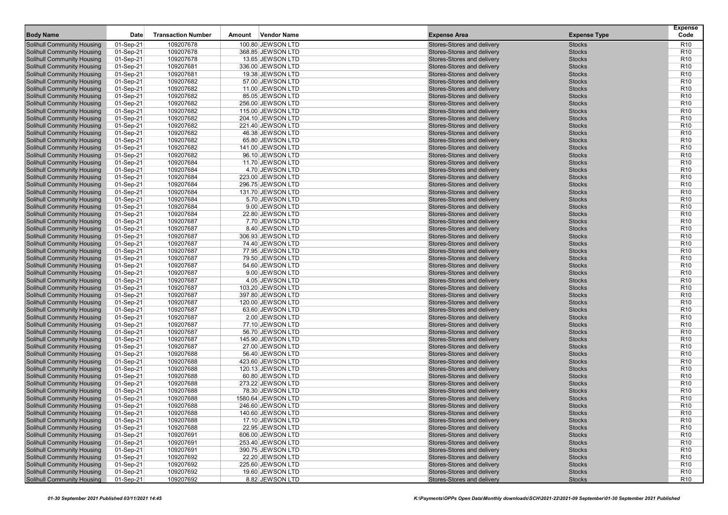| Body Name | Date | Transaction Number | Amount | Vendor Name | Expense Area | Expense Type | Expense Code |
|---|---|---|---|---|---|---|---|
| Solihull Community Housing | 01-Sep-21 | 109207678 | 100.80 | JEWSON LTD | Stores-Stores and delivery | Stocks | R10 |
| Solihull Community Housing | 01-Sep-21 | 109207678 | 368.85 | JEWSON LTD | Stores-Stores and delivery | Stocks | R10 |
| Solihull Community Housing | 01-Sep-21 | 109207678 | 13.65 | JEWSON LTD | Stores-Stores and delivery | Stocks | R10 |
| Solihull Community Housing | 01-Sep-21 | 109207681 | 336.00 | JEWSON LTD | Stores-Stores and delivery | Stocks | R10 |
| Solihull Community Housing | 01-Sep-21 | 109207681 | 19.38 | JEWSON LTD | Stores-Stores and delivery | Stocks | R10 |
| Solihull Community Housing | 01-Sep-21 | 109207682 | 57.00 | JEWSON LTD | Stores-Stores and delivery | Stocks | R10 |
| Solihull Community Housing | 01-Sep-21 | 109207682 | 11.00 | JEWSON LTD | Stores-Stores and delivery | Stocks | R10 |
| Solihull Community Housing | 01-Sep-21 | 109207682 | 85.05 | JEWSON LTD | Stores-Stores and delivery | Stocks | R10 |
| Solihull Community Housing | 01-Sep-21 | 109207682 | 256.00 | JEWSON LTD | Stores-Stores and delivery | Stocks | R10 |
| Solihull Community Housing | 01-Sep-21 | 109207682 | 115.00 | JEWSON LTD | Stores-Stores and delivery | Stocks | R10 |
| Solihull Community Housing | 01-Sep-21 | 109207682 | 204.10 | JEWSON LTD | Stores-Stores and delivery | Stocks | R10 |
| Solihull Community Housing | 01-Sep-21 | 109207682 | 221.40 | JEWSON LTD | Stores-Stores and delivery | Stocks | R10 |
| Solihull Community Housing | 01-Sep-21 | 109207682 | 46.38 | JEWSON LTD | Stores-Stores and delivery | Stocks | R10 |
| Solihull Community Housing | 01-Sep-21 | 109207682 | 65.80 | JEWSON LTD | Stores-Stores and delivery | Stocks | R10 |
| Solihull Community Housing | 01-Sep-21 | 109207682 | 141.00 | JEWSON LTD | Stores-Stores and delivery | Stocks | R10 |
| Solihull Community Housing | 01-Sep-21 | 109207682 | 96.10 | JEWSON LTD | Stores-Stores and delivery | Stocks | R10 |
| Solihull Community Housing | 01-Sep-21 | 109207684 | 11.70 | JEWSON LTD | Stores-Stores and delivery | Stocks | R10 |
| Solihull Community Housing | 01-Sep-21 | 109207684 | 4.70 | JEWSON LTD | Stores-Stores and delivery | Stocks | R10 |
| Solihull Community Housing | 01-Sep-21 | 109207684 | 223.00 | JEWSON LTD | Stores-Stores and delivery | Stocks | R10 |
| Solihull Community Housing | 01-Sep-21 | 109207684 | 296.75 | JEWSON LTD | Stores-Stores and delivery | Stocks | R10 |
| Solihull Community Housing | 01-Sep-21 | 109207684 | 131.70 | JEWSON LTD | Stores-Stores and delivery | Stocks | R10 |
| Solihull Community Housing | 01-Sep-21 | 109207684 | 5.70 | JEWSON LTD | Stores-Stores and delivery | Stocks | R10 |
| Solihull Community Housing | 01-Sep-21 | 109207684 | 9.00 | JEWSON LTD | Stores-Stores and delivery | Stocks | R10 |
| Solihull Community Housing | 01-Sep-21 | 109207684 | 22.80 | JEWSON LTD | Stores-Stores and delivery | Stocks | R10 |
| Solihull Community Housing | 01-Sep-21 | 109207687 | 7.70 | JEWSON LTD | Stores-Stores and delivery | Stocks | R10 |
| Solihull Community Housing | 01-Sep-21 | 109207687 | 8.40 | JEWSON LTD | Stores-Stores and delivery | Stocks | R10 |
| Solihull Community Housing | 01-Sep-21 | 109207687 | 306.93 | JEWSON LTD | Stores-Stores and delivery | Stocks | R10 |
| Solihull Community Housing | 01-Sep-21 | 109207687 | 74.40 | JEWSON LTD | Stores-Stores and delivery | Stocks | R10 |
| Solihull Community Housing | 01-Sep-21 | 109207687 | 77.95 | JEWSON LTD | Stores-Stores and delivery | Stocks | R10 |
| Solihull Community Housing | 01-Sep-21 | 109207687 | 79.50 | JEWSON LTD | Stores-Stores and delivery | Stocks | R10 |
| Solihull Community Housing | 01-Sep-21 | 109207687 | 54.60 | JEWSON LTD | Stores-Stores and delivery | Stocks | R10 |
| Solihull Community Housing | 01-Sep-21 | 109207687 | 9.00 | JEWSON LTD | Stores-Stores and delivery | Stocks | R10 |
| Solihull Community Housing | 01-Sep-21 | 109207687 | 4.05 | JEWSON LTD | Stores-Stores and delivery | Stocks | R10 |
| Solihull Community Housing | 01-Sep-21 | 109207687 | 103.20 | JEWSON LTD | Stores-Stores and delivery | Stocks | R10 |
| Solihull Community Housing | 01-Sep-21 | 109207687 | 397.80 | JEWSON LTD | Stores-Stores and delivery | Stocks | R10 |
| Solihull Community Housing | 01-Sep-21 | 109207687 | 120.00 | JEWSON LTD | Stores-Stores and delivery | Stocks | R10 |
| Solihull Community Housing | 01-Sep-21 | 109207687 | 63.60 | JEWSON LTD | Stores-Stores and delivery | Stocks | R10 |
| Solihull Community Housing | 01-Sep-21 | 109207687 | 2.00 | JEWSON LTD | Stores-Stores and delivery | Stocks | R10 |
| Solihull Community Housing | 01-Sep-21 | 109207687 | 77.10 | JEWSON LTD | Stores-Stores and delivery | Stocks | R10 |
| Solihull Community Housing | 01-Sep-21 | 109207687 | 56.70 | JEWSON LTD | Stores-Stores and delivery | Stocks | R10 |
| Solihull Community Housing | 01-Sep-21 | 109207687 | 145.90 | JEWSON LTD | Stores-Stores and delivery | Stocks | R10 |
| Solihull Community Housing | 01-Sep-21 | 109207687 | 27.00 | JEWSON LTD | Stores-Stores and delivery | Stocks | R10 |
| Solihull Community Housing | 01-Sep-21 | 109207688 | 56.40 | JEWSON LTD | Stores-Stores and delivery | Stocks | R10 |
| Solihull Community Housing | 01-Sep-21 | 109207688 | 423.60 | JEWSON LTD | Stores-Stores and delivery | Stocks | R10 |
| Solihull Community Housing | 01-Sep-21 | 109207688 | 120.13 | JEWSON LTD | Stores-Stores and delivery | Stocks | R10 |
| Solihull Community Housing | 01-Sep-21 | 109207688 | 60.80 | JEWSON LTD | Stores-Stores and delivery | Stocks | R10 |
| Solihull Community Housing | 01-Sep-21 | 109207688 | 273.22 | JEWSON LTD | Stores-Stores and delivery | Stocks | R10 |
| Solihull Community Housing | 01-Sep-21 | 109207688 | 78.30 | JEWSON LTD | Stores-Stores and delivery | Stocks | R10 |
| Solihull Community Housing | 01-Sep-21 | 109207688 | 1580.64 | JEWSON LTD | Stores-Stores and delivery | Stocks | R10 |
| Solihull Community Housing | 01-Sep-21 | 109207688 | 246.60 | JEWSON LTD | Stores-Stores and delivery | Stocks | R10 |
| Solihull Community Housing | 01-Sep-21 | 109207688 | 140.60 | JEWSON LTD | Stores-Stores and delivery | Stocks | R10 |
| Solihull Community Housing | 01-Sep-21 | 109207688 | 17.10 | JEWSON LTD | Stores-Stores and delivery | Stocks | R10 |
| Solihull Community Housing | 01-Sep-21 | 109207688 | 22.95 | JEWSON LTD | Stores-Stores and delivery | Stocks | R10 |
| Solihull Community Housing | 01-Sep-21 | 109207691 | 606.00 | JEWSON LTD | Stores-Stores and delivery | Stocks | R10 |
| Solihull Community Housing | 01-Sep-21 | 109207691 | 253.40 | JEWSON LTD | Stores-Stores and delivery | Stocks | R10 |
| Solihull Community Housing | 01-Sep-21 | 109207691 | 390.75 | JEWSON LTD | Stores-Stores and delivery | Stocks | R10 |
| Solihull Community Housing | 01-Sep-21 | 109207692 | 22.20 | JEWSON LTD | Stores-Stores and delivery | Stocks | R10 |
| Solihull Community Housing | 01-Sep-21 | 109207692 | 225.60 | JEWSON LTD | Stores-Stores and delivery | Stocks | R10 |
| Solihull Community Housing | 01-Sep-21 | 109207692 | 19.60 | JEWSON LTD | Stores-Stores and delivery | Stocks | R10 |
| Solihull Community Housing | 01-Sep-21 | 109207692 | 8.82 | JEWSON LTD | Stores-Stores and delivery | Stocks | R10 |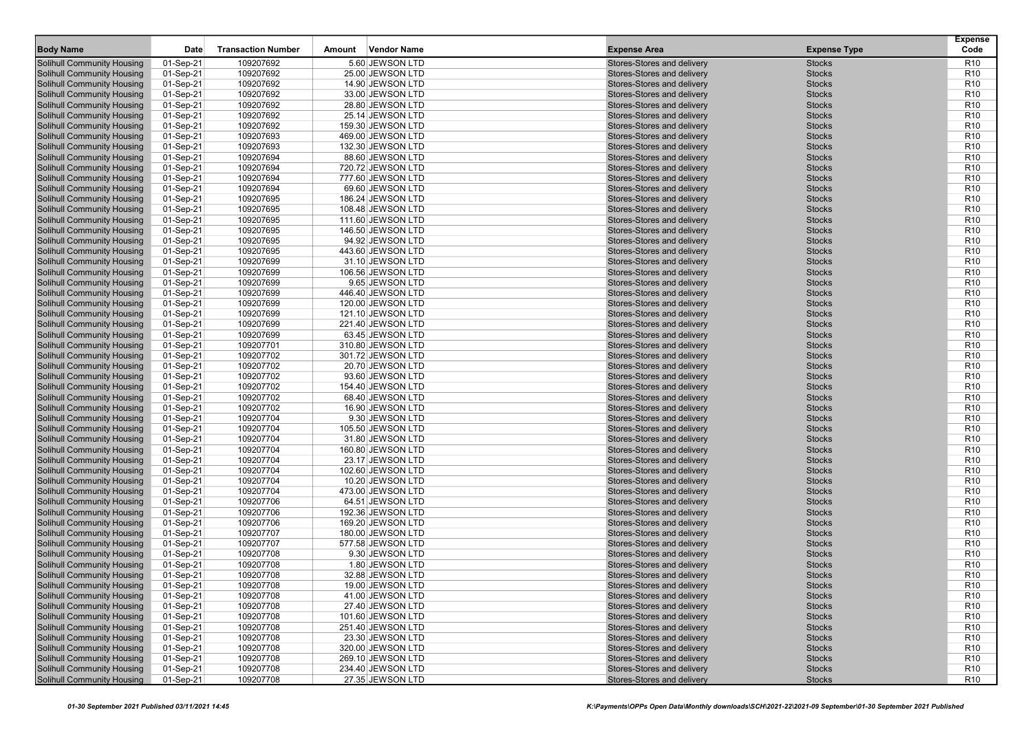| Body Name | Date | Transaction Number | Amount | Vendor Name | Expense Area | Expense Type | Expense Code |
|---|---|---|---|---|---|---|---|
| Solihull Community Housing | 01-Sep-21 | 109207692 | 5.60 | JEWSON LTD | Stores-Stores and delivery | Stocks | R10 |
| Solihull Community Housing | 01-Sep-21 | 109207692 | 25.00 | JEWSON LTD | Stores-Stores and delivery | Stocks | R10 |
| Solihull Community Housing | 01-Sep-21 | 109207692 | 14.90 | JEWSON LTD | Stores-Stores and delivery | Stocks | R10 |
| Solihull Community Housing | 01-Sep-21 | 109207692 | 33.00 | JEWSON LTD | Stores-Stores and delivery | Stocks | R10 |
| Solihull Community Housing | 01-Sep-21 | 109207692 | 28.80 | JEWSON LTD | Stores-Stores and delivery | Stocks | R10 |
| Solihull Community Housing | 01-Sep-21 | 109207692 | 25.14 | JEWSON LTD | Stores-Stores and delivery | Stocks | R10 |
| Solihull Community Housing | 01-Sep-21 | 109207692 | 159.30 | JEWSON LTD | Stores-Stores and delivery | Stocks | R10 |
| Solihull Community Housing | 01-Sep-21 | 109207693 | 469.00 | JEWSON LTD | Stores-Stores and delivery | Stocks | R10 |
| Solihull Community Housing | 01-Sep-21 | 109207693 | 132.30 | JEWSON LTD | Stores-Stores and delivery | Stocks | R10 |
| Solihull Community Housing | 01-Sep-21 | 109207694 | 88.60 | JEWSON LTD | Stores-Stores and delivery | Stocks | R10 |
| Solihull Community Housing | 01-Sep-21 | 109207694 | 720.72 | JEWSON LTD | Stores-Stores and delivery | Stocks | R10 |
| Solihull Community Housing | 01-Sep-21 | 109207694 | 777.60 | JEWSON LTD | Stores-Stores and delivery | Stocks | R10 |
| Solihull Community Housing | 01-Sep-21 | 109207694 | 69.60 | JEWSON LTD | Stores-Stores and delivery | Stocks | R10 |
| Solihull Community Housing | 01-Sep-21 | 109207695 | 186.24 | JEWSON LTD | Stores-Stores and delivery | Stocks | R10 |
| Solihull Community Housing | 01-Sep-21 | 109207695 | 108.48 | JEWSON LTD | Stores-Stores and delivery | Stocks | R10 |
| Solihull Community Housing | 01-Sep-21 | 109207695 | 111.60 | JEWSON LTD | Stores-Stores and delivery | Stocks | R10 |
| Solihull Community Housing | 01-Sep-21 | 109207695 | 146.50 | JEWSON LTD | Stores-Stores and delivery | Stocks | R10 |
| Solihull Community Housing | 01-Sep-21 | 109207695 | 94.92 | JEWSON LTD | Stores-Stores and delivery | Stocks | R10 |
| Solihull Community Housing | 01-Sep-21 | 109207695 | 443.60 | JEWSON LTD | Stores-Stores and delivery | Stocks | R10 |
| Solihull Community Housing | 01-Sep-21 | 109207699 | 31.10 | JEWSON LTD | Stores-Stores and delivery | Stocks | R10 |
| Solihull Community Housing | 01-Sep-21 | 109207699 | 106.56 | JEWSON LTD | Stores-Stores and delivery | Stocks | R10 |
| Solihull Community Housing | 01-Sep-21 | 109207699 | 9.65 | JEWSON LTD | Stores-Stores and delivery | Stocks | R10 |
| Solihull Community Housing | 01-Sep-21 | 109207699 | 446.40 | JEWSON LTD | Stores-Stores and delivery | Stocks | R10 |
| Solihull Community Housing | 01-Sep-21 | 109207699 | 120.00 | JEWSON LTD | Stores-Stores and delivery | Stocks | R10 |
| Solihull Community Housing | 01-Sep-21 | 109207699 | 121.10 | JEWSON LTD | Stores-Stores and delivery | Stocks | R10 |
| Solihull Community Housing | 01-Sep-21 | 109207699 | 221.40 | JEWSON LTD | Stores-Stores and delivery | Stocks | R10 |
| Solihull Community Housing | 01-Sep-21 | 109207699 | 63.45 | JEWSON LTD | Stores-Stores and delivery | Stocks | R10 |
| Solihull Community Housing | 01-Sep-21 | 109207701 | 310.80 | JEWSON LTD | Stores-Stores and delivery | Stocks | R10 |
| Solihull Community Housing | 01-Sep-21 | 109207702 | 301.72 | JEWSON LTD | Stores-Stores and delivery | Stocks | R10 |
| Solihull Community Housing | 01-Sep-21 | 109207702 | 20.70 | JEWSON LTD | Stores-Stores and delivery | Stocks | R10 |
| Solihull Community Housing | 01-Sep-21 | 109207702 | 93.60 | JEWSON LTD | Stores-Stores and delivery | Stocks | R10 |
| Solihull Community Housing | 01-Sep-21 | 109207702 | 154.40 | JEWSON LTD | Stores-Stores and delivery | Stocks | R10 |
| Solihull Community Housing | 01-Sep-21 | 109207702 | 68.40 | JEWSON LTD | Stores-Stores and delivery | Stocks | R10 |
| Solihull Community Housing | 01-Sep-21 | 109207702 | 16.90 | JEWSON LTD | Stores-Stores and delivery | Stocks | R10 |
| Solihull Community Housing | 01-Sep-21 | 109207704 | 9.30 | JEWSON LTD | Stores-Stores and delivery | Stocks | R10 |
| Solihull Community Housing | 01-Sep-21 | 109207704 | 105.50 | JEWSON LTD | Stores-Stores and delivery | Stocks | R10 |
| Solihull Community Housing | 01-Sep-21 | 109207704 | 31.80 | JEWSON LTD | Stores-Stores and delivery | Stocks | R10 |
| Solihull Community Housing | 01-Sep-21 | 109207704 | 160.80 | JEWSON LTD | Stores-Stores and delivery | Stocks | R10 |
| Solihull Community Housing | 01-Sep-21 | 109207704 | 23.17 | JEWSON LTD | Stores-Stores and delivery | Stocks | R10 |
| Solihull Community Housing | 01-Sep-21 | 109207704 | 102.60 | JEWSON LTD | Stores-Stores and delivery | Stocks | R10 |
| Solihull Community Housing | 01-Sep-21 | 109207704 | 10.20 | JEWSON LTD | Stores-Stores and delivery | Stocks | R10 |
| Solihull Community Housing | 01-Sep-21 | 109207704 | 473.00 | JEWSON LTD | Stores-Stores and delivery | Stocks | R10 |
| Solihull Community Housing | 01-Sep-21 | 109207706 | 64.51 | JEWSON LTD | Stores-Stores and delivery | Stocks | R10 |
| Solihull Community Housing | 01-Sep-21 | 109207706 | 192.36 | JEWSON LTD | Stores-Stores and delivery | Stocks | R10 |
| Solihull Community Housing | 01-Sep-21 | 109207706 | 169.20 | JEWSON LTD | Stores-Stores and delivery | Stocks | R10 |
| Solihull Community Housing | 01-Sep-21 | 109207707 | 180.00 | JEWSON LTD | Stores-Stores and delivery | Stocks | R10 |
| Solihull Community Housing | 01-Sep-21 | 109207707 | 577.58 | JEWSON LTD | Stores-Stores and delivery | Stocks | R10 |
| Solihull Community Housing | 01-Sep-21 | 109207708 | 9.30 | JEWSON LTD | Stores-Stores and delivery | Stocks | R10 |
| Solihull Community Housing | 01-Sep-21 | 109207708 | 1.80 | JEWSON LTD | Stores-Stores and delivery | Stocks | R10 |
| Solihull Community Housing | 01-Sep-21 | 109207708 | 32.88 | JEWSON LTD | Stores-Stores and delivery | Stocks | R10 |
| Solihull Community Housing | 01-Sep-21 | 109207708 | 19.00 | JEWSON LTD | Stores-Stores and delivery | Stocks | R10 |
| Solihull Community Housing | 01-Sep-21 | 109207708 | 41.00 | JEWSON LTD | Stores-Stores and delivery | Stocks | R10 |
| Solihull Community Housing | 01-Sep-21 | 109207708 | 27.40 | JEWSON LTD | Stores-Stores and delivery | Stocks | R10 |
| Solihull Community Housing | 01-Sep-21 | 109207708 | 101.60 | JEWSON LTD | Stores-Stores and delivery | Stocks | R10 |
| Solihull Community Housing | 01-Sep-21 | 109207708 | 251.40 | JEWSON LTD | Stores-Stores and delivery | Stocks | R10 |
| Solihull Community Housing | 01-Sep-21 | 109207708 | 23.30 | JEWSON LTD | Stores-Stores and delivery | Stocks | R10 |
| Solihull Community Housing | 01-Sep-21 | 109207708 | 320.00 | JEWSON LTD | Stores-Stores and delivery | Stocks | R10 |
| Solihull Community Housing | 01-Sep-21 | 109207708 | 269.10 | JEWSON LTD | Stores-Stores and delivery | Stocks | R10 |
| Solihull Community Housing | 01-Sep-21 | 109207708 | 234.40 | JEWSON LTD | Stores-Stores and delivery | Stocks | R10 |
| Solihull Community Housing | 01-Sep-21 | 109207708 | 27.35 | JEWSON LTD | Stores-Stores and delivery | Stocks | R10 |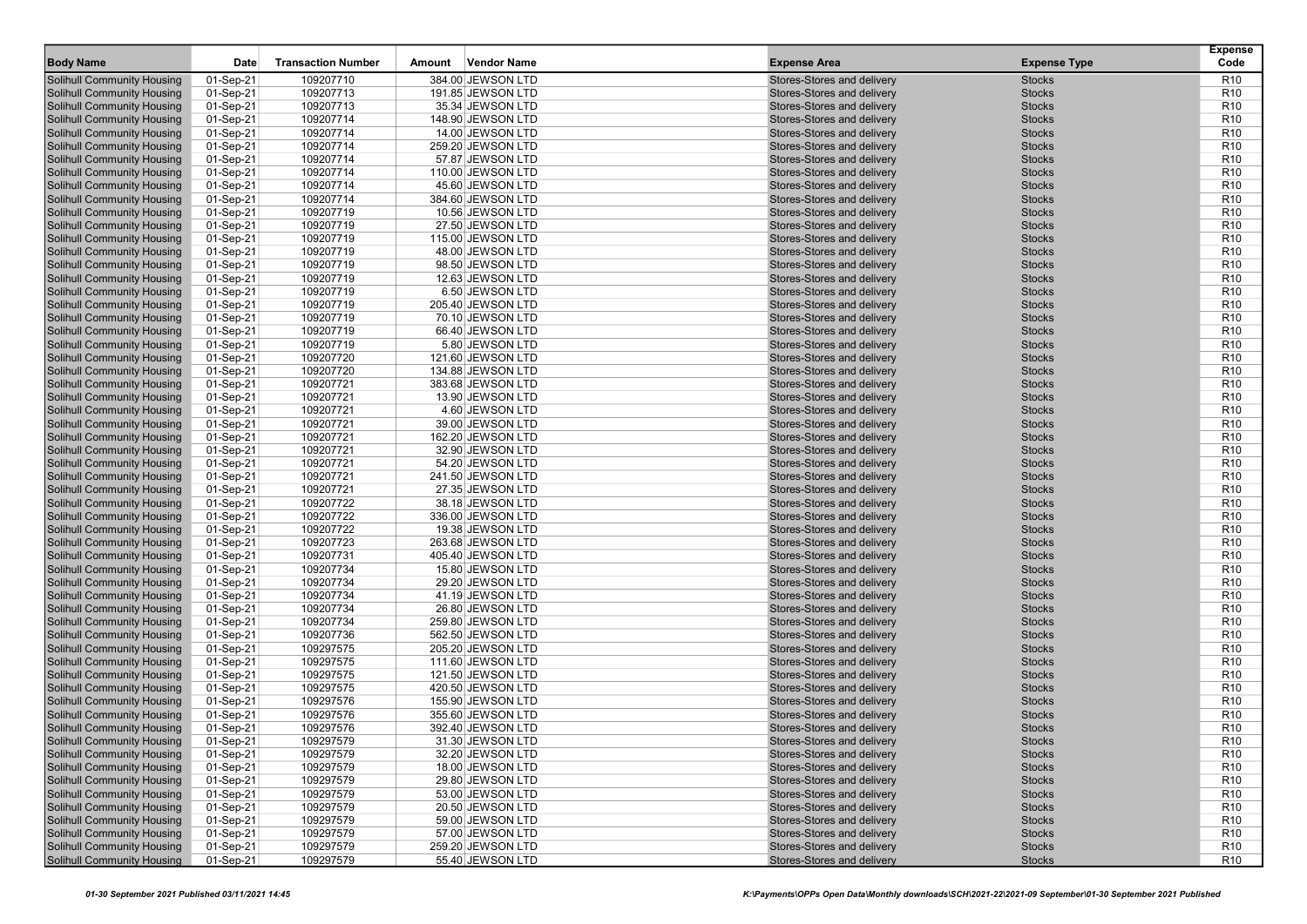| Body Name | Date | Transaction Number | Amount | Vendor Name | Expense Area | Expense Type | Expense Code |
|---|---|---|---|---|---|---|---|
| Solihull Community Housing | 01-Sep-21 | 109207710 | 384.00 | JEWSON LTD | Stores-Stores and delivery | Stocks | R10 |
| Solihull Community Housing | 01-Sep-21 | 109207713 | 191.85 | JEWSON LTD | Stores-Stores and delivery | Stocks | R10 |
| Solihull Community Housing | 01-Sep-21 | 109207713 | 35.34 | JEWSON LTD | Stores-Stores and delivery | Stocks | R10 |
| Solihull Community Housing | 01-Sep-21 | 109207714 | 148.90 | JEWSON LTD | Stores-Stores and delivery | Stocks | R10 |
| Solihull Community Housing | 01-Sep-21 | 109207714 | 14.00 | JEWSON LTD | Stores-Stores and delivery | Stocks | R10 |
| Solihull Community Housing | 01-Sep-21 | 109207714 | 259.20 | JEWSON LTD | Stores-Stores and delivery | Stocks | R10 |
| Solihull Community Housing | 01-Sep-21 | 109207714 | 57.87 | JEWSON LTD | Stores-Stores and delivery | Stocks | R10 |
| Solihull Community Housing | 01-Sep-21 | 109207714 | 110.00 | JEWSON LTD | Stores-Stores and delivery | Stocks | R10 |
| Solihull Community Housing | 01-Sep-21 | 109207714 | 45.60 | JEWSON LTD | Stores-Stores and delivery | Stocks | R10 |
| Solihull Community Housing | 01-Sep-21 | 109207714 | 384.60 | JEWSON LTD | Stores-Stores and delivery | Stocks | R10 |
| Solihull Community Housing | 01-Sep-21 | 109207719 | 10.56 | JEWSON LTD | Stores-Stores and delivery | Stocks | R10 |
| Solihull Community Housing | 01-Sep-21 | 109207719 | 27.50 | JEWSON LTD | Stores-Stores and delivery | Stocks | R10 |
| Solihull Community Housing | 01-Sep-21 | 109207719 | 115.00 | JEWSON LTD | Stores-Stores and delivery | Stocks | R10 |
| Solihull Community Housing | 01-Sep-21 | 109207719 | 48.00 | JEWSON LTD | Stores-Stores and delivery | Stocks | R10 |
| Solihull Community Housing | 01-Sep-21 | 109207719 | 98.50 | JEWSON LTD | Stores-Stores and delivery | Stocks | R10 |
| Solihull Community Housing | 01-Sep-21 | 109207719 | 12.63 | JEWSON LTD | Stores-Stores and delivery | Stocks | R10 |
| Solihull Community Housing | 01-Sep-21 | 109207719 | 6.50 | JEWSON LTD | Stores-Stores and delivery | Stocks | R10 |
| Solihull Community Housing | 01-Sep-21 | 109207719 | 205.40 | JEWSON LTD | Stores-Stores and delivery | Stocks | R10 |
| Solihull Community Housing | 01-Sep-21 | 109207719 | 70.10 | JEWSON LTD | Stores-Stores and delivery | Stocks | R10 |
| Solihull Community Housing | 01-Sep-21 | 109207719 | 66.40 | JEWSON LTD | Stores-Stores and delivery | Stocks | R10 |
| Solihull Community Housing | 01-Sep-21 | 109207719 | 5.80 | JEWSON LTD | Stores-Stores and delivery | Stocks | R10 |
| Solihull Community Housing | 01-Sep-21 | 109207720 | 121.60 | JEWSON LTD | Stores-Stores and delivery | Stocks | R10 |
| Solihull Community Housing | 01-Sep-21 | 109207720 | 134.88 | JEWSON LTD | Stores-Stores and delivery | Stocks | R10 |
| Solihull Community Housing | 01-Sep-21 | 109207721 | 383.68 | JEWSON LTD | Stores-Stores and delivery | Stocks | R10 |
| Solihull Community Housing | 01-Sep-21 | 109207721 | 13.90 | JEWSON LTD | Stores-Stores and delivery | Stocks | R10 |
| Solihull Community Housing | 01-Sep-21 | 109207721 | 4.60 | JEWSON LTD | Stores-Stores and delivery | Stocks | R10 |
| Solihull Community Housing | 01-Sep-21 | 109207721 | 39.00 | JEWSON LTD | Stores-Stores and delivery | Stocks | R10 |
| Solihull Community Housing | 01-Sep-21 | 109207721 | 162.20 | JEWSON LTD | Stores-Stores and delivery | Stocks | R10 |
| Solihull Community Housing | 01-Sep-21 | 109207721 | 32.90 | JEWSON LTD | Stores-Stores and delivery | Stocks | R10 |
| Solihull Community Housing | 01-Sep-21 | 109207721 | 54.20 | JEWSON LTD | Stores-Stores and delivery | Stocks | R10 |
| Solihull Community Housing | 01-Sep-21 | 109207721 | 241.50 | JEWSON LTD | Stores-Stores and delivery | Stocks | R10 |
| Solihull Community Housing | 01-Sep-21 | 109207721 | 27.35 | JEWSON LTD | Stores-Stores and delivery | Stocks | R10 |
| Solihull Community Housing | 01-Sep-21 | 109207722 | 38.18 | JEWSON LTD | Stores-Stores and delivery | Stocks | R10 |
| Solihull Community Housing | 01-Sep-21 | 109207722 | 336.00 | JEWSON LTD | Stores-Stores and delivery | Stocks | R10 |
| Solihull Community Housing | 01-Sep-21 | 109207722 | 19.38 | JEWSON LTD | Stores-Stores and delivery | Stocks | R10 |
| Solihull Community Housing | 01-Sep-21 | 109207723 | 263.68 | JEWSON LTD | Stores-Stores and delivery | Stocks | R10 |
| Solihull Community Housing | 01-Sep-21 | 109207731 | 405.40 | JEWSON LTD | Stores-Stores and delivery | Stocks | R10 |
| Solihull Community Housing | 01-Sep-21 | 109207734 | 15.80 | JEWSON LTD | Stores-Stores and delivery | Stocks | R10 |
| Solihull Community Housing | 01-Sep-21 | 109207734 | 29.20 | JEWSON LTD | Stores-Stores and delivery | Stocks | R10 |
| Solihull Community Housing | 01-Sep-21 | 109207734 | 41.19 | JEWSON LTD | Stores-Stores and delivery | Stocks | R10 |
| Solihull Community Housing | 01-Sep-21 | 109207734 | 26.80 | JEWSON LTD | Stores-Stores and delivery | Stocks | R10 |
| Solihull Community Housing | 01-Sep-21 | 109207734 | 259.80 | JEWSON LTD | Stores-Stores and delivery | Stocks | R10 |
| Solihull Community Housing | 01-Sep-21 | 109207736 | 562.50 | JEWSON LTD | Stores-Stores and delivery | Stocks | R10 |
| Solihull Community Housing | 01-Sep-21 | 109297575 | 205.20 | JEWSON LTD | Stores-Stores and delivery | Stocks | R10 |
| Solihull Community Housing | 01-Sep-21 | 109297575 | 111.60 | JEWSON LTD | Stores-Stores and delivery | Stocks | R10 |
| Solihull Community Housing | 01-Sep-21 | 109297575 | 121.50 | JEWSON LTD | Stores-Stores and delivery | Stocks | R10 |
| Solihull Community Housing | 01-Sep-21 | 109297575 | 420.50 | JEWSON LTD | Stores-Stores and delivery | Stocks | R10 |
| Solihull Community Housing | 01-Sep-21 | 109297576 | 155.90 | JEWSON LTD | Stores-Stores and delivery | Stocks | R10 |
| Solihull Community Housing | 01-Sep-21 | 109297576 | 355.60 | JEWSON LTD | Stores-Stores and delivery | Stocks | R10 |
| Solihull Community Housing | 01-Sep-21 | 109297576 | 392.40 | JEWSON LTD | Stores-Stores and delivery | Stocks | R10 |
| Solihull Community Housing | 01-Sep-21 | 109297579 | 31.30 | JEWSON LTD | Stores-Stores and delivery | Stocks | R10 |
| Solihull Community Housing | 01-Sep-21 | 109297579 | 32.20 | JEWSON LTD | Stores-Stores and delivery | Stocks | R10 |
| Solihull Community Housing | 01-Sep-21 | 109297579 | 18.00 | JEWSON LTD | Stores-Stores and delivery | Stocks | R10 |
| Solihull Community Housing | 01-Sep-21 | 109297579 | 29.80 | JEWSON LTD | Stores-Stores and delivery | Stocks | R10 |
| Solihull Community Housing | 01-Sep-21 | 109297579 | 53.00 | JEWSON LTD | Stores-Stores and delivery | Stocks | R10 |
| Solihull Community Housing | 01-Sep-21 | 109297579 | 20.50 | JEWSON LTD | Stores-Stores and delivery | Stocks | R10 |
| Solihull Community Housing | 01-Sep-21 | 109297579 | 59.00 | JEWSON LTD | Stores-Stores and delivery | Stocks | R10 |
| Solihull Community Housing | 01-Sep-21 | 109297579 | 57.00 | JEWSON LTD | Stores-Stores and delivery | Stocks | R10 |
| Solihull Community Housing | 01-Sep-21 | 109297579 | 259.20 | JEWSON LTD | Stores-Stores and delivery | Stocks | R10 |
| Solihull Community Housing | 01-Sep-21 | 109297579 | 55.40 | JEWSON LTD | Stores-Stores and delivery | Stocks | R10 |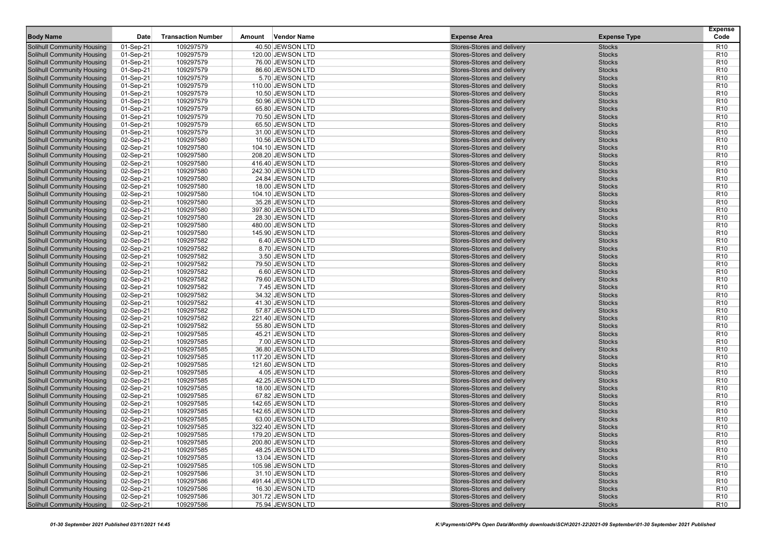| Body Name | Date | Transaction Number | Amount | Vendor Name | Expense Area | Expense Type | Expense Code |
|---|---|---|---|---|---|---|---|
| Solihull Community Housing | 01-Sep-21 | 109297579 | 40.50 | JEWSON LTD | Stores-Stores and delivery | Stocks | R10 |
| Solihull Community Housing | 01-Sep-21 | 109297579 | 120.00 | JEWSON LTD | Stores-Stores and delivery | Stocks | R10 |
| Solihull Community Housing | 01-Sep-21 | 109297579 | 76.00 | JEWSON LTD | Stores-Stores and delivery | Stocks | R10 |
| Solihull Community Housing | 01-Sep-21 | 109297579 | 86.60 | JEWSON LTD | Stores-Stores and delivery | Stocks | R10 |
| Solihull Community Housing | 01-Sep-21 | 109297579 | 5.70 | JEWSON LTD | Stores-Stores and delivery | Stocks | R10 |
| Solihull Community Housing | 01-Sep-21 | 109297579 | 110.00 | JEWSON LTD | Stores-Stores and delivery | Stocks | R10 |
| Solihull Community Housing | 01-Sep-21 | 109297579 | 10.50 | JEWSON LTD | Stores-Stores and delivery | Stocks | R10 |
| Solihull Community Housing | 01-Sep-21 | 109297579 | 50.96 | JEWSON LTD | Stores-Stores and delivery | Stocks | R10 |
| Solihull Community Housing | 01-Sep-21 | 109297579 | 65.80 | JEWSON LTD | Stores-Stores and delivery | Stocks | R10 |
| Solihull Community Housing | 01-Sep-21 | 109297579 | 70.50 | JEWSON LTD | Stores-Stores and delivery | Stocks | R10 |
| Solihull Community Housing | 01-Sep-21 | 109297579 | 65.50 | JEWSON LTD | Stores-Stores and delivery | Stocks | R10 |
| Solihull Community Housing | 01-Sep-21 | 109297579 | 31.00 | JEWSON LTD | Stores-Stores and delivery | Stocks | R10 |
| Solihull Community Housing | 02-Sep-21 | 109297580 | 10.56 | JEWSON LTD | Stores-Stores and delivery | Stocks | R10 |
| Solihull Community Housing | 02-Sep-21 | 109297580 | 104.10 | JEWSON LTD | Stores-Stores and delivery | Stocks | R10 |
| Solihull Community Housing | 02-Sep-21 | 109297580 | 208.20 | JEWSON LTD | Stores-Stores and delivery | Stocks | R10 |
| Solihull Community Housing | 02-Sep-21 | 109297580 | 416.40 | JEWSON LTD | Stores-Stores and delivery | Stocks | R10 |
| Solihull Community Housing | 02-Sep-21 | 109297580 | 242.30 | JEWSON LTD | Stores-Stores and delivery | Stocks | R10 |
| Solihull Community Housing | 02-Sep-21 | 109297580 | 24.84 | JEWSON LTD | Stores-Stores and delivery | Stocks | R10 |
| Solihull Community Housing | 02-Sep-21 | 109297580 | 18.00 | JEWSON LTD | Stores-Stores and delivery | Stocks | R10 |
| Solihull Community Housing | 02-Sep-21 | 109297580 | 104.10 | JEWSON LTD | Stores-Stores and delivery | Stocks | R10 |
| Solihull Community Housing | 02-Sep-21 | 109297580 | 35.28 | JEWSON LTD | Stores-Stores and delivery | Stocks | R10 |
| Solihull Community Housing | 02-Sep-21 | 109297580 | 397.80 | JEWSON LTD | Stores-Stores and delivery | Stocks | R10 |
| Solihull Community Housing | 02-Sep-21 | 109297580 | 28.30 | JEWSON LTD | Stores-Stores and delivery | Stocks | R10 |
| Solihull Community Housing | 02-Sep-21 | 109297580 | 480.00 | JEWSON LTD | Stores-Stores and delivery | Stocks | R10 |
| Solihull Community Housing | 02-Sep-21 | 109297580 | 145.90 | JEWSON LTD | Stores-Stores and delivery | Stocks | R10 |
| Solihull Community Housing | 02-Sep-21 | 109297582 | 6.40 | JEWSON LTD | Stores-Stores and delivery | Stocks | R10 |
| Solihull Community Housing | 02-Sep-21 | 109297582 | 8.70 | JEWSON LTD | Stores-Stores and delivery | Stocks | R10 |
| Solihull Community Housing | 02-Sep-21 | 109297582 | 3.50 | JEWSON LTD | Stores-Stores and delivery | Stocks | R10 |
| Solihull Community Housing | 02-Sep-21 | 109297582 | 79.50 | JEWSON LTD | Stores-Stores and delivery | Stocks | R10 |
| Solihull Community Housing | 02-Sep-21 | 109297582 | 6.60 | JEWSON LTD | Stores-Stores and delivery | Stocks | R10 |
| Solihull Community Housing | 02-Sep-21 | 109297582 | 79.60 | JEWSON LTD | Stores-Stores and delivery | Stocks | R10 |
| Solihull Community Housing | 02-Sep-21 | 109297582 | 7.45 | JEWSON LTD | Stores-Stores and delivery | Stocks | R10 |
| Solihull Community Housing | 02-Sep-21 | 109297582 | 34.32 | JEWSON LTD | Stores-Stores and delivery | Stocks | R10 |
| Solihull Community Housing | 02-Sep-21 | 109297582 | 41.30 | JEWSON LTD | Stores-Stores and delivery | Stocks | R10 |
| Solihull Community Housing | 02-Sep-21 | 109297582 | 57.87 | JEWSON LTD | Stores-Stores and delivery | Stocks | R10 |
| Solihull Community Housing | 02-Sep-21 | 109297582 | 221.40 | JEWSON LTD | Stores-Stores and delivery | Stocks | R10 |
| Solihull Community Housing | 02-Sep-21 | 109297582 | 55.80 | JEWSON LTD | Stores-Stores and delivery | Stocks | R10 |
| Solihull Community Housing | 02-Sep-21 | 109297585 | 45.21 | JEWSON LTD | Stores-Stores and delivery | Stocks | R10 |
| Solihull Community Housing | 02-Sep-21 | 109297585 | 7.00 | JEWSON LTD | Stores-Stores and delivery | Stocks | R10 |
| Solihull Community Housing | 02-Sep-21 | 109297585 | 36.80 | JEWSON LTD | Stores-Stores and delivery | Stocks | R10 |
| Solihull Community Housing | 02-Sep-21 | 109297585 | 117.20 | JEWSON LTD | Stores-Stores and delivery | Stocks | R10 |
| Solihull Community Housing | 02-Sep-21 | 109297585 | 121.60 | JEWSON LTD | Stores-Stores and delivery | Stocks | R10 |
| Solihull Community Housing | 02-Sep-21 | 109297585 | 4.05 | JEWSON LTD | Stores-Stores and delivery | Stocks | R10 |
| Solihull Community Housing | 02-Sep-21 | 109297585 | 42.25 | JEWSON LTD | Stores-Stores and delivery | Stocks | R10 |
| Solihull Community Housing | 02-Sep-21 | 109297585 | 18.00 | JEWSON LTD | Stores-Stores and delivery | Stocks | R10 |
| Solihull Community Housing | 02-Sep-21 | 109297585 | 67.82 | JEWSON LTD | Stores-Stores and delivery | Stocks | R10 |
| Solihull Community Housing | 02-Sep-21 | 109297585 | 142.65 | JEWSON LTD | Stores-Stores and delivery | Stocks | R10 |
| Solihull Community Housing | 02-Sep-21 | 109297585 | 142.65 | JEWSON LTD | Stores-Stores and delivery | Stocks | R10 |
| Solihull Community Housing | 02-Sep-21 | 109297585 | 63.00 | JEWSON LTD | Stores-Stores and delivery | Stocks | R10 |
| Solihull Community Housing | 02-Sep-21 | 109297585 | 322.40 | JEWSON LTD | Stores-Stores and delivery | Stocks | R10 |
| Solihull Community Housing | 02-Sep-21 | 109297585 | 179.20 | JEWSON LTD | Stores-Stores and delivery | Stocks | R10 |
| Solihull Community Housing | 02-Sep-21 | 109297585 | 200.80 | JEWSON LTD | Stores-Stores and delivery | Stocks | R10 |
| Solihull Community Housing | 02-Sep-21 | 109297585 | 48.25 | JEWSON LTD | Stores-Stores and delivery | Stocks | R10 |
| Solihull Community Housing | 02-Sep-21 | 109297585 | 13.04 | JEWSON LTD | Stores-Stores and delivery | Stocks | R10 |
| Solihull Community Housing | 02-Sep-21 | 109297585 | 105.98 | JEWSON LTD | Stores-Stores and delivery | Stocks | R10 |
| Solihull Community Housing | 02-Sep-21 | 109297586 | 31.10 | JEWSON LTD | Stores-Stores and delivery | Stocks | R10 |
| Solihull Community Housing | 02-Sep-21 | 109297586 | 491.44 | JEWSON LTD | Stores-Stores and delivery | Stocks | R10 |
| Solihull Community Housing | 02-Sep-21 | 109297586 | 16.30 | JEWSON LTD | Stores-Stores and delivery | Stocks | R10 |
| Solihull Community Housing | 02-Sep-21 | 109297586 | 301.72 | JEWSON LTD | Stores-Stores and delivery | Stocks | R10 |
| Solihull Community Housing | 02-Sep-21 | 109297586 | 75.94 | JEWSON LTD | Stores-Stores and delivery | Stocks | R10 |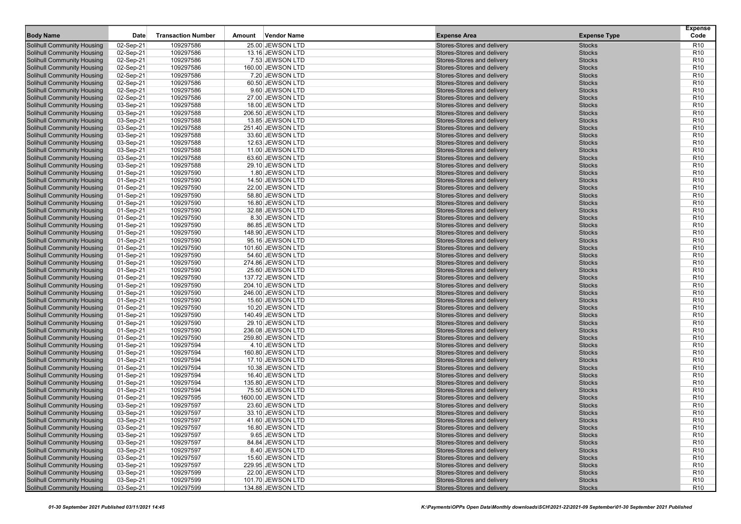| Body Name | Date | Transaction Number | Amount | Vendor Name | Expense Area | Expense Type | Expense Code |
|---|---|---|---|---|---|---|---|
| Solihull Community Housing | 02-Sep-21 | 109297586 | 25.00 | JEWSON LTD | Stores-Stores and delivery | Stocks | R10 |
| Solihull Community Housing | 02-Sep-21 | 109297586 | 13.16 | JEWSON LTD | Stores-Stores and delivery | Stocks | R10 |
| Solihull Community Housing | 02-Sep-21 | 109297586 | 7.53 | JEWSON LTD | Stores-Stores and delivery | Stocks | R10 |
| Solihull Community Housing | 02-Sep-21 | 109297586 | 160.00 | JEWSON LTD | Stores-Stores and delivery | Stocks | R10 |
| Solihull Community Housing | 02-Sep-21 | 109297586 | 7.20 | JEWSON LTD | Stores-Stores and delivery | Stocks | R10 |
| Solihull Community Housing | 02-Sep-21 | 109297586 | 60.50 | JEWSON LTD | Stores-Stores and delivery | Stocks | R10 |
| Solihull Community Housing | 02-Sep-21 | 109297586 | 9.60 | JEWSON LTD | Stores-Stores and delivery | Stocks | R10 |
| Solihull Community Housing | 02-Sep-21 | 109297586 | 27.00 | JEWSON LTD | Stores-Stores and delivery | Stocks | R10 |
| Solihull Community Housing | 03-Sep-21 | 109297588 | 18.00 | JEWSON LTD | Stores-Stores and delivery | Stocks | R10 |
| Solihull Community Housing | 03-Sep-21 | 109297588 | 206.50 | JEWSON LTD | Stores-Stores and delivery | Stocks | R10 |
| Solihull Community Housing | 03-Sep-21 | 109297588 | 13.85 | JEWSON LTD | Stores-Stores and delivery | Stocks | R10 |
| Solihull Community Housing | 03-Sep-21 | 109297588 | 251.40 | JEWSON LTD | Stores-Stores and delivery | Stocks | R10 |
| Solihull Community Housing | 03-Sep-21 | 109297588 | 33.60 | JEWSON LTD | Stores-Stores and delivery | Stocks | R10 |
| Solihull Community Housing | 03-Sep-21 | 109297588 | 12.63 | JEWSON LTD | Stores-Stores and delivery | Stocks | R10 |
| Solihull Community Housing | 03-Sep-21 | 109297588 | 11.00 | JEWSON LTD | Stores-Stores and delivery | Stocks | R10 |
| Solihull Community Housing | 03-Sep-21 | 109297588 | 63.60 | JEWSON LTD | Stores-Stores and delivery | Stocks | R10 |
| Solihull Community Housing | 03-Sep-21 | 109297588 | 29.10 | JEWSON LTD | Stores-Stores and delivery | Stocks | R10 |
| Solihull Community Housing | 01-Sep-21 | 109297590 | 1.80 | JEWSON LTD | Stores-Stores and delivery | Stocks | R10 |
| Solihull Community Housing | 01-Sep-21 | 109297590 | 14.50 | JEWSON LTD | Stores-Stores and delivery | Stocks | R10 |
| Solihull Community Housing | 01-Sep-21 | 109297590 | 22.00 | JEWSON LTD | Stores-Stores and delivery | Stocks | R10 |
| Solihull Community Housing | 01-Sep-21 | 109297590 | 58.80 | JEWSON LTD | Stores-Stores and delivery | Stocks | R10 |
| Solihull Community Housing | 01-Sep-21 | 109297590 | 16.80 | JEWSON LTD | Stores-Stores and delivery | Stocks | R10 |
| Solihull Community Housing | 01-Sep-21 | 109297590 | 32.88 | JEWSON LTD | Stores-Stores and delivery | Stocks | R10 |
| Solihull Community Housing | 01-Sep-21 | 109297590 | 8.30 | JEWSON LTD | Stores-Stores and delivery | Stocks | R10 |
| Solihull Community Housing | 01-Sep-21 | 109297590 | 86.85 | JEWSON LTD | Stores-Stores and delivery | Stocks | R10 |
| Solihull Community Housing | 01-Sep-21 | 109297590 | 148.90 | JEWSON LTD | Stores-Stores and delivery | Stocks | R10 |
| Solihull Community Housing | 01-Sep-21 | 109297590 | 95.16 | JEWSON LTD | Stores-Stores and delivery | Stocks | R10 |
| Solihull Community Housing | 01-Sep-21 | 109297590 | 101.60 | JEWSON LTD | Stores-Stores and delivery | Stocks | R10 |
| Solihull Community Housing | 01-Sep-21 | 109297590 | 54.60 | JEWSON LTD | Stores-Stores and delivery | Stocks | R10 |
| Solihull Community Housing | 01-Sep-21 | 109297590 | 274.86 | JEWSON LTD | Stores-Stores and delivery | Stocks | R10 |
| Solihull Community Housing | 01-Sep-21 | 109297590 | 25.60 | JEWSON LTD | Stores-Stores and delivery | Stocks | R10 |
| Solihull Community Housing | 01-Sep-21 | 109297590 | 137.72 | JEWSON LTD | Stores-Stores and delivery | Stocks | R10 |
| Solihull Community Housing | 01-Sep-21 | 109297590 | 204.10 | JEWSON LTD | Stores-Stores and delivery | Stocks | R10 |
| Solihull Community Housing | 01-Sep-21 | 109297590 | 246.00 | JEWSON LTD | Stores-Stores and delivery | Stocks | R10 |
| Solihull Community Housing | 01-Sep-21 | 109297590 | 15.60 | JEWSON LTD | Stores-Stores and delivery | Stocks | R10 |
| Solihull Community Housing | 01-Sep-21 | 109297590 | 10.20 | JEWSON LTD | Stores-Stores and delivery | Stocks | R10 |
| Solihull Community Housing | 01-Sep-21 | 109297590 | 140.49 | JEWSON LTD | Stores-Stores and delivery | Stocks | R10 |
| Solihull Community Housing | 01-Sep-21 | 109297590 | 29.10 | JEWSON LTD | Stores-Stores and delivery | Stocks | R10 |
| Solihull Community Housing | 01-Sep-21 | 109297590 | 236.08 | JEWSON LTD | Stores-Stores and delivery | Stocks | R10 |
| Solihull Community Housing | 01-Sep-21 | 109297590 | 259.80 | JEWSON LTD | Stores-Stores and delivery | Stocks | R10 |
| Solihull Community Housing | 01-Sep-21 | 109297594 | 4.10 | JEWSON LTD | Stores-Stores and delivery | Stocks | R10 |
| Solihull Community Housing | 01-Sep-21 | 109297594 | 160.80 | JEWSON LTD | Stores-Stores and delivery | Stocks | R10 |
| Solihull Community Housing | 01-Sep-21 | 109297594 | 17.10 | JEWSON LTD | Stores-Stores and delivery | Stocks | R10 |
| Solihull Community Housing | 01-Sep-21 | 109297594 | 10.38 | JEWSON LTD | Stores-Stores and delivery | Stocks | R10 |
| Solihull Community Housing | 01-Sep-21 | 109297594 | 16.40 | JEWSON LTD | Stores-Stores and delivery | Stocks | R10 |
| Solihull Community Housing | 01-Sep-21 | 109297594 | 135.80 | JEWSON LTD | Stores-Stores and delivery | Stocks | R10 |
| Solihull Community Housing | 01-Sep-21 | 109297594 | 75.50 | JEWSON LTD | Stores-Stores and delivery | Stocks | R10 |
| Solihull Community Housing | 01-Sep-21 | 109297595 | 1600.00 | JEWSON LTD | Stores-Stores and delivery | Stocks | R10 |
| Solihull Community Housing | 03-Sep-21 | 109297597 | 23.60 | JEWSON LTD | Stores-Stores and delivery | Stocks | R10 |
| Solihull Community Housing | 03-Sep-21 | 109297597 | 33.10 | JEWSON LTD | Stores-Stores and delivery | Stocks | R10 |
| Solihull Community Housing | 03-Sep-21 | 109297597 | 41.60 | JEWSON LTD | Stores-Stores and delivery | Stocks | R10 |
| Solihull Community Housing | 03-Sep-21 | 109297597 | 16.80 | JEWSON LTD | Stores-Stores and delivery | Stocks | R10 |
| Solihull Community Housing | 03-Sep-21 | 109297597 | 9.65 | JEWSON LTD | Stores-Stores and delivery | Stocks | R10 |
| Solihull Community Housing | 03-Sep-21 | 109297597 | 84.84 | JEWSON LTD | Stores-Stores and delivery | Stocks | R10 |
| Solihull Community Housing | 03-Sep-21 | 109297597 | 8.40 | JEWSON LTD | Stores-Stores and delivery | Stocks | R10 |
| Solihull Community Housing | 03-Sep-21 | 109297597 | 15.60 | JEWSON LTD | Stores-Stores and delivery | Stocks | R10 |
| Solihull Community Housing | 03-Sep-21 | 109297597 | 229.95 | JEWSON LTD | Stores-Stores and delivery | Stocks | R10 |
| Solihull Community Housing | 03-Sep-21 | 109297599 | 22.00 | JEWSON LTD | Stores-Stores and delivery | Stocks | R10 |
| Solihull Community Housing | 03-Sep-21 | 109297599 | 101.70 | JEWSON LTD | Stores-Stores and delivery | Stocks | R10 |
| Solihull Community Housing | 03-Sep-21 | 109297599 | 134.88 | JEWSON LTD | Stores-Stores and delivery | Stocks | R10 |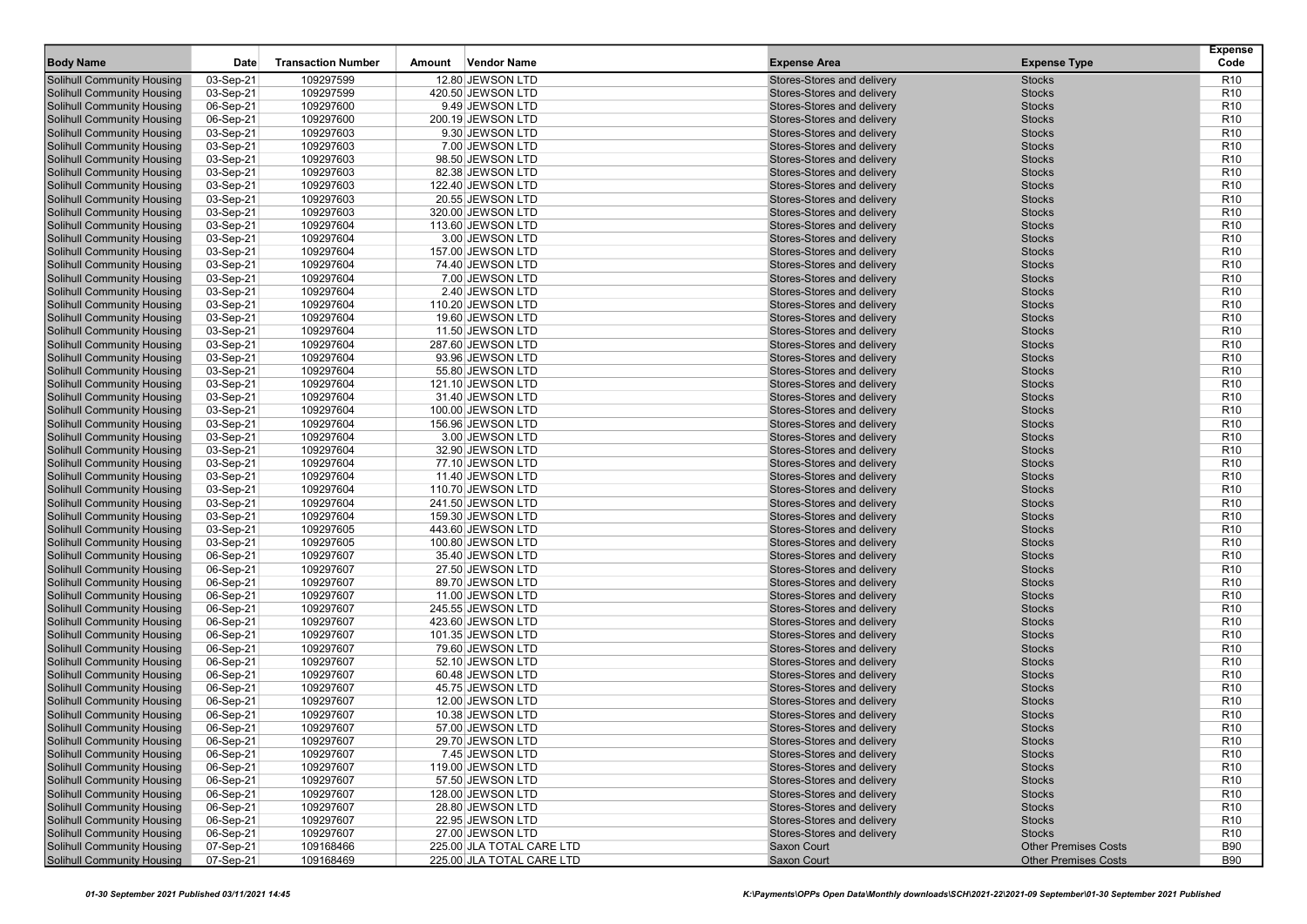| Body Name | Date | Transaction Number | Amount | Vendor Name | Expense Area | Expense Type | Expense Code |
|---|---|---|---|---|---|---|---|
| Solihull Community Housing | 03-Sep-21 | 109297599 | 12.80 | JEWSON LTD | Stores-Stores and delivery | Stocks | R10 |
| Solihull Community Housing | 03-Sep-21 | 109297599 | 420.50 | JEWSON LTD | Stores-Stores and delivery | Stocks | R10 |
| Solihull Community Housing | 06-Sep-21 | 109297600 | 9.49 | JEWSON LTD | Stores-Stores and delivery | Stocks | R10 |
| Solihull Community Housing | 06-Sep-21 | 109297600 | 200.19 | JEWSON LTD | Stores-Stores and delivery | Stocks | R10 |
| Solihull Community Housing | 03-Sep-21 | 109297603 | 9.30 | JEWSON LTD | Stores-Stores and delivery | Stocks | R10 |
| Solihull Community Housing | 03-Sep-21 | 109297603 | 7.00 | JEWSON LTD | Stores-Stores and delivery | Stocks | R10 |
| Solihull Community Housing | 03-Sep-21 | 109297603 | 98.50 | JEWSON LTD | Stores-Stores and delivery | Stocks | R10 |
| Solihull Community Housing | 03-Sep-21 | 109297603 | 82.38 | JEWSON LTD | Stores-Stores and delivery | Stocks | R10 |
| Solihull Community Housing | 03-Sep-21 | 109297603 | 122.40 | JEWSON LTD | Stores-Stores and delivery | Stocks | R10 |
| Solihull Community Housing | 03-Sep-21 | 109297603 | 20.55 | JEWSON LTD | Stores-Stores and delivery | Stocks | R10 |
| Solihull Community Housing | 03-Sep-21 | 109297603 | 320.00 | JEWSON LTD | Stores-Stores and delivery | Stocks | R10 |
| Solihull Community Housing | 03-Sep-21 | 109297604 | 113.60 | JEWSON LTD | Stores-Stores and delivery | Stocks | R10 |
| Solihull Community Housing | 03-Sep-21 | 109297604 | 3.00 | JEWSON LTD | Stores-Stores and delivery | Stocks | R10 |
| Solihull Community Housing | 03-Sep-21 | 109297604 | 157.00 | JEWSON LTD | Stores-Stores and delivery | Stocks | R10 |
| Solihull Community Housing | 03-Sep-21 | 109297604 | 74.40 | JEWSON LTD | Stores-Stores and delivery | Stocks | R10 |
| Solihull Community Housing | 03-Sep-21 | 109297604 | 7.00 | JEWSON LTD | Stores-Stores and delivery | Stocks | R10 |
| Solihull Community Housing | 03-Sep-21 | 109297604 | 2.40 | JEWSON LTD | Stores-Stores and delivery | Stocks | R10 |
| Solihull Community Housing | 03-Sep-21 | 109297604 | 110.20 | JEWSON LTD | Stores-Stores and delivery | Stocks | R10 |
| Solihull Community Housing | 03-Sep-21 | 109297604 | 19.60 | JEWSON LTD | Stores-Stores and delivery | Stocks | R10 |
| Solihull Community Housing | 03-Sep-21 | 109297604 | 11.50 | JEWSON LTD | Stores-Stores and delivery | Stocks | R10 |
| Solihull Community Housing | 03-Sep-21 | 109297604 | 287.60 | JEWSON LTD | Stores-Stores and delivery | Stocks | R10 |
| Solihull Community Housing | 03-Sep-21 | 109297604 | 93.96 | JEWSON LTD | Stores-Stores and delivery | Stocks | R10 |
| Solihull Community Housing | 03-Sep-21 | 109297604 | 55.80 | JEWSON LTD | Stores-Stores and delivery | Stocks | R10 |
| Solihull Community Housing | 03-Sep-21 | 109297604 | 121.10 | JEWSON LTD | Stores-Stores and delivery | Stocks | R10 |
| Solihull Community Housing | 03-Sep-21 | 109297604 | 31.40 | JEWSON LTD | Stores-Stores and delivery | Stocks | R10 |
| Solihull Community Housing | 03-Sep-21 | 109297604 | 100.00 | JEWSON LTD | Stores-Stores and delivery | Stocks | R10 |
| Solihull Community Housing | 03-Sep-21 | 109297604 | 156.96 | JEWSON LTD | Stores-Stores and delivery | Stocks | R10 |
| Solihull Community Housing | 03-Sep-21 | 109297604 | 3.00 | JEWSON LTD | Stores-Stores and delivery | Stocks | R10 |
| Solihull Community Housing | 03-Sep-21 | 109297604 | 32.90 | JEWSON LTD | Stores-Stores and delivery | Stocks | R10 |
| Solihull Community Housing | 03-Sep-21 | 109297604 | 77.10 | JEWSON LTD | Stores-Stores and delivery | Stocks | R10 |
| Solihull Community Housing | 03-Sep-21 | 109297604 | 11.40 | JEWSON LTD | Stores-Stores and delivery | Stocks | R10 |
| Solihull Community Housing | 03-Sep-21 | 109297604 | 110.70 | JEWSON LTD | Stores-Stores and delivery | Stocks | R10 |
| Solihull Community Housing | 03-Sep-21 | 109297604 | 241.50 | JEWSON LTD | Stores-Stores and delivery | Stocks | R10 |
| Solihull Community Housing | 03-Sep-21 | 109297604 | 159.30 | JEWSON LTD | Stores-Stores and delivery | Stocks | R10 |
| Solihull Community Housing | 03-Sep-21 | 109297605 | 443.60 | JEWSON LTD | Stores-Stores and delivery | Stocks | R10 |
| Solihull Community Housing | 03-Sep-21 | 109297605 | 100.80 | JEWSON LTD | Stores-Stores and delivery | Stocks | R10 |
| Solihull Community Housing | 06-Sep-21 | 109297607 | 35.40 | JEWSON LTD | Stores-Stores and delivery | Stocks | R10 |
| Solihull Community Housing | 06-Sep-21 | 109297607 | 27.50 | JEWSON LTD | Stores-Stores and delivery | Stocks | R10 |
| Solihull Community Housing | 06-Sep-21 | 109297607 | 89.70 | JEWSON LTD | Stores-Stores and delivery | Stocks | R10 |
| Solihull Community Housing | 06-Sep-21 | 109297607 | 11.00 | JEWSON LTD | Stores-Stores and delivery | Stocks | R10 |
| Solihull Community Housing | 06-Sep-21 | 109297607 | 245.55 | JEWSON LTD | Stores-Stores and delivery | Stocks | R10 |
| Solihull Community Housing | 06-Sep-21 | 109297607 | 423.60 | JEWSON LTD | Stores-Stores and delivery | Stocks | R10 |
| Solihull Community Housing | 06-Sep-21 | 109297607 | 101.35 | JEWSON LTD | Stores-Stores and delivery | Stocks | R10 |
| Solihull Community Housing | 06-Sep-21 | 109297607 | 79.60 | JEWSON LTD | Stores-Stores and delivery | Stocks | R10 |
| Solihull Community Housing | 06-Sep-21 | 109297607 | 52.10 | JEWSON LTD | Stores-Stores and delivery | Stocks | R10 |
| Solihull Community Housing | 06-Sep-21 | 109297607 | 60.48 | JEWSON LTD | Stores-Stores and delivery | Stocks | R10 |
| Solihull Community Housing | 06-Sep-21 | 109297607 | 45.75 | JEWSON LTD | Stores-Stores and delivery | Stocks | R10 |
| Solihull Community Housing | 06-Sep-21 | 109297607 | 12.00 | JEWSON LTD | Stores-Stores and delivery | Stocks | R10 |
| Solihull Community Housing | 06-Sep-21 | 109297607 | 10.38 | JEWSON LTD | Stores-Stores and delivery | Stocks | R10 |
| Solihull Community Housing | 06-Sep-21 | 109297607 | 57.00 | JEWSON LTD | Stores-Stores and delivery | Stocks | R10 |
| Solihull Community Housing | 06-Sep-21 | 109297607 | 29.70 | JEWSON LTD | Stores-Stores and delivery | Stocks | R10 |
| Solihull Community Housing | 06-Sep-21 | 109297607 | 7.45 | JEWSON LTD | Stores-Stores and delivery | Stocks | R10 |
| Solihull Community Housing | 06-Sep-21 | 109297607 | 119.00 | JEWSON LTD | Stores-Stores and delivery | Stocks | R10 |
| Solihull Community Housing | 06-Sep-21 | 109297607 | 57.50 | JEWSON LTD | Stores-Stores and delivery | Stocks | R10 |
| Solihull Community Housing | 06-Sep-21 | 109297607 | 128.00 | JEWSON LTD | Stores-Stores and delivery | Stocks | R10 |
| Solihull Community Housing | 06-Sep-21 | 109297607 | 28.80 | JEWSON LTD | Stores-Stores and delivery | Stocks | R10 |
| Solihull Community Housing | 06-Sep-21 | 109297607 | 22.95 | JEWSON LTD | Stores-Stores and delivery | Stocks | R10 |
| Solihull Community Housing | 06-Sep-21 | 109297607 | 27.00 | JEWSON LTD | Stores-Stores and delivery | Stocks | R10 |
| Solihull Community Housing | 07-Sep-21 | 109168466 | 225.00 | JLA TOTAL CARE LTD | Saxon Court | Other Premises Costs | B90 |
| Solihull Community Housing | 07-Sep-21 | 109168469 | 225.00 | JLA TOTAL CARE LTD | Saxon Court | Other Premises Costs | B90 |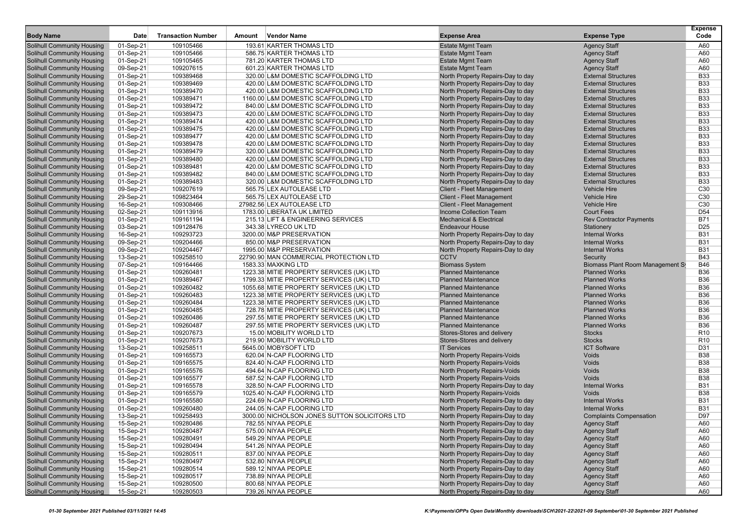| Body Name | Date | Transaction Number | Amount | Vendor Name | Expense Area | Expense Type | Expense Code |
|---|---|---|---|---|---|---|---|
| Solihull Community Housing | 01-Sep-21 | 109105466 | 193.61 | KARTER THOMAS LTD | Estate Mgmt Team | Agency Staff | A60 |
| Solihull Community Housing | 01-Sep-21 | 109105466 | 586.75 | KARTER THOMAS LTD | Estate Mgmt Team | Agency Staff | A60 |
| Solihull Community Housing | 01-Sep-21 | 109105465 | 781.20 | KARTER THOMAS LTD | Estate Mgmt Team | Agency Staff | A60 |
| Solihull Community Housing | 09-Sep-21 | 109207615 | 601.23 | KARTER THOMAS LTD | Estate Mgmt Team | Agency Staff | A60 |
| Solihull Community Housing | 01-Sep-21 | 109389468 | 320.00 | L&M DOMESTIC SCAFFOLDING LTD | North Property Repairs-Day to day | External Structures | B33 |
| Solihull Community Housing | 01-Sep-21 | 109389469 | 420.00 | L&M DOMESTIC SCAFFOLDING LTD | North Property Repairs-Day to day | External Structures | B33 |
| Solihull Community Housing | 01-Sep-21 | 109389470 | 420.00 | L&M DOMESTIC SCAFFOLDING LTD | North Property Repairs-Day to day | External Structures | B33 |
| Solihull Community Housing | 01-Sep-21 | 109389471 | 1160.00 | L&M DOMESTIC SCAFFOLDING LTD | North Property Repairs-Day to day | External Structures | B33 |
| Solihull Community Housing | 01-Sep-21 | 109389472 | 840.00 | L&M DOMESTIC SCAFFOLDING LTD | North Property Repairs-Day to day | External Structures | B33 |
| Solihull Community Housing | 01-Sep-21 | 109389473 | 420.00 | L&M DOMESTIC SCAFFOLDING LTD | North Property Repairs-Day to day | External Structures | B33 |
| Solihull Community Housing | 01-Sep-21 | 109389474 | 420.00 | L&M DOMESTIC SCAFFOLDING LTD | North Property Repairs-Day to day | External Structures | B33 |
| Solihull Community Housing | 01-Sep-21 | 109389475 | 420.00 | L&M DOMESTIC SCAFFOLDING LTD | North Property Repairs-Day to day | External Structures | B33 |
| Solihull Community Housing | 01-Sep-21 | 109389477 | 420.00 | L&M DOMESTIC SCAFFOLDING LTD | North Property Repairs-Day to day | External Structures | B33 |
| Solihull Community Housing | 01-Sep-21 | 109389478 | 420.00 | L&M DOMESTIC SCAFFOLDING LTD | North Property Repairs-Day to day | External Structures | B33 |
| Solihull Community Housing | 01-Sep-21 | 109389479 | 320.00 | L&M DOMESTIC SCAFFOLDING LTD | North Property Repairs-Day to day | External Structures | B33 |
| Solihull Community Housing | 01-Sep-21 | 109389480 | 420.00 | L&M DOMESTIC SCAFFOLDING LTD | North Property Repairs-Day to day | External Structures | B33 |
| Solihull Community Housing | 01-Sep-21 | 109389481 | 420.00 | L&M DOMESTIC SCAFFOLDING LTD | North Property Repairs-Day to day | External Structures | B33 |
| Solihull Community Housing | 01-Sep-21 | 109389482 | 840.00 | L&M DOMESTIC SCAFFOLDING LTD | North Property Repairs-Day to day | External Structures | B33 |
| Solihull Community Housing | 01-Sep-21 | 109389483 | 320.00 | L&M DOMESTIC SCAFFOLDING LTD | North Property Repairs-Day to day | External Structures | B33 |
| Solihull Community Housing | 09-Sep-21 | 109207619 | 565.75 | LEX AUTOLEASE LTD | Client - Fleet Management | Vehicle Hire | C30 |
| Solihull Community Housing | 29-Sep-21 | 109823464 | 565.75 | LEX AUTOLEASE LTD | Client - Fleet Management | Vehicle Hire | C30 |
| Solihull Community Housing | 16-Sep-21 | 109308466 | 27982.56 | LEX AUTOLEASE LTD | Client - Fleet Management | Vehicle Hire | C30 |
| Solihull Community Housing | 02-Sep-21 | 109113916 | 1783.00 | LIBERATA UK LIMITED | Income Collection Team | Court Fees | D54 |
| Solihull Community Housing | 01-Sep-21 | 109161194 | 215.13 | LIFT & ENGINEERING SERVICES | Mechanical & Electrical | Rev Contractor Payments | B71 |
| Solihull Community Housing | 03-Sep-21 | 109128476 | 343.38 | LYRECO UK LTD | Endeavour House | Stationery | D25 |
| Solihull Community Housing | 16-Sep-21 | 109293723 | 3200.00 | M&P PRESERVATION | North Property Repairs-Day to day | Internal Works | B31 |
| Solihull Community Housing | 09-Sep-21 | 109204466 | 850.00 | M&P PRESERVATION | North Property Repairs-Day to day | Internal Works | B31 |
| Solihull Community Housing | 09-Sep-21 | 109204467 | 1995.00 | M&P PRESERVATION | North Property Repairs-Day to day | Internal Works | B31 |
| Solihull Community Housing | 13-Sep-21 | 109258510 | 22790.90 | MAN COMMERCIAL PROTECTION LTD | CCTV | Security | B43 |
| Solihull Community Housing | 07-Sep-21 | 109164466 | 1583.33 | MAXKING LTD | Biomass System | Biomass Plant Room Management Sy | B46 |
| Solihull Community Housing | 01-Sep-21 | 109260481 | 1223.38 | MITIE PROPERTY SERVICES (UK) LTD | Planned Maintenance | Planned Works | B36 |
| Solihull Community Housing | 01-Sep-21 | 109389467 | 1799.33 | MITIE PROPERTY SERVICES (UK) LTD | Planned Maintenance | Planned Works | B36 |
| Solihull Community Housing | 01-Sep-21 | 109260482 | 1055.68 | MITIE PROPERTY SERVICES (UK) LTD | Planned Maintenance | Planned Works | B36 |
| Solihull Community Housing | 01-Sep-21 | 109260483 | 1223.38 | MITIE PROPERTY SERVICES (UK) LTD | Planned Maintenance | Planned Works | B36 |
| Solihull Community Housing | 01-Sep-21 | 109260484 | 1223.38 | MITIE PROPERTY SERVICES (UK) LTD | Planned Maintenance | Planned Works | B36 |
| Solihull Community Housing | 01-Sep-21 | 109260485 | 728.78 | MITIE PROPERTY SERVICES (UK) LTD | Planned Maintenance | Planned Works | B36 |
| Solihull Community Housing | 01-Sep-21 | 109260486 | 297.55 | MITIE PROPERTY SERVICES (UK) LTD | Planned Maintenance | Planned Works | B36 |
| Solihull Community Housing | 01-Sep-21 | 109260487 | 297.55 | MITIE PROPERTY SERVICES (UK) LTD | Planned Maintenance | Planned Works | B36 |
| Solihull Community Housing | 01-Sep-21 | 109207673 | 15.00 | MOBILITY WORLD LTD | Stores-Stores and delivery | Stocks | R10 |
| Solihull Community Housing | 01-Sep-21 | 109207673 | 219.90 | MOBILITY WORLD LTD | Stores-Stores and delivery | Stocks | R10 |
| Solihull Community Housing | 13-Sep-21 | 109258511 | 5645.00 | MOBYSOFT LTD | IT Services | ICT Software | D31 |
| Solihull Community Housing | 01-Sep-21 | 109165573 | 620.04 | N-CAP FLOORING LTD | North Property Repairs-Voids | Voids | B38 |
| Solihull Community Housing | 01-Sep-21 | 109165575 | 824.40 | N-CAP FLOORING LTD | North Property Repairs-Voids | Voids | B38 |
| Solihull Community Housing | 01-Sep-21 | 109165576 | 494.64 | N-CAP FLOORING LTD | North Property Repairs-Voids | Voids | B38 |
| Solihull Community Housing | 01-Sep-21 | 109165577 | 587.52 | N-CAP FLOORING LTD | North Property Repairs-Voids | Voids | B38 |
| Solihull Community Housing | 01-Sep-21 | 109165578 | 328.50 | N-CAP FLOORING LTD | North Property Repairs-Day to day | Internal Works | B31 |
| Solihull Community Housing | 01-Sep-21 | 109165579 | 1025.40 | N-CAP FLOORING LTD | North Property Repairs-Voids | Voids | B38 |
| Solihull Community Housing | 01-Sep-21 | 109165580 | 224.69 | N-CAP FLOORING LTD | North Property Repairs-Day to day | Internal Works | B31 |
| Solihull Community Housing | 01-Sep-21 | 109260480 | 244.05 | N-CAP FLOORING LTD | North Property Repairs-Day to day | Internal Works | B31 |
| Solihull Community Housing | 13-Sep-21 | 109258493 | 3000.00 | NICHOLSON JONES SUTTON SOLICITORS LTD | North Property Repairs-Day to day | Complaints Compensation | D97 |
| Solihull Community Housing | 15-Sep-21 | 109280486 | 782.55 | NIYAA PEOPLE | North Property Repairs-Day to day | Agency Staff | A60 |
| Solihull Community Housing | 15-Sep-21 | 109280487 | 575.00 | NIYAA PEOPLE | North Property Repairs-Day to day | Agency Staff | A60 |
| Solihull Community Housing | 15-Sep-21 | 109280491 | 549.29 | NIYAA PEOPLE | North Property Repairs-Day to day | Agency Staff | A60 |
| Solihull Community Housing | 15-Sep-21 | 109280494 | 541.26 | NIYAA PEOPLE | North Property Repairs-Day to day | Agency Staff | A60 |
| Solihull Community Housing | 15-Sep-21 | 109280511 | 837.00 | NIYAA PEOPLE | North Property Repairs-Day to day | Agency Staff | A60 |
| Solihull Community Housing | 15-Sep-21 | 109280497 | 532.80 | NIYAA PEOPLE | North Property Repairs-Day to day | Agency Staff | A60 |
| Solihull Community Housing | 15-Sep-21 | 109280514 | 589.12 | NIYAA PEOPLE | North Property Repairs-Day to day | Agency Staff | A60 |
| Solihull Community Housing | 15-Sep-21 | 109280517 | 738.89 | NIYAA PEOPLE | North Property Repairs-Day to day | Agency Staff | A60 |
| Solihull Community Housing | 15-Sep-21 | 109280500 | 800.68 | NIYAA PEOPLE | North Property Repairs-Day to day | Agency Staff | A60 |
| Solihull Community Housing | 15-Sep-21 | 109280503 | 739.26 | NIYAA PEOPLE | North Property Repairs-Day to day | Agency Staff | A60 |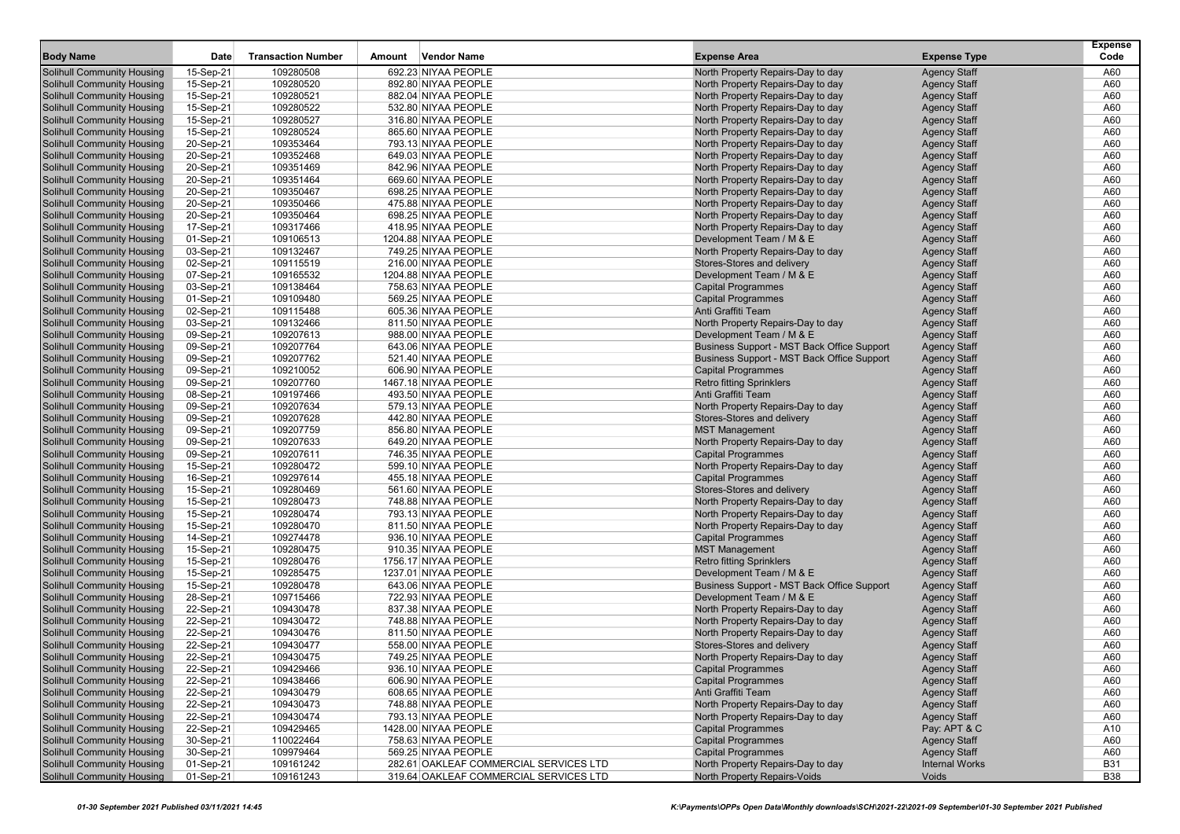| Body Name | Date | Transaction Number | Amount | Vendor Name | Expense Area | Expense Type | Expense Code |
|---|---|---|---|---|---|---|---|
| Solihull Community Housing | 15-Sep-21 | 109280508 | 692.23 | NIYAA PEOPLE | North Property Repairs-Day to day | Agency Staff | A60 |
| Solihull Community Housing | 15-Sep-21 | 109280520 | 892.80 | NIYAA PEOPLE | North Property Repairs-Day to day | Agency Staff | A60 |
| Solihull Community Housing | 15-Sep-21 | 109280521 | 882.04 | NIYAA PEOPLE | North Property Repairs-Day to day | Agency Staff | A60 |
| Solihull Community Housing | 15-Sep-21 | 109280522 | 532.80 | NIYAA PEOPLE | North Property Repairs-Day to day | Agency Staff | A60 |
| Solihull Community Housing | 15-Sep-21 | 109280527 | 316.80 | NIYAA PEOPLE | North Property Repairs-Day to day | Agency Staff | A60 |
| Solihull Community Housing | 15-Sep-21 | 109280524 | 865.60 | NIYAA PEOPLE | North Property Repairs-Day to day | Agency Staff | A60 |
| Solihull Community Housing | 20-Sep-21 | 109353464 | 793.13 | NIYAA PEOPLE | North Property Repairs-Day to day | Agency Staff | A60 |
| Solihull Community Housing | 20-Sep-21 | 109352468 | 649.03 | NIYAA PEOPLE | North Property Repairs-Day to day | Agency Staff | A60 |
| Solihull Community Housing | 20-Sep-21 | 109351469 | 842.96 | NIYAA PEOPLE | North Property Repairs-Day to day | Agency Staff | A60 |
| Solihull Community Housing | 20-Sep-21 | 109351464 | 669.60 | NIYAA PEOPLE | North Property Repairs-Day to day | Agency Staff | A60 |
| Solihull Community Housing | 20-Sep-21 | 109350467 | 698.25 | NIYAA PEOPLE | North Property Repairs-Day to day | Agency Staff | A60 |
| Solihull Community Housing | 20-Sep-21 | 109350466 | 475.88 | NIYAA PEOPLE | North Property Repairs-Day to day | Agency Staff | A60 |
| Solihull Community Housing | 20-Sep-21 | 109350464 | 698.25 | NIYAA PEOPLE | North Property Repairs-Day to day | Agency Staff | A60 |
| Solihull Community Housing | 17-Sep-21 | 109317466 | 418.95 | NIYAA PEOPLE | North Property Repairs-Day to day | Agency Staff | A60 |
| Solihull Community Housing | 01-Sep-21 | 109106513 | 1204.88 | NIYAA PEOPLE | Development Team / M & E | Agency Staff | A60 |
| Solihull Community Housing | 03-Sep-21 | 109132467 | 749.25 | NIYAA PEOPLE | North Property Repairs-Day to day | Agency Staff | A60 |
| Solihull Community Housing | 02-Sep-21 | 109115519 | 216.00 | NIYAA PEOPLE | Stores-Stores and delivery | Agency Staff | A60 |
| Solihull Community Housing | 07-Sep-21 | 109165532 | 1204.88 | NIYAA PEOPLE | Development Team / M & E | Agency Staff | A60 |
| Solihull Community Housing | 03-Sep-21 | 109138464 | 758.63 | NIYAA PEOPLE | Capital Programmes | Agency Staff | A60 |
| Solihull Community Housing | 01-Sep-21 | 109109480 | 569.25 | NIYAA PEOPLE | Capital Programmes | Agency Staff | A60 |
| Solihull Community Housing | 02-Sep-21 | 109115488 | 605.36 | NIYAA PEOPLE | Anti Graffiti Team | Agency Staff | A60 |
| Solihull Community Housing | 03-Sep-21 | 109132466 | 811.50 | NIYAA PEOPLE | North Property Repairs-Day to day | Agency Staff | A60 |
| Solihull Community Housing | 09-Sep-21 | 109207613 | 988.00 | NIYAA PEOPLE | Development Team / M & E | Agency Staff | A60 |
| Solihull Community Housing | 09-Sep-21 | 109207764 | 643.06 | NIYAA PEOPLE | Business Support - MST Back Office Support | Agency Staff | A60 |
| Solihull Community Housing | 09-Sep-21 | 109207762 | 521.40 | NIYAA PEOPLE | Business Support - MST Back Office Support | Agency Staff | A60 |
| Solihull Community Housing | 09-Sep-21 | 109210052 | 606.90 | NIYAA PEOPLE | Capital Programmes | Agency Staff | A60 |
| Solihull Community Housing | 09-Sep-21 | 109207760 | 1467.18 | NIYAA PEOPLE | Retro fitting Sprinklers | Agency Staff | A60 |
| Solihull Community Housing | 08-Sep-21 | 109197466 | 493.50 | NIYAA PEOPLE | Anti Graffiti Team | Agency Staff | A60 |
| Solihull Community Housing | 09-Sep-21 | 109207634 | 579.13 | NIYAA PEOPLE | North Property Repairs-Day to day | Agency Staff | A60 |
| Solihull Community Housing | 09-Sep-21 | 109207628 | 442.80 | NIYAA PEOPLE | Stores-Stores and delivery | Agency Staff | A60 |
| Solihull Community Housing | 09-Sep-21 | 109207759 | 856.80 | NIYAA PEOPLE | MST Management | Agency Staff | A60 |
| Solihull Community Housing | 09-Sep-21 | 109207633 | 649.20 | NIYAA PEOPLE | North Property Repairs-Day to day | Agency Staff | A60 |
| Solihull Community Housing | 09-Sep-21 | 109207611 | 746.35 | NIYAA PEOPLE | Capital Programmes | Agency Staff | A60 |
| Solihull Community Housing | 15-Sep-21 | 109280472 | 599.10 | NIYAA PEOPLE | North Property Repairs-Day to day | Agency Staff | A60 |
| Solihull Community Housing | 16-Sep-21 | 109297614 | 455.18 | NIYAA PEOPLE | Capital Programmes | Agency Staff | A60 |
| Solihull Community Housing | 15-Sep-21 | 109280469 | 561.60 | NIYAA PEOPLE | Stores-Stores and delivery | Agency Staff | A60 |
| Solihull Community Housing | 15-Sep-21 | 109280473 | 748.88 | NIYAA PEOPLE | North Property Repairs-Day to day | Agency Staff | A60 |
| Solihull Community Housing | 15-Sep-21 | 109280474 | 793.13 | NIYAA PEOPLE | North Property Repairs-Day to day | Agency Staff | A60 |
| Solihull Community Housing | 15-Sep-21 | 109280470 | 811.50 | NIYAA PEOPLE | North Property Repairs-Day to day | Agency Staff | A60 |
| Solihull Community Housing | 14-Sep-21 | 109274478 | 936.10 | NIYAA PEOPLE | Capital Programmes | Agency Staff | A60 |
| Solihull Community Housing | 15-Sep-21 | 109280475 | 910.35 | NIYAA PEOPLE | MST Management | Agency Staff | A60 |
| Solihull Community Housing | 15-Sep-21 | 109280476 | 1756.17 | NIYAA PEOPLE | Retro fitting Sprinklers | Agency Staff | A60 |
| Solihull Community Housing | 15-Sep-21 | 109285475 | 1237.01 | NIYAA PEOPLE | Development Team / M & E | Agency Staff | A60 |
| Solihull Community Housing | 15-Sep-21 | 109280478 | 643.06 | NIYAA PEOPLE | Business Support - MST Back Office Support | Agency Staff | A60 |
| Solihull Community Housing | 28-Sep-21 | 109715466 | 722.93 | NIYAA PEOPLE | Development Team / M & E | Agency Staff | A60 |
| Solihull Community Housing | 22-Sep-21 | 109430478 | 837.38 | NIYAA PEOPLE | North Property Repairs-Day to day | Agency Staff | A60 |
| Solihull Community Housing | 22-Sep-21 | 109430472 | 748.88 | NIYAA PEOPLE | North Property Repairs-Day to day | Agency Staff | A60 |
| Solihull Community Housing | 22-Sep-21 | 109430476 | 811.50 | NIYAA PEOPLE | North Property Repairs-Day to day | Agency Staff | A60 |
| Solihull Community Housing | 22-Sep-21 | 109430477 | 558.00 | NIYAA PEOPLE | Stores-Stores and delivery | Agency Staff | A60 |
| Solihull Community Housing | 22-Sep-21 | 109430475 | 749.25 | NIYAA PEOPLE | North Property Repairs-Day to day | Agency Staff | A60 |
| Solihull Community Housing | 22-Sep-21 | 109429466 | 936.10 | NIYAA PEOPLE | Capital Programmes | Agency Staff | A60 |
| Solihull Community Housing | 22-Sep-21 | 109438466 | 606.90 | NIYAA PEOPLE | Capital Programmes | Agency Staff | A60 |
| Solihull Community Housing | 22-Sep-21 | 109430479 | 608.65 | NIYAA PEOPLE | Anti Graffiti Team | Agency Staff | A60 |
| Solihull Community Housing | 22-Sep-21 | 109430473 | 748.88 | NIYAA PEOPLE | North Property Repairs-Day to day | Agency Staff | A60 |
| Solihull Community Housing | 22-Sep-21 | 109430474 | 793.13 | NIYAA PEOPLE | North Property Repairs-Day to day | Agency Staff | A60 |
| Solihull Community Housing | 22-Sep-21 | 109429465 | 1428.00 | NIYAA PEOPLE | Capital Programmes | Pay: APT & C | A10 |
| Solihull Community Housing | 30-Sep-21 | 110022464 | 758.63 | NIYAA PEOPLE | Capital Programmes | Agency Staff | A60 |
| Solihull Community Housing | 30-Sep-21 | 109979464 | 569.25 | NIYAA PEOPLE | Capital Programmes | Agency Staff | A60 |
| Solihull Community Housing | 01-Sep-21 | 109161242 | 282.61 | OAKLEAF COMMERCIAL SERVICES LTD | North Property Repairs-Day to day | Internal Works | B31 |
| Solihull Community Housing | 01-Sep-21 | 109161243 | 319.64 | OAKLEAF COMMERCIAL SERVICES LTD | North Property Repairs-Voids | Voids | B38 |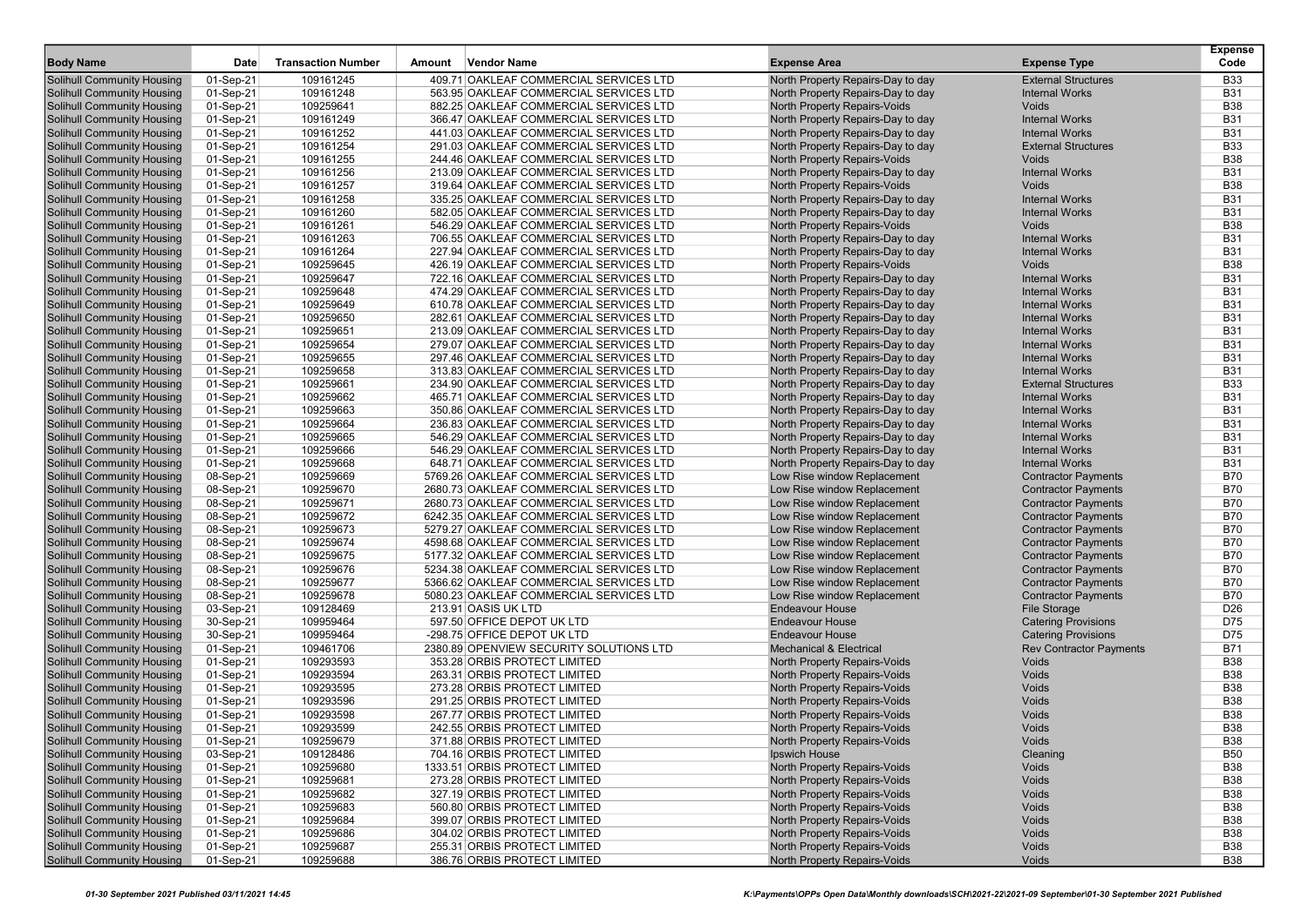| Body Name | Date | Transaction Number | Amount | Vendor Name | Expense Area | Expense Type | Expense Code |
|---|---|---|---|---|---|---|---|
| Solihull Community Housing | 01-Sep-21 | 109161245 | 409.71 | OAKLEAF COMMERCIAL SERVICES LTD | North Property Repairs-Day to day | External Structures | B33 |
| Solihull Community Housing | 01-Sep-21 | 109161248 | 563.95 | OAKLEAF COMMERCIAL SERVICES LTD | North Property Repairs-Day to day | Internal Works | B31 |
| Solihull Community Housing | 01-Sep-21 | 109259641 | 882.25 | OAKLEAF COMMERCIAL SERVICES LTD | North Property Repairs-Voids | Voids | B38 |
| Solihull Community Housing | 01-Sep-21 | 109161249 | 366.47 | OAKLEAF COMMERCIAL SERVICES LTD | North Property Repairs-Day to day | Internal Works | B31 |
| Solihull Community Housing | 01-Sep-21 | 109161252 | 441.03 | OAKLEAF COMMERCIAL SERVICES LTD | North Property Repairs-Day to day | Internal Works | B31 |
| Solihull Community Housing | 01-Sep-21 | 109161254 | 291.03 | OAKLEAF COMMERCIAL SERVICES LTD | North Property Repairs-Day to day | External Structures | B33 |
| Solihull Community Housing | 01-Sep-21 | 109161255 | 244.46 | OAKLEAF COMMERCIAL SERVICES LTD | North Property Repairs-Voids | Voids | B38 |
| Solihull Community Housing | 01-Sep-21 | 109161256 | 213.09 | OAKLEAF COMMERCIAL SERVICES LTD | North Property Repairs-Day to day | Internal Works | B31 |
| Solihull Community Housing | 01-Sep-21 | 109161257 | 319.64 | OAKLEAF COMMERCIAL SERVICES LTD | North Property Repairs-Voids | Voids | B38 |
| Solihull Community Housing | 01-Sep-21 | 109161258 | 335.25 | OAKLEAF COMMERCIAL SERVICES LTD | North Property Repairs-Day to day | Internal Works | B31 |
| Solihull Community Housing | 01-Sep-21 | 109161260 | 582.05 | OAKLEAF COMMERCIAL SERVICES LTD | North Property Repairs-Day to day | Internal Works | B31 |
| Solihull Community Housing | 01-Sep-21 | 109161261 | 546.29 | OAKLEAF COMMERCIAL SERVICES LTD | North Property Repairs-Voids | Voids | B38 |
| Solihull Community Housing | 01-Sep-21 | 109161263 | 706.55 | OAKLEAF COMMERCIAL SERVICES LTD | North Property Repairs-Day to day | Internal Works | B31 |
| Solihull Community Housing | 01-Sep-21 | 109161264 | 227.94 | OAKLEAF COMMERCIAL SERVICES LTD | North Property Repairs-Day to day | Internal Works | B31 |
| Solihull Community Housing | 01-Sep-21 | 109259645 | 426.19 | OAKLEAF COMMERCIAL SERVICES LTD | North Property Repairs-Voids | Voids | B38 |
| Solihull Community Housing | 01-Sep-21 | 109259647 | 722.16 | OAKLEAF COMMERCIAL SERVICES LTD | North Property Repairs-Day to day | Internal Works | B31 |
| Solihull Community Housing | 01-Sep-21 | 109259648 | 474.29 | OAKLEAF COMMERCIAL SERVICES LTD | North Property Repairs-Day to day | Internal Works | B31 |
| Solihull Community Housing | 01-Sep-21 | 109259649 | 610.78 | OAKLEAF COMMERCIAL SERVICES LTD | North Property Repairs-Day to day | Internal Works | B31 |
| Solihull Community Housing | 01-Sep-21 | 109259650 | 282.61 | OAKLEAF COMMERCIAL SERVICES LTD | North Property Repairs-Day to day | Internal Works | B31 |
| Solihull Community Housing | 01-Sep-21 | 109259651 | 213.09 | OAKLEAF COMMERCIAL SERVICES LTD | North Property Repairs-Day to day | Internal Works | B31 |
| Solihull Community Housing | 01-Sep-21 | 109259654 | 279.07 | OAKLEAF COMMERCIAL SERVICES LTD | North Property Repairs-Day to day | Internal Works | B31 |
| Solihull Community Housing | 01-Sep-21 | 109259655 | 297.46 | OAKLEAF COMMERCIAL SERVICES LTD | North Property Repairs-Day to day | Internal Works | B31 |
| Solihull Community Housing | 01-Sep-21 | 109259658 | 313.83 | OAKLEAF COMMERCIAL SERVICES LTD | North Property Repairs-Day to day | Internal Works | B31 |
| Solihull Community Housing | 01-Sep-21 | 109259661 | 234.90 | OAKLEAF COMMERCIAL SERVICES LTD | North Property Repairs-Day to day | External Structures | B33 |
| Solihull Community Housing | 01-Sep-21 | 109259662 | 465.71 | OAKLEAF COMMERCIAL SERVICES LTD | North Property Repairs-Day to day | Internal Works | B31 |
| Solihull Community Housing | 01-Sep-21 | 109259663 | 350.86 | OAKLEAF COMMERCIAL SERVICES LTD | North Property Repairs-Day to day | Internal Works | B31 |
| Solihull Community Housing | 01-Sep-21 | 109259664 | 236.83 | OAKLEAF COMMERCIAL SERVICES LTD | North Property Repairs-Day to day | Internal Works | B31 |
| Solihull Community Housing | 01-Sep-21 | 109259665 | 546.29 | OAKLEAF COMMERCIAL SERVICES LTD | North Property Repairs-Day to day | Internal Works | B31 |
| Solihull Community Housing | 01-Sep-21 | 109259666 | 546.29 | OAKLEAF COMMERCIAL SERVICES LTD | North Property Repairs-Day to day | Internal Works | B31 |
| Solihull Community Housing | 01-Sep-21 | 109259668 | 648.71 | OAKLEAF COMMERCIAL SERVICES LTD | North Property Repairs-Day to day | Internal Works | B31 |
| Solihull Community Housing | 08-Sep-21 | 109259669 | 5769.26 | OAKLEAF COMMERCIAL SERVICES LTD | Low Rise window Replacement | Contractor Payments | B70 |
| Solihull Community Housing | 08-Sep-21 | 109259670 | 2680.73 | OAKLEAF COMMERCIAL SERVICES LTD | Low Rise window Replacement | Contractor Payments | B70 |
| Solihull Community Housing | 08-Sep-21 | 109259671 | 2680.73 | OAKLEAF COMMERCIAL SERVICES LTD | Low Rise window Replacement | Contractor Payments | B70 |
| Solihull Community Housing | 08-Sep-21 | 109259672 | 6242.35 | OAKLEAF COMMERCIAL SERVICES LTD | Low Rise window Replacement | Contractor Payments | B70 |
| Solihull Community Housing | 08-Sep-21 | 109259673 | 5279.27 | OAKLEAF COMMERCIAL SERVICES LTD | Low Rise window Replacement | Contractor Payments | B70 |
| Solihull Community Housing | 08-Sep-21 | 109259674 | 4598.68 | OAKLEAF COMMERCIAL SERVICES LTD | Low Rise window Replacement | Contractor Payments | B70 |
| Solihull Community Housing | 08-Sep-21 | 109259675 | 5177.32 | OAKLEAF COMMERCIAL SERVICES LTD | Low Rise window Replacement | Contractor Payments | B70 |
| Solihull Community Housing | 08-Sep-21 | 109259676 | 5234.38 | OAKLEAF COMMERCIAL SERVICES LTD | Low Rise window Replacement | Contractor Payments | B70 |
| Solihull Community Housing | 08-Sep-21 | 109259677 | 5366.62 | OAKLEAF COMMERCIAL SERVICES LTD | Low Rise window Replacement | Contractor Payments | B70 |
| Solihull Community Housing | 08-Sep-21 | 109259678 | 5080.23 | OAKLEAF COMMERCIAL SERVICES LTD | Low Rise window Replacement | Contractor Payments | B70 |
| Solihull Community Housing | 03-Sep-21 | 109128469 | 213.91 | OASIS UK LTD | Endeavour House | File Storage | D26 |
| Solihull Community Housing | 30-Sep-21 | 109959464 | 597.50 | OFFICE DEPOT UK LTD | Endeavour House | Catering Provisions | D75 |
| Solihull Community Housing | 30-Sep-21 | 109959464 | -298.75 | OFFICE DEPOT UK LTD | Endeavour House | Catering Provisions | D75 |
| Solihull Community Housing | 01-Sep-21 | 109461706 | 2380.89 | OPENVIEW SECURITY SOLUTIONS LTD | Mechanical & Electrical | Rev Contractor Payments | B71 |
| Solihull Community Housing | 01-Sep-21 | 109293593 | 353.28 | ORBIS PROTECT LIMITED | North Property Repairs-Voids | Voids | B38 |
| Solihull Community Housing | 01-Sep-21 | 109293594 | 263.31 | ORBIS PROTECT LIMITED | North Property Repairs-Voids | Voids | B38 |
| Solihull Community Housing | 01-Sep-21 | 109293595 | 273.28 | ORBIS PROTECT LIMITED | North Property Repairs-Voids | Voids | B38 |
| Solihull Community Housing | 01-Sep-21 | 109293596 | 291.25 | ORBIS PROTECT LIMITED | North Property Repairs-Voids | Voids | B38 |
| Solihull Community Housing | 01-Sep-21 | 109293598 | 267.77 | ORBIS PROTECT LIMITED | North Property Repairs-Voids | Voids | B38 |
| Solihull Community Housing | 01-Sep-21 | 109293599 | 242.55 | ORBIS PROTECT LIMITED | North Property Repairs-Voids | Voids | B38 |
| Solihull Community Housing | 01-Sep-21 | 109259679 | 371.88 | ORBIS PROTECT LIMITED | North Property Repairs-Voids | Voids | B38 |
| Solihull Community Housing | 03-Sep-21 | 109128486 | 704.16 | ORBIS PROTECT LIMITED | Ipswich House | Cleaning | B50 |
| Solihull Community Housing | 01-Sep-21 | 109259680 | 1333.51 | ORBIS PROTECT LIMITED | North Property Repairs-Voids | Voids | B38 |
| Solihull Community Housing | 01-Sep-21 | 109259681 | 273.28 | ORBIS PROTECT LIMITED | North Property Repairs-Voids | Voids | B38 |
| Solihull Community Housing | 01-Sep-21 | 109259682 | 327.19 | ORBIS PROTECT LIMITED | North Property Repairs-Voids | Voids | B38 |
| Solihull Community Housing | 01-Sep-21 | 109259683 | 560.80 | ORBIS PROTECT LIMITED | North Property Repairs-Voids | Voids | B38 |
| Solihull Community Housing | 01-Sep-21 | 109259684 | 399.07 | ORBIS PROTECT LIMITED | North Property Repairs-Voids | Voids | B38 |
| Solihull Community Housing | 01-Sep-21 | 109259686 | 304.02 | ORBIS PROTECT LIMITED | North Property Repairs-Voids | Voids | B38 |
| Solihull Community Housing | 01-Sep-21 | 109259687 | 255.31 | ORBIS PROTECT LIMITED | North Property Repairs-Voids | Voids | B38 |
| Solihull Community Housing | 01-Sep-21 | 109259688 | 386.76 | ORBIS PROTECT LIMITED | North Property Repairs-Voids | Voids | B38 |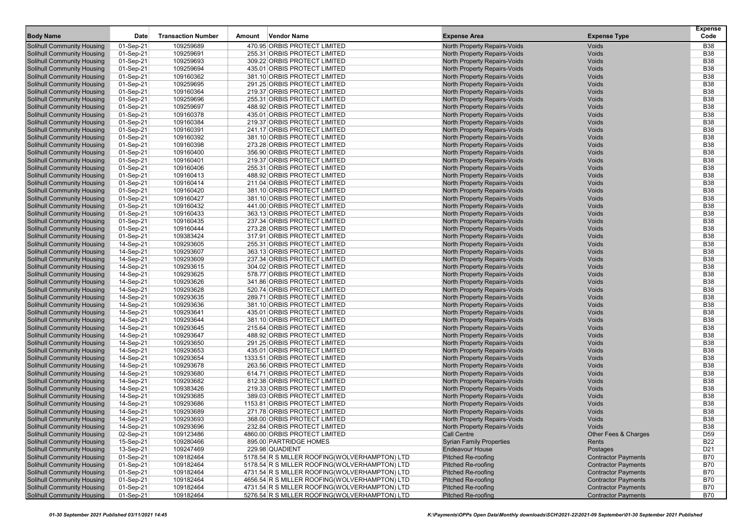| Body Name | Date | Transaction Number | Amount | Vendor Name | Expense Area | Expense Type | Expense Code |
|---|---|---|---|---|---|---|---|
| Solihull Community Housing | 01-Sep-21 | 109259689 | 470.95 | ORBIS PROTECT LIMITED | North Property Repairs-Voids | Voids | B38 |
| Solihull Community Housing | 01-Sep-21 | 109259691 | 255.31 | ORBIS PROTECT LIMITED | North Property Repairs-Voids | Voids | B38 |
| Solihull Community Housing | 01-Sep-21 | 109259693 | 309.22 | ORBIS PROTECT LIMITED | North Property Repairs-Voids | Voids | B38 |
| Solihull Community Housing | 01-Sep-21 | 109259694 | 435.01 | ORBIS PROTECT LIMITED | North Property Repairs-Voids | Voids | B38 |
| Solihull Community Housing | 01-Sep-21 | 109160362 | 381.10 | ORBIS PROTECT LIMITED | North Property Repairs-Voids | Voids | B38 |
| Solihull Community Housing | 01-Sep-21 | 109259695 | 291.25 | ORBIS PROTECT LIMITED | North Property Repairs-Voids | Voids | B38 |
| Solihull Community Housing | 01-Sep-21 | 109160364 | 219.37 | ORBIS PROTECT LIMITED | North Property Repairs-Voids | Voids | B38 |
| Solihull Community Housing | 01-Sep-21 | 109259696 | 255.31 | ORBIS PROTECT LIMITED | North Property Repairs-Voids | Voids | B38 |
| Solihull Community Housing | 01-Sep-21 | 109259697 | 488.92 | ORBIS PROTECT LIMITED | North Property Repairs-Voids | Voids | B38 |
| Solihull Community Housing | 01-Sep-21 | 109160378 | 435.01 | ORBIS PROTECT LIMITED | North Property Repairs-Voids | Voids | B38 |
| Solihull Community Housing | 01-Sep-21 | 109160384 | 219.37 | ORBIS PROTECT LIMITED | North Property Repairs-Voids | Voids | B38 |
| Solihull Community Housing | 01-Sep-21 | 109160391 | 241.17 | ORBIS PROTECT LIMITED | North Property Repairs-Voids | Voids | B38 |
| Solihull Community Housing | 01-Sep-21 | 109160392 | 381.10 | ORBIS PROTECT LIMITED | North Property Repairs-Voids | Voids | B38 |
| Solihull Community Housing | 01-Sep-21 | 109160398 | 273.28 | ORBIS PROTECT LIMITED | North Property Repairs-Voids | Voids | B38 |
| Solihull Community Housing | 01-Sep-21 | 109160400 | 356.90 | ORBIS PROTECT LIMITED | North Property Repairs-Voids | Voids | B38 |
| Solihull Community Housing | 01-Sep-21 | 109160401 | 219.37 | ORBIS PROTECT LIMITED | North Property Repairs-Voids | Voids | B38 |
| Solihull Community Housing | 01-Sep-21 | 109160406 | 255.31 | ORBIS PROTECT LIMITED | North Property Repairs-Voids | Voids | B38 |
| Solihull Community Housing | 01-Sep-21 | 109160413 | 488.92 | ORBIS PROTECT LIMITED | North Property Repairs-Voids | Voids | B38 |
| Solihull Community Housing | 01-Sep-21 | 109160414 | 211.04 | ORBIS PROTECT LIMITED | North Property Repairs-Voids | Voids | B38 |
| Solihull Community Housing | 01-Sep-21 | 109160420 | 381.10 | ORBIS PROTECT LIMITED | North Property Repairs-Voids | Voids | B38 |
| Solihull Community Housing | 01-Sep-21 | 109160427 | 381.10 | ORBIS PROTECT LIMITED | North Property Repairs-Voids | Voids | B38 |
| Solihull Community Housing | 01-Sep-21 | 109160432 | 441.00 | ORBIS PROTECT LIMITED | North Property Repairs-Voids | Voids | B38 |
| Solihull Community Housing | 01-Sep-21 | 109160433 | 363.13 | ORBIS PROTECT LIMITED | North Property Repairs-Voids | Voids | B38 |
| Solihull Community Housing | 01-Sep-21 | 109160435 | 237.34 | ORBIS PROTECT LIMITED | North Property Repairs-Voids | Voids | B38 |
| Solihull Community Housing | 01-Sep-21 | 109160444 | 273.28 | ORBIS PROTECT LIMITED | North Property Repairs-Voids | Voids | B38 |
| Solihull Community Housing | 01-Sep-21 | 109383424 | 317.91 | ORBIS PROTECT LIMITED | North Property Repairs-Voids | Voids | B38 |
| Solihull Community Housing | 14-Sep-21 | 109293605 | 255.31 | ORBIS PROTECT LIMITED | North Property Repairs-Voids | Voids | B38 |
| Solihull Community Housing | 14-Sep-21 | 109293607 | 363.13 | ORBIS PROTECT LIMITED | North Property Repairs-Voids | Voids | B38 |
| Solihull Community Housing | 14-Sep-21 | 109293609 | 237.34 | ORBIS PROTECT LIMITED | North Property Repairs-Voids | Voids | B38 |
| Solihull Community Housing | 14-Sep-21 | 109293615 | 304.02 | ORBIS PROTECT LIMITED | North Property Repairs-Voids | Voids | B38 |
| Solihull Community Housing | 14-Sep-21 | 109293625 | 578.77 | ORBIS PROTECT LIMITED | North Property Repairs-Voids | Voids | B38 |
| Solihull Community Housing | 14-Sep-21 | 109293626 | 341.86 | ORBIS PROTECT LIMITED | North Property Repairs-Voids | Voids | B38 |
| Solihull Community Housing | 14-Sep-21 | 109293628 | 520.74 | ORBIS PROTECT LIMITED | North Property Repairs-Voids | Voids | B38 |
| Solihull Community Housing | 14-Sep-21 | 109293635 | 289.71 | ORBIS PROTECT LIMITED | North Property Repairs-Voids | Voids | B38 |
| Solihull Community Housing | 14-Sep-21 | 109293636 | 381.10 | ORBIS PROTECT LIMITED | North Property Repairs-Voids | Voids | B38 |
| Solihull Community Housing | 14-Sep-21 | 109293641 | 435.01 | ORBIS PROTECT LIMITED | North Property Repairs-Voids | Voids | B38 |
| Solihull Community Housing | 14-Sep-21 | 109293644 | 381.10 | ORBIS PROTECT LIMITED | North Property Repairs-Voids | Voids | B38 |
| Solihull Community Housing | 14-Sep-21 | 109293645 | 215.64 | ORBIS PROTECT LIMITED | North Property Repairs-Voids | Voids | B38 |
| Solihull Community Housing | 14-Sep-21 | 109293647 | 488.92 | ORBIS PROTECT LIMITED | North Property Repairs-Voids | Voids | B38 |
| Solihull Community Housing | 14-Sep-21 | 109293650 | 291.25 | ORBIS PROTECT LIMITED | North Property Repairs-Voids | Voids | B38 |
| Solihull Community Housing | 14-Sep-21 | 109293653 | 435.01 | ORBIS PROTECT LIMITED | North Property Repairs-Voids | Voids | B38 |
| Solihull Community Housing | 14-Sep-21 | 109293654 | 1333.51 | ORBIS PROTECT LIMITED | North Property Repairs-Voids | Voids | B38 |
| Solihull Community Housing | 14-Sep-21 | 109293678 | 263.56 | ORBIS PROTECT LIMITED | North Property Repairs-Voids | Voids | B38 |
| Solihull Community Housing | 14-Sep-21 | 109293680 | 614.71 | ORBIS PROTECT LIMITED | North Property Repairs-Voids | Voids | B38 |
| Solihull Community Housing | 14-Sep-21 | 109293682 | 812.38 | ORBIS PROTECT LIMITED | North Property Repairs-Voids | Voids | B38 |
| Solihull Community Housing | 14-Sep-21 | 109383426 | 219.33 | ORBIS PROTECT LIMITED | North Property Repairs-Voids | Voids | B38 |
| Solihull Community Housing | 14-Sep-21 | 109293685 | 389.03 | ORBIS PROTECT LIMITED | North Property Repairs-Voids | Voids | B38 |
| Solihull Community Housing | 14-Sep-21 | 109293686 | 1153.81 | ORBIS PROTECT LIMITED | North Property Repairs-Voids | Voids | B38 |
| Solihull Community Housing | 14-Sep-21 | 109293689 | 271.78 | ORBIS PROTECT LIMITED | North Property Repairs-Voids | Voids | B38 |
| Solihull Community Housing | 14-Sep-21 | 109293693 | 368.00 | ORBIS PROTECT LIMITED | North Property Repairs-Voids | Voids | B38 |
| Solihull Community Housing | 14-Sep-21 | 109293696 | 232.84 | ORBIS PROTECT LIMITED | North Property Repairs-Voids | Voids | B38 |
| Solihull Community Housing | 02-Sep-21 | 109123486 | 4860.00 | ORBIS PROTECT LIMITED | Call Centre | Other Fees & Charges | D59 |
| Solihull Community Housing | 15-Sep-21 | 109280466 | 895.00 | PARTRIDGE HOMES | Syrian Family Properties | Rents | B22 |
| Solihull Community Housing | 13-Sep-21 | 109247469 | 229.98 | QUADIENT | Endeavour House | Postages | D21 |
| Solihull Community Housing | 01-Sep-21 | 109182464 | 5178.54 | R S MILLER ROOFING(WOLVERHAMPTON) LTD | Pitched Re-roofing | Contractor Payments | B70 |
| Solihull Community Housing | 01-Sep-21 | 109182464 | 5178.54 | R S MILLER ROOFING(WOLVERHAMPTON) LTD | Pitched Re-roofing | Contractor Payments | B70 |
| Solihull Community Housing | 01-Sep-21 | 109182464 | 4731.54 | R S MILLER ROOFING(WOLVERHAMPTON) LTD | Pitched Re-roofing | Contractor Payments | B70 |
| Solihull Community Housing | 01-Sep-21 | 109182464 | 4656.54 | R S MILLER ROOFING(WOLVERHAMPTON) LTD | Pitched Re-roofing | Contractor Payments | B70 |
| Solihull Community Housing | 01-Sep-21 | 109182464 | 4731.54 | R S MILLER ROOFING(WOLVERHAMPTON) LTD | Pitched Re-roofing | Contractor Payments | B70 |
| Solihull Community Housing | 01-Sep-21 | 109182464 | 5276.54 | R S MILLER ROOFING(WOLVERHAMPTON) LTD | Pitched Re-roofing | Contractor Payments | B70 |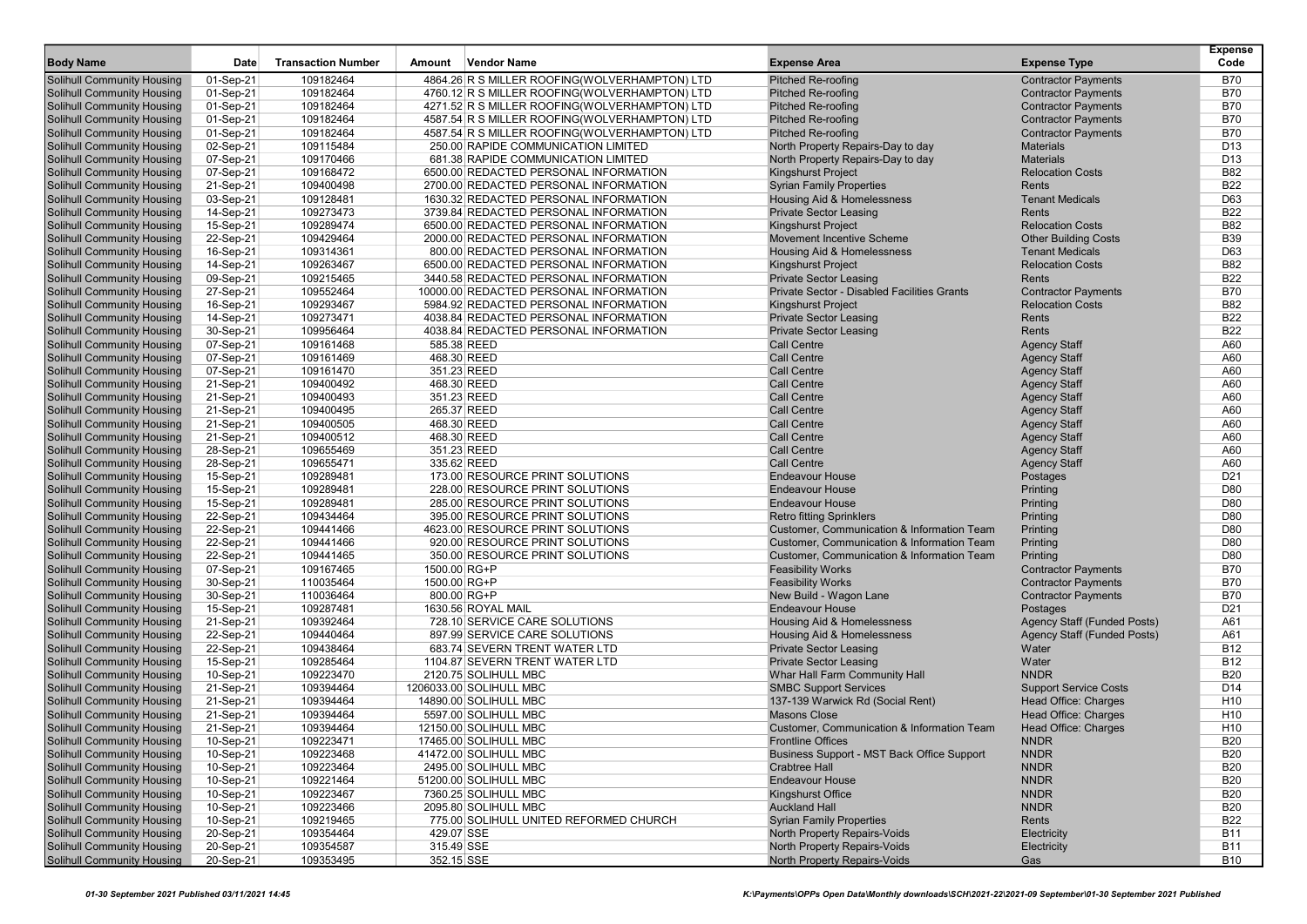| Body Name | Date | Transaction Number | Amount | Vendor Name | Expense Area | Expense Type | Expense Code |
|---|---|---|---|---|---|---|---|
| Solihull Community Housing | 01-Sep-21 | 109182464 | 4864.26 | R S MILLER ROOFING(WOLVERHAMPTON) LTD | Pitched Re-roofing | Contractor Payments | B70 |
| Solihull Community Housing | 01-Sep-21 | 109182464 | 4760.12 | R S MILLER ROOFING(WOLVERHAMPTON) LTD | Pitched Re-roofing | Contractor Payments | B70 |
| Solihull Community Housing | 01-Sep-21 | 109182464 | 4271.52 | R S MILLER ROOFING(WOLVERHAMPTON) LTD | Pitched Re-roofing | Contractor Payments | B70 |
| Solihull Community Housing | 01-Sep-21 | 109182464 | 4587.54 | R S MILLER ROOFING(WOLVERHAMPTON) LTD | Pitched Re-roofing | Contractor Payments | B70 |
| Solihull Community Housing | 01-Sep-21 | 109182464 | 4587.54 | R S MILLER ROOFING(WOLVERHAMPTON) LTD | Pitched Re-roofing | Contractor Payments | B70 |
| Solihull Community Housing | 02-Sep-21 | 109115484 | 250.00 | RAPIDE COMMUNICATION LIMITED | North Property Repairs-Day to day | Materials | D13 |
| Solihull Community Housing | 07-Sep-21 | 109170466 | 681.38 | RAPIDE COMMUNICATION LIMITED | North Property Repairs-Day to day | Materials | D13 |
| Solihull Community Housing | 07-Sep-21 | 109168472 | 6500.00 | REDACTED PERSONAL INFORMATION | Kingshurst Project | Relocation Costs | B82 |
| Solihull Community Housing | 21-Sep-21 | 109400498 | 2700.00 | REDACTED PERSONAL INFORMATION | Syrian Family Properties | Rents | B22 |
| Solihull Community Housing | 03-Sep-21 | 109128481 | 1630.32 | REDACTED PERSONAL INFORMATION | Housing Aid & Homelessness | Tenant Medicals | D63 |
| Solihull Community Housing | 14-Sep-21 | 109273473 | 3739.84 | REDACTED PERSONAL INFORMATION | Private Sector Leasing | Rents | B22 |
| Solihull Community Housing | 15-Sep-21 | 109289474 | 6500.00 | REDACTED PERSONAL INFORMATION | Kingshurst Project | Relocation Costs | B82 |
| Solihull Community Housing | 22-Sep-21 | 109429464 | 2000.00 | REDACTED PERSONAL INFORMATION | Movement Incentive Scheme | Other Building Costs | B39 |
| Solihull Community Housing | 16-Sep-21 | 109314361 | 800.00 | REDACTED PERSONAL INFORMATION | Housing Aid & Homelessness | Tenant Medicals | D63 |
| Solihull Community Housing | 14-Sep-21 | 109263467 | 6500.00 | REDACTED PERSONAL INFORMATION | Kingshurst Project | Relocation Costs | B82 |
| Solihull Community Housing | 09-Sep-21 | 109215465 | 3440.58 | REDACTED PERSONAL INFORMATION | Private Sector Leasing | Rents | B22 |
| Solihull Community Housing | 27-Sep-21 | 109552464 | 10000.00 | REDACTED PERSONAL INFORMATION | Private Sector - Disabled Facilities Grants | Contractor Payments | B70 |
| Solihull Community Housing | 16-Sep-21 | 109293467 | 5984.92 | REDACTED PERSONAL INFORMATION | Kingshurst Project | Relocation Costs | B82 |
| Solihull Community Housing | 14-Sep-21 | 109273471 | 4038.84 | REDACTED PERSONAL INFORMATION | Private Sector Leasing | Rents | B22 |
| Solihull Community Housing | 30-Sep-21 | 109956464 | 4038.84 | REDACTED PERSONAL INFORMATION | Private Sector Leasing | Rents | B22 |
| Solihull Community Housing | 07-Sep-21 | 109161468 | 585.38 | REED | Call Centre | Agency Staff | A60 |
| Solihull Community Housing | 07-Sep-21 | 109161469 | 468.30 | REED | Call Centre | Agency Staff | A60 |
| Solihull Community Housing | 07-Sep-21 | 109161470 | 351.23 | REED | Call Centre | Agency Staff | A60 |
| Solihull Community Housing | 21-Sep-21 | 109400492 | 468.30 | REED | Call Centre | Agency Staff | A60 |
| Solihull Community Housing | 21-Sep-21 | 109400493 | 351.23 | REED | Call Centre | Agency Staff | A60 |
| Solihull Community Housing | 21-Sep-21 | 109400495 | 265.37 | REED | Call Centre | Agency Staff | A60 |
| Solihull Community Housing | 21-Sep-21 | 109400505 | 468.30 | REED | Call Centre | Agency Staff | A60 |
| Solihull Community Housing | 21-Sep-21 | 109400512 | 468.30 | REED | Call Centre | Agency Staff | A60 |
| Solihull Community Housing | 28-Sep-21 | 109655469 | 351.23 | REED | Call Centre | Agency Staff | A60 |
| Solihull Community Housing | 28-Sep-21 | 109655471 | 335.62 | REED | Call Centre | Agency Staff | A60 |
| Solihull Community Housing | 15-Sep-21 | 109289481 | 173.00 | RESOURCE PRINT SOLUTIONS | Endeavour House | Postages | D21 |
| Solihull Community Housing | 15-Sep-21 | 109289481 | 228.00 | RESOURCE PRINT SOLUTIONS | Endeavour House | Printing | D80 |
| Solihull Community Housing | 15-Sep-21 | 109289481 | 285.00 | RESOURCE PRINT SOLUTIONS | Endeavour House | Printing | D80 |
| Solihull Community Housing | 22-Sep-21 | 109434464 | 395.00 | RESOURCE PRINT SOLUTIONS | Retro fitting Sprinklers | Printing | D80 |
| Solihull Community Housing | 22-Sep-21 | 109441466 | 4623.00 | RESOURCE PRINT SOLUTIONS | Customer, Communication & Information Team | Printing | D80 |
| Solihull Community Housing | 22-Sep-21 | 109441466 | 920.00 | RESOURCE PRINT SOLUTIONS | Customer, Communication & Information Team | Printing | D80 |
| Solihull Community Housing | 22-Sep-21 | 109441465 | 350.00 | RESOURCE PRINT SOLUTIONS | Customer, Communication & Information Team | Printing | D80 |
| Solihull Community Housing | 07-Sep-21 | 109167465 | 1500.00 | RG+P | Feasibility Works | Contractor Payments | B70 |
| Solihull Community Housing | 30-Sep-21 | 110035464 | 1500.00 | RG+P | Feasibility Works | Contractor Payments | B70 |
| Solihull Community Housing | 30-Sep-21 | 110036464 | 800.00 | RG+P | New Build - Wagon Lane | Contractor Payments | B70 |
| Solihull Community Housing | 15-Sep-21 | 109287481 | 1630.56 | ROYAL MAIL | Endeavour House | Postages | D21 |
| Solihull Community Housing | 21-Sep-21 | 109392464 | 728.10 | SERVICE CARE SOLUTIONS | Housing Aid & Homelessness | Agency Staff (Funded Posts) | A61 |
| Solihull Community Housing | 22-Sep-21 | 109440464 | 897.99 | SERVICE CARE SOLUTIONS | Housing Aid & Homelessness | Agency Staff (Funded Posts) | A61 |
| Solihull Community Housing | 22-Sep-21 | 109438464 | 683.74 | SEVERN TRENT WATER LTD | Private Sector Leasing | Water | B12 |
| Solihull Community Housing | 15-Sep-21 | 109285464 | 1104.87 | SEVERN TRENT WATER LTD | Private Sector Leasing | Water | B12 |
| Solihull Community Housing | 10-Sep-21 | 109223470 | 2120.75 | SOLIHULL MBC | Whar Hall Farm Community Hall | NNDR | B20 |
| Solihull Community Housing | 21-Sep-21 | 109394464 | 1206033.00 | SOLIHULL MBC | SMBC Support Services | Support Service Costs | D14 |
| Solihull Community Housing | 21-Sep-21 | 109394464 | 14890.00 | SOLIHULL MBC | 137-139 Warwick Rd (Social Rent) | Head Office: Charges | H10 |
| Solihull Community Housing | 21-Sep-21 | 109394464 | 5597.00 | SOLIHULL MBC | Masons Close | Head Office: Charges | H10 |
| Solihull Community Housing | 21-Sep-21 | 109394464 | 12150.00 | SOLIHULL MBC | Customer, Communication & Information Team | Head Office: Charges | H10 |
| Solihull Community Housing | 10-Sep-21 | 109223471 | 17465.00 | SOLIHULL MBC | Frontline Offices | NNDR | B20 |
| Solihull Community Housing | 10-Sep-21 | 109223468 | 41472.00 | SOLIHULL MBC | Business Support - MST Back Office Support | NNDR | B20 |
| Solihull Community Housing | 10-Sep-21 | 109223464 | 2495.00 | SOLIHULL MBC | Crabtree Hall | NNDR | B20 |
| Solihull Community Housing | 10-Sep-21 | 109221464 | 51200.00 | SOLIHULL MBC | Endeavour House | NNDR | B20 |
| Solihull Community Housing | 10-Sep-21 | 109223467 | 7360.25 | SOLIHULL MBC | Kingshurst Office | NNDR | B20 |
| Solihull Community Housing | 10-Sep-21 | 109223466 | 2095.80 | SOLIHULL MBC | Auckland Hall | NNDR | B20 |
| Solihull Community Housing | 10-Sep-21 | 109219465 | 775.00 | SOLIHULL UNITED REFORMED CHURCH | Syrian Family Properties | Rents | B22 |
| Solihull Community Housing | 20-Sep-21 | 109354464 | 429.07 | SSE | North Property Repairs-Voids | Electricity | B11 |
| Solihull Community Housing | 20-Sep-21 | 109354587 | 315.49 | SSE | North Property Repairs-Voids | Electricity | B11 |
| Solihull Community Housing | 20-Sep-21 | 109353495 | 352.15 | SSE | North Property Repairs-Voids | Gas | B10 |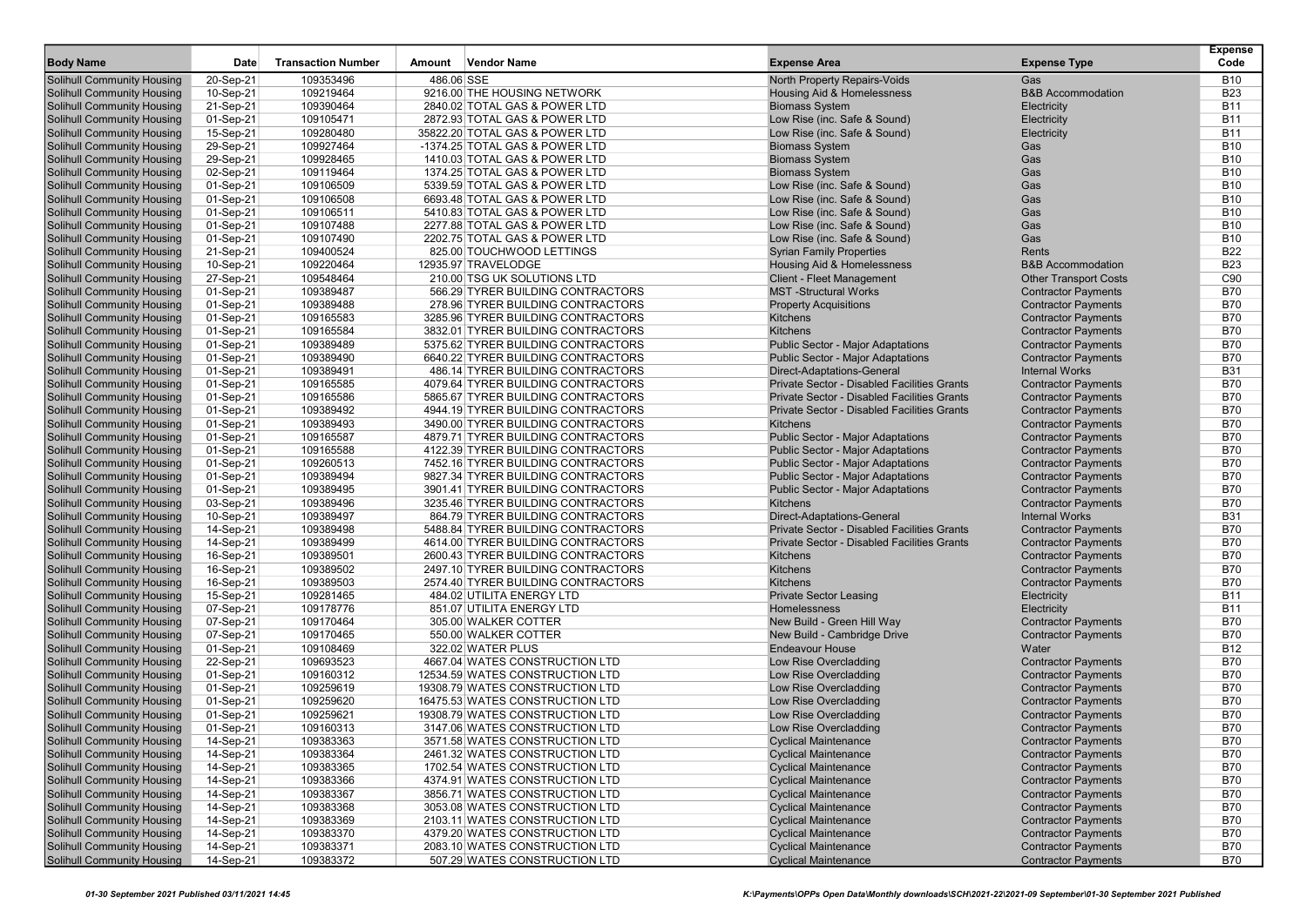| Body Name | Date | Transaction Number | Amount | Vendor Name | Expense Area | Expense Type | Expense Code |
|---|---|---|---|---|---|---|---|
| Solihull Community Housing | 20-Sep-21 | 109353496 | 486.06 | SSE | North Property Repairs-Voids | Gas | B10 |
| Solihull Community Housing | 10-Sep-21 | 109219464 | 9216.00 | THE HOUSING NETWORK | Housing Aid & Homelessness | B&B Accommodation | B23 |
| Solihull Community Housing | 21-Sep-21 | 109390464 | 2840.02 | TOTAL GAS & POWER LTD | Biomass System | Electricity | B11 |
| Solihull Community Housing | 01-Sep-21 | 109105471 | 2872.93 | TOTAL GAS & POWER LTD | Low Rise (inc. Safe & Sound) | Electricity | B11 |
| Solihull Community Housing | 15-Sep-21 | 109280480 | 35822.20 | TOTAL GAS & POWER LTD | Low Rise (inc. Safe & Sound) | Electricity | B11 |
| Solihull Community Housing | 29-Sep-21 | 109927464 | -1374.25 | TOTAL GAS & POWER LTD | Biomass System | Gas | B10 |
| Solihull Community Housing | 29-Sep-21 | 109928465 | 1410.03 | TOTAL GAS & POWER LTD | Biomass System | Gas | B10 |
| Solihull Community Housing | 02-Sep-21 | 109119464 | 1374.25 | TOTAL GAS & POWER LTD | Biomass System | Gas | B10 |
| Solihull Community Housing | 01-Sep-21 | 109106509 | 5339.59 | TOTAL GAS & POWER LTD | Low Rise (inc. Safe & Sound) | Gas | B10 |
| Solihull Community Housing | 01-Sep-21 | 109106508 | 6693.48 | TOTAL GAS & POWER LTD | Low Rise (inc. Safe & Sound) | Gas | B10 |
| Solihull Community Housing | 01-Sep-21 | 109106511 | 5410.83 | TOTAL GAS & POWER LTD | Low Rise (inc. Safe & Sound) | Gas | B10 |
| Solihull Community Housing | 01-Sep-21 | 109107488 | 2277.88 | TOTAL GAS & POWER LTD | Low Rise (inc. Safe & Sound) | Gas | B10 |
| Solihull Community Housing | 01-Sep-21 | 109107490 | 2202.75 | TOTAL GAS & POWER LTD | Low Rise (inc. Safe & Sound) | Gas | B10 |
| Solihull Community Housing | 21-Sep-21 | 109400524 | 825.00 | TOUCHWOOD LETTINGS | Syrian Family Properties | Rents | B22 |
| Solihull Community Housing | 10-Sep-21 | 109220464 | 12935.97 | TRAVELODGE | Housing Aid & Homelessness | B&B Accommodation | B23 |
| Solihull Community Housing | 27-Sep-21 | 109548464 | 210.00 | TSG UK SOLUTIONS LTD | Client - Fleet Management | Other Transport Costs | C90 |
| Solihull Community Housing | 01-Sep-21 | 109389487 | 566.29 | TYRER BUILDING CONTRACTORS | MST -Structural Works | Contractor Payments | B70 |
| Solihull Community Housing | 01-Sep-21 | 109389488 | 278.96 | TYRER BUILDING CONTRACTORS | Property Acquisitions | Contractor Payments | B70 |
| Solihull Community Housing | 01-Sep-21 | 109165583 | 3285.96 | TYRER BUILDING CONTRACTORS | Kitchens | Contractor Payments | B70 |
| Solihull Community Housing | 01-Sep-21 | 109165584 | 3832.01 | TYRER BUILDING CONTRACTORS | Kitchens | Contractor Payments | B70 |
| Solihull Community Housing | 01-Sep-21 | 109389489 | 5375.62 | TYRER BUILDING CONTRACTORS | Public Sector - Major Adaptations | Contractor Payments | B70 |
| Solihull Community Housing | 01-Sep-21 | 109389490 | 6640.22 | TYRER BUILDING CONTRACTORS | Public Sector - Major Adaptations | Contractor Payments | B70 |
| Solihull Community Housing | 01-Sep-21 | 109389491 | 486.14 | TYRER BUILDING CONTRACTORS | Direct-Adaptations-General | Internal Works | B31 |
| Solihull Community Housing | 01-Sep-21 | 109165585 | 4079.64 | TYRER BUILDING CONTRACTORS | Private Sector - Disabled Facilities Grants | Contractor Payments | B70 |
| Solihull Community Housing | 01-Sep-21 | 109165586 | 5865.67 | TYRER BUILDING CONTRACTORS | Private Sector - Disabled Facilities Grants | Contractor Payments | B70 |
| Solihull Community Housing | 01-Sep-21 | 109389492 | 4944.19 | TYRER BUILDING CONTRACTORS | Private Sector - Disabled Facilities Grants | Contractor Payments | B70 |
| Solihull Community Housing | 01-Sep-21 | 109389493 | 3490.00 | TYRER BUILDING CONTRACTORS | Kitchens | Contractor Payments | B70 |
| Solihull Community Housing | 01-Sep-21 | 109165587 | 4879.71 | TYRER BUILDING CONTRACTORS | Public Sector - Major Adaptations | Contractor Payments | B70 |
| Solihull Community Housing | 01-Sep-21 | 109165588 | 4122.39 | TYRER BUILDING CONTRACTORS | Public Sector - Major Adaptations | Contractor Payments | B70 |
| Solihull Community Housing | 01-Sep-21 | 109260513 | 7452.16 | TYRER BUILDING CONTRACTORS | Public Sector - Major Adaptations | Contractor Payments | B70 |
| Solihull Community Housing | 01-Sep-21 | 109389494 | 9827.34 | TYRER BUILDING CONTRACTORS | Public Sector - Major Adaptations | Contractor Payments | B70 |
| Solihull Community Housing | 01-Sep-21 | 109389495 | 3901.41 | TYRER BUILDING CONTRACTORS | Public Sector - Major Adaptations | Contractor Payments | B70 |
| Solihull Community Housing | 03-Sep-21 | 109389496 | 3235.46 | TYRER BUILDING CONTRACTORS | Kitchens | Contractor Payments | B70 |
| Solihull Community Housing | 10-Sep-21 | 109389497 | 864.79 | TYRER BUILDING CONTRACTORS | Direct-Adaptations-General | Internal Works | B31 |
| Solihull Community Housing | 14-Sep-21 | 109389498 | 5488.84 | TYRER BUILDING CONTRACTORS | Private Sector - Disabled Facilities Grants | Contractor Payments | B70 |
| Solihull Community Housing | 14-Sep-21 | 109389499 | 4614.00 | TYRER BUILDING CONTRACTORS | Private Sector - Disabled Facilities Grants | Contractor Payments | B70 |
| Solihull Community Housing | 16-Sep-21 | 109389501 | 2600.43 | TYRER BUILDING CONTRACTORS | Kitchens | Contractor Payments | B70 |
| Solihull Community Housing | 16-Sep-21 | 109389502 | 2497.10 | TYRER BUILDING CONTRACTORS | Kitchens | Contractor Payments | B70 |
| Solihull Community Housing | 16-Sep-21 | 109389503 | 2574.40 | TYRER BUILDING CONTRACTORS | Kitchens | Contractor Payments | B70 |
| Solihull Community Housing | 15-Sep-21 | 109281465 | 484.02 | UTILITA ENERGY LTD | Private Sector Leasing | Electricity | B11 |
| Solihull Community Housing | 07-Sep-21 | 109178776 | 851.07 | UTILITA ENERGY LTD | Homelessness | Electricity | B11 |
| Solihull Community Housing | 07-Sep-21 | 109170464 | 305.00 | WALKER COTTER | New Build - Green Hill Way | Contractor Payments | B70 |
| Solihull Community Housing | 07-Sep-21 | 109170465 | 550.00 | WALKER COTTER | New Build - Cambridge Drive | Contractor Payments | B70 |
| Solihull Community Housing | 01-Sep-21 | 109108469 | 322.02 | WATER PLUS | Endeavour House | Water | B12 |
| Solihull Community Housing | 22-Sep-21 | 109693523 | 4667.04 | WATES CONSTRUCTION LTD | Low Rise Overcladding | Contractor Payments | B70 |
| Solihull Community Housing | 01-Sep-21 | 109160312 | 12534.59 | WATES CONSTRUCTION LTD | Low Rise Overcladding | Contractor Payments | B70 |
| Solihull Community Housing | 01-Sep-21 | 109259619 | 19308.79 | WATES CONSTRUCTION LTD | Low Rise Overcladding | Contractor Payments | B70 |
| Solihull Community Housing | 01-Sep-21 | 109259620 | 16475.53 | WATES CONSTRUCTION LTD | Low Rise Overcladding | Contractor Payments | B70 |
| Solihull Community Housing | 01-Sep-21 | 109259621 | 19308.79 | WATES CONSTRUCTION LTD | Low Rise Overcladding | Contractor Payments | B70 |
| Solihull Community Housing | 01-Sep-21 | 109160313 | 3147.06 | WATES CONSTRUCTION LTD | Low Rise Overcladding | Contractor Payments | B70 |
| Solihull Community Housing | 14-Sep-21 | 109383363 | 3571.58 | WATES CONSTRUCTION LTD | Cyclical Maintenance | Contractor Payments | B70 |
| Solihull Community Housing | 14-Sep-21 | 109383364 | 2461.32 | WATES CONSTRUCTION LTD | Cyclical Maintenance | Contractor Payments | B70 |
| Solihull Community Housing | 14-Sep-21 | 109383365 | 1702.54 | WATES CONSTRUCTION LTD | Cyclical Maintenance | Contractor Payments | B70 |
| Solihull Community Housing | 14-Sep-21 | 109383366 | 4374.91 | WATES CONSTRUCTION LTD | Cyclical Maintenance | Contractor Payments | B70 |
| Solihull Community Housing | 14-Sep-21 | 109383367 | 3856.71 | WATES CONSTRUCTION LTD | Cyclical Maintenance | Contractor Payments | B70 |
| Solihull Community Housing | 14-Sep-21 | 109383368 | 3053.08 | WATES CONSTRUCTION LTD | Cyclical Maintenance | Contractor Payments | B70 |
| Solihull Community Housing | 14-Sep-21 | 109383369 | 2103.11 | WATES CONSTRUCTION LTD | Cyclical Maintenance | Contractor Payments | B70 |
| Solihull Community Housing | 14-Sep-21 | 109383370 | 4379.20 | WATES CONSTRUCTION LTD | Cyclical Maintenance | Contractor Payments | B70 |
| Solihull Community Housing | 14-Sep-21 | 109383371 | 2083.10 | WATES CONSTRUCTION LTD | Cyclical Maintenance | Contractor Payments | B70 |
| Solihull Community Housing | 14-Sep-21 | 109383372 | 507.29 | WATES CONSTRUCTION LTD | Cyclical Maintenance | Contractor Payments | B70 |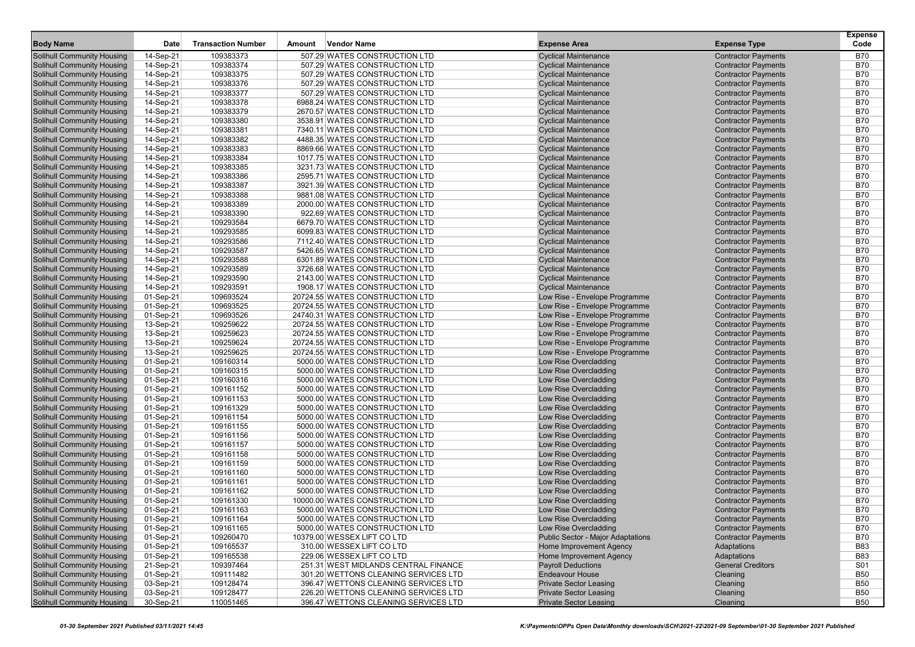| Body Name | Date | Transaction Number | Amount | Vendor Name | Expense Area | Expense Type | Expense Code |
|---|---|---|---|---|---|---|---|
| Solihull Community Housing | 14-Sep-21 | 109383373 | 507.29 | WATES CONSTRUCTION LTD | Cyclical Maintenance | Contractor Payments | B70 |
| Solihull Community Housing | 14-Sep-21 | 109383374 | 507.29 | WATES CONSTRUCTION LTD | Cyclical Maintenance | Contractor Payments | B70 |
| Solihull Community Housing | 14-Sep-21 | 109383375 | 507.29 | WATES CONSTRUCTION LTD | Cyclical Maintenance | Contractor Payments | B70 |
| Solihull Community Housing | 14-Sep-21 | 109383376 | 507.29 | WATES CONSTRUCTION LTD | Cyclical Maintenance | Contractor Payments | B70 |
| Solihull Community Housing | 14-Sep-21 | 109383377 | 507.29 | WATES CONSTRUCTION LTD | Cyclical Maintenance | Contractor Payments | B70 |
| Solihull Community Housing | 14-Sep-21 | 109383378 | 6988.24 | WATES CONSTRUCTION LTD | Cyclical Maintenance | Contractor Payments | B70 |
| Solihull Community Housing | 14-Sep-21 | 109383379 | 2670.57 | WATES CONSTRUCTION LTD | Cyclical Maintenance | Contractor Payments | B70 |
| Solihull Community Housing | 14-Sep-21 | 109383380 | 3538.91 | WATES CONSTRUCTION LTD | Cyclical Maintenance | Contractor Payments | B70 |
| Solihull Community Housing | 14-Sep-21 | 109383381 | 7340.11 | WATES CONSTRUCTION LTD | Cyclical Maintenance | Contractor Payments | B70 |
| Solihull Community Housing | 14-Sep-21 | 109383382 | 4488.35 | WATES CONSTRUCTION LTD | Cyclical Maintenance | Contractor Payments | B70 |
| Solihull Community Housing | 14-Sep-21 | 109383383 | 8869.66 | WATES CONSTRUCTION LTD | Cyclical Maintenance | Contractor Payments | B70 |
| Solihull Community Housing | 14-Sep-21 | 109383384 | 1017.75 | WATES CONSTRUCTION LTD | Cyclical Maintenance | Contractor Payments | B70 |
| Solihull Community Housing | 14-Sep-21 | 109383385 | 3231.73 | WATES CONSTRUCTION LTD | Cyclical Maintenance | Contractor Payments | B70 |
| Solihull Community Housing | 14-Sep-21 | 109383386 | 2595.71 | WATES CONSTRUCTION LTD | Cyclical Maintenance | Contractor Payments | B70 |
| Solihull Community Housing | 14-Sep-21 | 109383387 | 3921.39 | WATES CONSTRUCTION LTD | Cyclical Maintenance | Contractor Payments | B70 |
| Solihull Community Housing | 14-Sep-21 | 109383388 | 9881.08 | WATES CONSTRUCTION LTD | Cyclical Maintenance | Contractor Payments | B70 |
| Solihull Community Housing | 14-Sep-21 | 109383389 | 2000.00 | WATES CONSTRUCTION LTD | Cyclical Maintenance | Contractor Payments | B70 |
| Solihull Community Housing | 14-Sep-21 | 109383390 | 922.69 | WATES CONSTRUCTION LTD | Cyclical Maintenance | Contractor Payments | B70 |
| Solihull Community Housing | 14-Sep-21 | 109293584 | 6679.70 | WATES CONSTRUCTION LTD | Cyclical Maintenance | Contractor Payments | B70 |
| Solihull Community Housing | 14-Sep-21 | 109293585 | 6099.83 | WATES CONSTRUCTION LTD | Cyclical Maintenance | Contractor Payments | B70 |
| Solihull Community Housing | 14-Sep-21 | 109293586 | 7112.40 | WATES CONSTRUCTION LTD | Cyclical Maintenance | Contractor Payments | B70 |
| Solihull Community Housing | 14-Sep-21 | 109293587 | 5426.65 | WATES CONSTRUCTION LTD | Cyclical Maintenance | Contractor Payments | B70 |
| Solihull Community Housing | 14-Sep-21 | 109293588 | 6301.89 | WATES CONSTRUCTION LTD | Cyclical Maintenance | Contractor Payments | B70 |
| Solihull Community Housing | 14-Sep-21 | 109293589 | 3726.68 | WATES CONSTRUCTION LTD | Cyclical Maintenance | Contractor Payments | B70 |
| Solihull Community Housing | 14-Sep-21 | 109293590 | 2143.00 | WATES CONSTRUCTION LTD | Cyclical Maintenance | Contractor Payments | B70 |
| Solihull Community Housing | 14-Sep-21 | 109293591 | 1908.17 | WATES CONSTRUCTION LTD | Cyclical Maintenance | Contractor Payments | B70 |
| Solihull Community Housing | 01-Sep-21 | 109693524 | 20724.55 | WATES CONSTRUCTION LTD | Low Rise - Envelope Programme | Contractor Payments | B70 |
| Solihull Community Housing | 01-Sep-21 | 109693525 | 20724.55 | WATES CONSTRUCTION LTD | Low Rise - Envelope Programme | Contractor Payments | B70 |
| Solihull Community Housing | 01-Sep-21 | 109693526 | 24740.31 | WATES CONSTRUCTION LTD | Low Rise - Envelope Programme | Contractor Payments | B70 |
| Solihull Community Housing | 13-Sep-21 | 109259622 | 20724.55 | WATES CONSTRUCTION LTD | Low Rise - Envelope Programme | Contractor Payments | B70 |
| Solihull Community Housing | 13-Sep-21 | 109259623 | 20724.55 | WATES CONSTRUCTION LTD | Low Rise - Envelope Programme | Contractor Payments | B70 |
| Solihull Community Housing | 13-Sep-21 | 109259624 | 20724.55 | WATES CONSTRUCTION LTD | Low Rise - Envelope Programme | Contractor Payments | B70 |
| Solihull Community Housing | 13-Sep-21 | 109259625 | 20724.55 | WATES CONSTRUCTION LTD | Low Rise - Envelope Programme | Contractor Payments | B70 |
| Solihull Community Housing | 01-Sep-21 | 109160314 | 5000.00 | WATES CONSTRUCTION LTD | Low Rise Overcladding | Contractor Payments | B70 |
| Solihull Community Housing | 01-Sep-21 | 109160315 | 5000.00 | WATES CONSTRUCTION LTD | Low Rise Overcladding | Contractor Payments | B70 |
| Solihull Community Housing | 01-Sep-21 | 109160316 | 5000.00 | WATES CONSTRUCTION LTD | Low Rise Overcladding | Contractor Payments | B70 |
| Solihull Community Housing | 01-Sep-21 | 109161152 | 5000.00 | WATES CONSTRUCTION LTD | Low Rise Overcladding | Contractor Payments | B70 |
| Solihull Community Housing | 01-Sep-21 | 109161153 | 5000.00 | WATES CONSTRUCTION LTD | Low Rise Overcladding | Contractor Payments | B70 |
| Solihull Community Housing | 01-Sep-21 | 109161329 | 5000.00 | WATES CONSTRUCTION LTD | Low Rise Overcladding | Contractor Payments | B70 |
| Solihull Community Housing | 01-Sep-21 | 109161154 | 5000.00 | WATES CONSTRUCTION LTD | Low Rise Overcladding | Contractor Payments | B70 |
| Solihull Community Housing | 01-Sep-21 | 109161155 | 5000.00 | WATES CONSTRUCTION LTD | Low Rise Overcladding | Contractor Payments | B70 |
| Solihull Community Housing | 01-Sep-21 | 109161156 | 5000.00 | WATES CONSTRUCTION LTD | Low Rise Overcladding | Contractor Payments | B70 |
| Solihull Community Housing | 01-Sep-21 | 109161157 | 5000.00 | WATES CONSTRUCTION LTD | Low Rise Overcladding | Contractor Payments | B70 |
| Solihull Community Housing | 01-Sep-21 | 109161158 | 5000.00 | WATES CONSTRUCTION LTD | Low Rise Overcladding | Contractor Payments | B70 |
| Solihull Community Housing | 01-Sep-21 | 109161159 | 5000.00 | WATES CONSTRUCTION LTD | Low Rise Overcladding | Contractor Payments | B70 |
| Solihull Community Housing | 01-Sep-21 | 109161160 | 5000.00 | WATES CONSTRUCTION LTD | Low Rise Overcladding | Contractor Payments | B70 |
| Solihull Community Housing | 01-Sep-21 | 109161161 | 5000.00 | WATES CONSTRUCTION LTD | Low Rise Overcladding | Contractor Payments | B70 |
| Solihull Community Housing | 01-Sep-21 | 109161162 | 5000.00 | WATES CONSTRUCTION LTD | Low Rise Overcladding | Contractor Payments | B70 |
| Solihull Community Housing | 01-Sep-21 | 109161330 | 10000.00 | WATES CONSTRUCTION LTD | Low Rise Overcladding | Contractor Payments | B70 |
| Solihull Community Housing | 01-Sep-21 | 109161163 | 5000.00 | WATES CONSTRUCTION LTD | Low Rise Overcladding | Contractor Payments | B70 |
| Solihull Community Housing | 01-Sep-21 | 109161164 | 5000.00 | WATES CONSTRUCTION LTD | Low Rise Overcladding | Contractor Payments | B70 |
| Solihull Community Housing | 01-Sep-21 | 109161165 | 5000.00 | WATES CONSTRUCTION LTD | Low Rise Overcladding | Contractor Payments | B70 |
| Solihull Community Housing | 01-Sep-21 | 109260470 | 10379.00 | WESSEX LIFT CO LTD | Public Sector - Major Adaptations | Contractor Payments | B70 |
| Solihull Community Housing | 01-Sep-21 | 109165537 | 310.00 | WESSEX LIFT CO LTD | Home Improvement Agency | Adaptations | B83 |
| Solihull Community Housing | 01-Sep-21 | 109165538 | 229.06 | WESSEX LIFT CO LTD | Home Improvement Agency | Adaptations | B83 |
| Solihull Community Housing | 21-Sep-21 | 109397464 | 251.31 | WEST MIDLANDS CENTRAL FINANCE | Payroll Deductions | General Creditors | S01 |
| Solihull Community Housing | 01-Sep-21 | 109111482 | 301.20 | WETTONS CLEANING SERVICES LTD | Endeavour House | Cleaning | B50 |
| Solihull Community Housing | 03-Sep-21 | 109128474 | 396.47 | WETTONS CLEANING SERVICES LTD | Private Sector Leasing | Cleaning | B50 |
| Solihull Community Housing | 03-Sep-21 | 109128477 | 226.20 | WETTONS CLEANING SERVICES LTD | Private Sector Leasing | Cleaning | B50 |
| Solihull Community Housing | 30-Sep-21 | 110051465 | 396.47 | WETTONS CLEANING SERVICES LTD | Private Sector Leasing | Cleaning | B50 |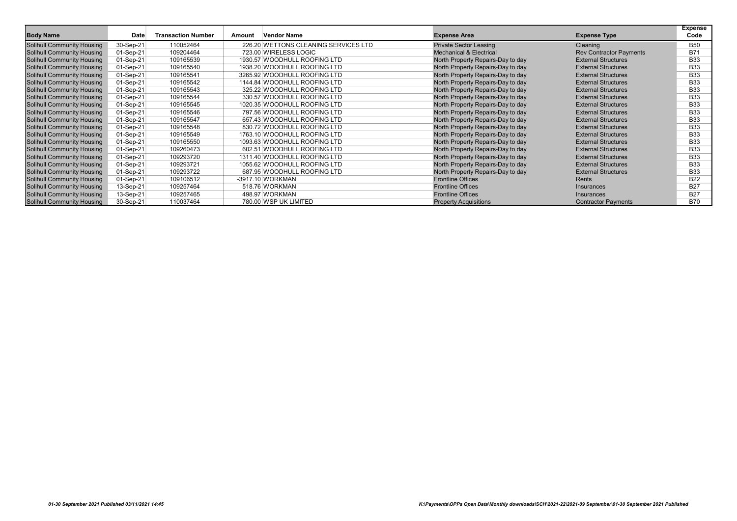| Body Name | Date | Transaction Number | Amount | Vendor Name | Expense Area | Expense Type | Expense Code |
|---|---|---|---|---|---|---|---|
| Solihull Community Housing | 30-Sep-21 | 110052464 | 226.20 | WETTONS CLEANING SERVICES LTD | Private Sector Leasing | Cleaning | B50 |
| Solihull Community Housing | 01-Sep-21 | 109204464 | 723.00 | WIRELESS LOGIC | Mechanical & Electrical | Rev Contractor Payments | B71 |
| Solihull Community Housing | 01-Sep-21 | 109165539 | 1930.57 | WOODHULL ROOFING LTD | North Property Repairs-Day to day | External Structures | B33 |
| Solihull Community Housing | 01-Sep-21 | 109165540 | 1938.20 | WOODHULL ROOFING LTD | North Property Repairs-Day to day | External Structures | B33 |
| Solihull Community Housing | 01-Sep-21 | 109165541 | 3265.92 | WOODHULL ROOFING LTD | North Property Repairs-Day to day | External Structures | B33 |
| Solihull Community Housing | 01-Sep-21 | 109165542 | 1144.84 | WOODHULL ROOFING LTD | North Property Repairs-Day to day | External Structures | B33 |
| Solihull Community Housing | 01-Sep-21 | 109165543 | 325.22 | WOODHULL ROOFING LTD | North Property Repairs-Day to day | External Structures | B33 |
| Solihull Community Housing | 01-Sep-21 | 109165544 | 330.57 | WOODHULL ROOFING LTD | North Property Repairs-Day to day | External Structures | B33 |
| Solihull Community Housing | 01-Sep-21 | 109165545 | 1020.35 | WOODHULL ROOFING LTD | North Property Repairs-Day to day | External Structures | B33 |
| Solihull Community Housing | 01-Sep-21 | 109165546 | 797.56 | WOODHULL ROOFING LTD | North Property Repairs-Day to day | External Structures | B33 |
| Solihull Community Housing | 01-Sep-21 | 109165547 | 657.43 | WOODHULL ROOFING LTD | North Property Repairs-Day to day | External Structures | B33 |
| Solihull Community Housing | 01-Sep-21 | 109165548 | 830.72 | WOODHULL ROOFING LTD | North Property Repairs-Day to day | External Structures | B33 |
| Solihull Community Housing | 01-Sep-21 | 109165549 | 1763.10 | WOODHULL ROOFING LTD | North Property Repairs-Day to day | External Structures | B33 |
| Solihull Community Housing | 01-Sep-21 | 109165550 | 1093.63 | WOODHULL ROOFING LTD | North Property Repairs-Day to day | External Structures | B33 |
| Solihull Community Housing | 01-Sep-21 | 109260473 | 602.51 | WOODHULL ROOFING LTD | North Property Repairs-Day to day | External Structures | B33 |
| Solihull Community Housing | 01-Sep-21 | 109293720 | 1311.40 | WOODHULL ROOFING LTD | North Property Repairs-Day to day | External Structures | B33 |
| Solihull Community Housing | 01-Sep-21 | 109293721 | 1055.62 | WOODHULL ROOFING LTD | North Property Repairs-Day to day | External Structures | B33 |
| Solihull Community Housing | 01-Sep-21 | 109293722 | 687.95 | WOODHULL ROOFING LTD | North Property Repairs-Day to day | External Structures | B33 |
| Solihull Community Housing | 01-Sep-21 | 109106512 | -3917.10 | WORKMAN | Frontline Offices | Rents | B22 |
| Solihull Community Housing | 13-Sep-21 | 109257464 | 518.76 | WORKMAN | Frontline Offices | Insurances | B27 |
| Solihull Community Housing | 13-Sep-21 | 109257465 | 498.97 | WORKMAN | Frontline Offices | Insurances | B27 |
| Solihull Community Housing | 30-Sep-21 | 110037464 | 780.00 | WSP UK LIMITED | Property Acquisitions | Contractor Payments | B70 |